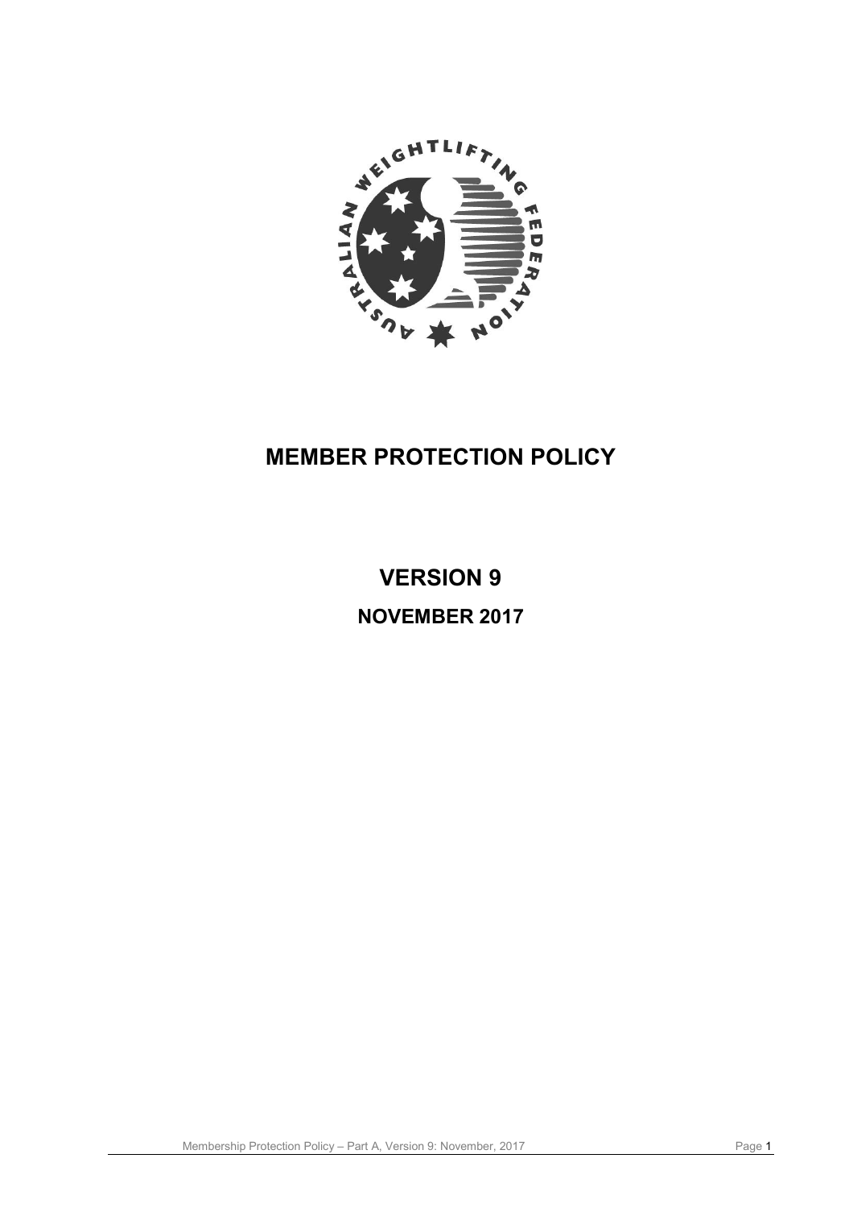# MEMBER PROTECTION POLICY

## VERSION 9

### NOVEMBER 2017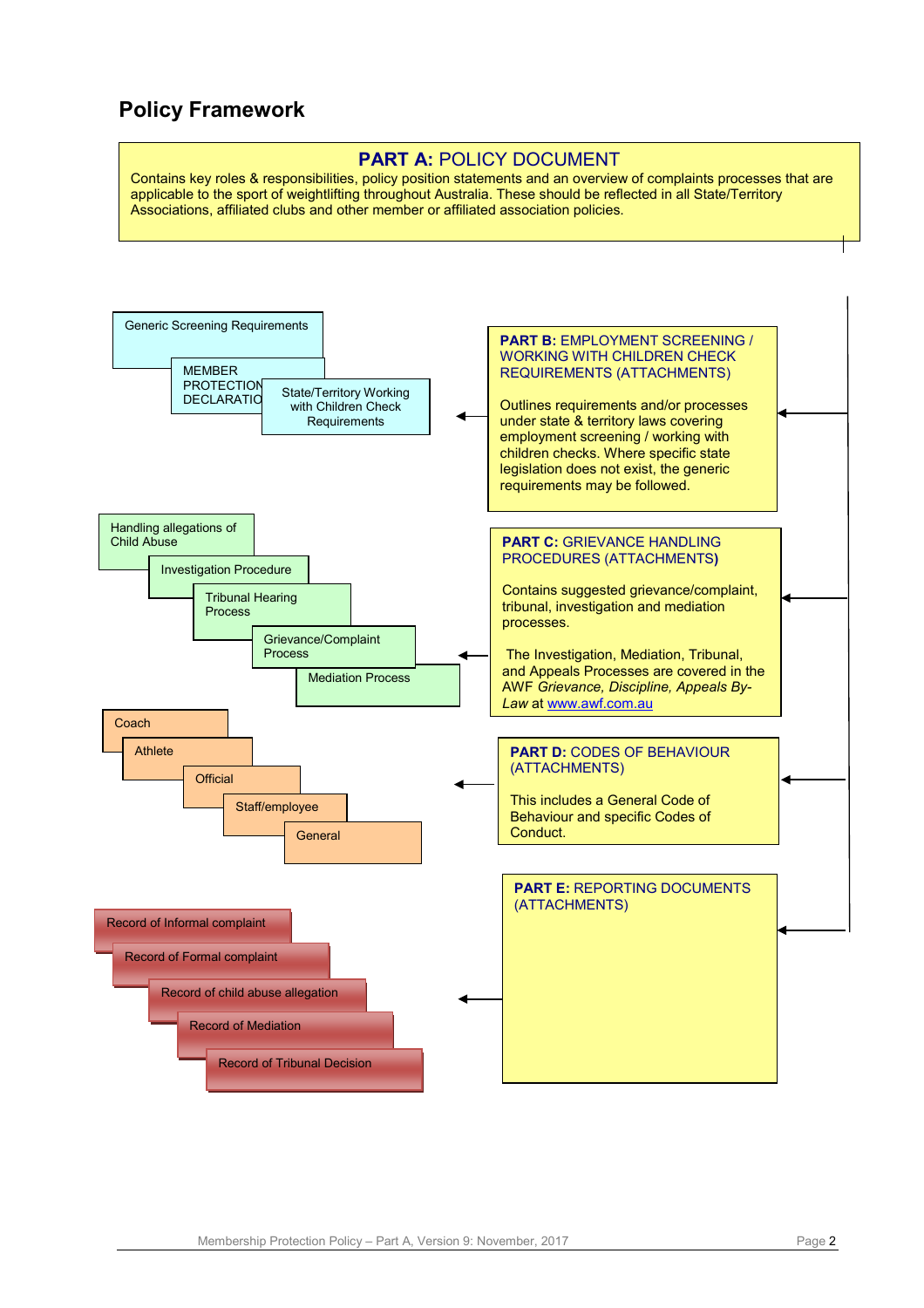## Policy Framework

**PART A: POLICY DOCUMENT**

Contains key roles & responsibilities, policy position statements and an overview of complaints processes that are applicable to the sport of weightlifting throughout Australia. These should be reflected in all State/Territory Associations, affiliated clubs and other member or affiliated association policies.

- Generic Screening Requirements
- MEMBER PROTECTION DECLARATION
- State/Territory Working with Children Check Requirements

**PART B:** EMPLOYMENT SCREENING / WORKING WITH CHILDREN CHECK REQUIREMENTS (ATTACHMENTS)

Outlines requirements and/or processes under state & territory laws covering employment screening / working with children checks. Where specific state legislation does not exist, the generic requirements may be followed.

- Handling allegations of Child Abuse
- Investigation Procedure
- Tribunal Hearing Process
- Grievance/Complaint Process
- Mediation Process

**PART C:** GRIEVANCE HANDLING PROCEDURES (ATTACHMENTS)

Contains suggested grievance/complaint, tribunal, investigation and mediation processes.

The Investigation, Mediation, Tribunal, and Appeals Processes are covered in the AWF *Grievance, Discipline, Appeals By-Law* at www.awf.com.au

- Coach
- Athlete
- Official
- Staff/employee
- General

**PART D:** CODES OF BEHAVIOUR (ATTACHMENTS)

This includes a General Code of Behaviour and specific Codes of Conduct.

- Record of Informal complaint
- Record of Formal complaint
- Record of child abuse allegation
- Record of Mediation
- Record of Tribunal Decision

**PART E:** REPORTING DOCUMENTS (ATTACHMENTS)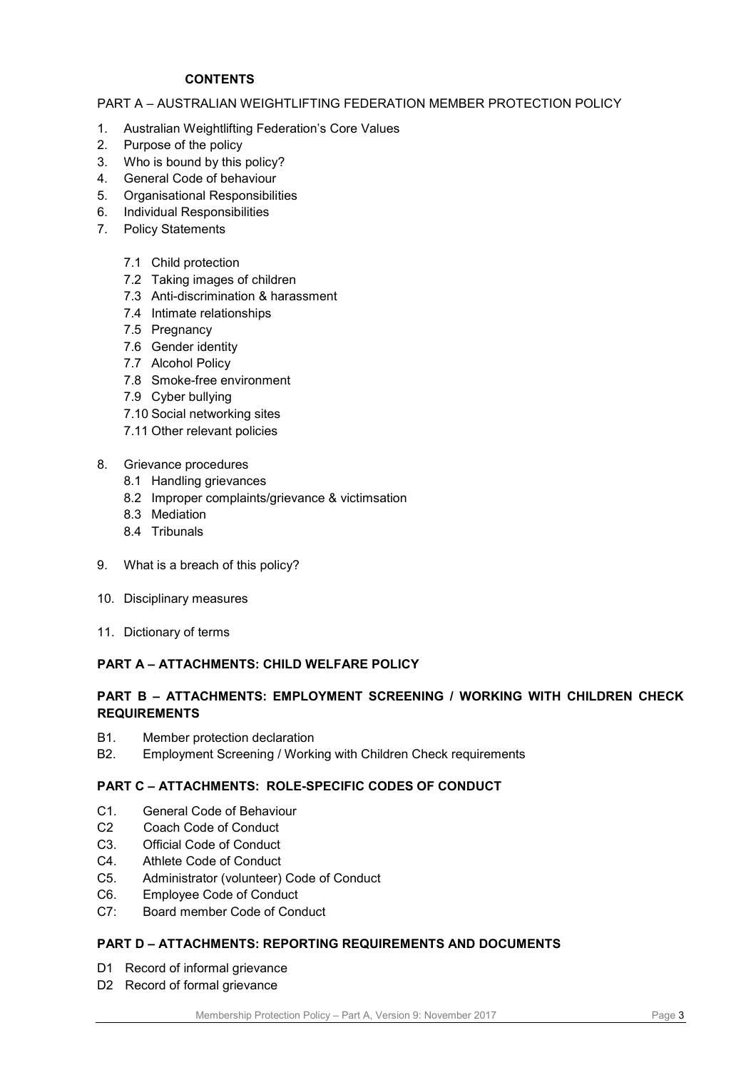## CONTENTS

PART A – AUSTRALIAN WEIGHTLIFTING FEDERATION MEMBER PROTECTION POLICY

1. Australian Weightlifting Federation's Core Values
2. Purpose of the policy
3. Who is bound by this policy?
4. General Code of behaviour
5. Organisational Responsibilities
6. Individual Responsibilities
7. Policy Statements
   - 7.1 Child protection
   - 7.2 Taking images of children
   - 7.3 Anti-discrimination & harassment
   - 7.4 Intimate relationships
   - 7.5 Pregnancy
   - 7.6 Gender identity
   - 7.7 Alcohol Policy
   - 7.8 Smoke-free environment
   - 7.9 Cyber bullying
   - 7.10 Social networking sites
   - 7.11 Other relevant policies
8. Grievance procedures
   - 8.1 Handling grievances
   - 8.2 Improper complaints/grievance & victimsation
   - 8.3 Mediation
   - 8.4 Tribunals
9. What is a breach of this policy?
10. Disciplinary measures
11. Dictionary of terms

**PART A – ATTACHMENTS: CHILD WELFARE POLICY**

**PART B – ATTACHMENTS: EMPLOYMENT SCREENING / WORKING WITH CHILDREN CHECK REQUIREMENTS**

- B1. Member protection declaration
- B2. Employment Screening / Working with Children Check requirements

**PART C – ATTACHMENTS: ROLE-SPECIFIC CODES OF CONDUCT**

- C1. General Code of Behaviour
- C2 Coach Code of Conduct
- C3. Official Code of Conduct
- C4. Athlete Code of Conduct
- C5. Administrator (volunteer) Code of Conduct
- C6. Employee Code of Conduct
- C7: Board member Code of Conduct

**PART D – ATTACHMENTS: REPORTING REQUIREMENTS AND DOCUMENTS**

- D1 Record of informal grievance
- D2 Record of formal grievance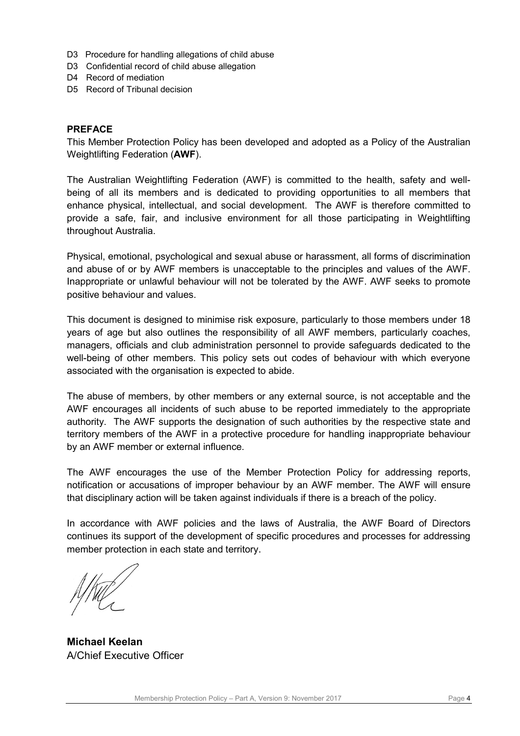D3 Procedure for handling allegations of child abuse
D3 Confidential record of child abuse allegation
D4 Record of mediation
D5 Record of Tribunal decision

## PREFACE

This Member Protection Policy has been developed and adopted as a Policy of the Australian Weightlifting Federation (**AWF**).

The Australian Weightlifting Federation (AWF) is committed to the health, safety and well-being of all its members and is dedicated to providing opportunities to all members that enhance physical, intellectual, and social development. The AWF is therefore committed to provide a safe, fair, and inclusive environment for all those participating in Weightlifting throughout Australia.

Physical, emotional, psychological and sexual abuse or harassment, all forms of discrimination and abuse of or by AWF members is unacceptable to the principles and values of the AWF. Inappropriate or unlawful behaviour will not be tolerated by the AWF. AWF seeks to promote positive behaviour and values.

This document is designed to minimise risk exposure, particularly to those members under 18 years of age but also outlines the responsibility of all AWF members, particularly coaches, managers, officials and club administration personnel to provide safeguards dedicated to the well-being of other members. This policy sets out codes of behaviour with which everyone associated with the organisation is expected to abide.

The abuse of members, by other members or any external source, is not acceptable and the AWF encourages all incidents of such abuse to be reported immediately to the appropriate authority. The AWF supports the designation of such authorities by the respective state and territory members of the AWF in a protective procedure for handling inappropriate behaviour by an AWF member or external influence.

The AWF encourages the use of the Member Protection Policy for addressing reports, notification or accusations of improper behaviour by an AWF member. The AWF will ensure that disciplinary action will be taken against individuals if there is a breach of the policy.

In accordance with AWF policies and the laws of Australia, the AWF Board of Directors continues its support of the development of specific procedures and processes for addressing member protection in each state and territory.

**Michael Keelan**
A/Chief Executive Officer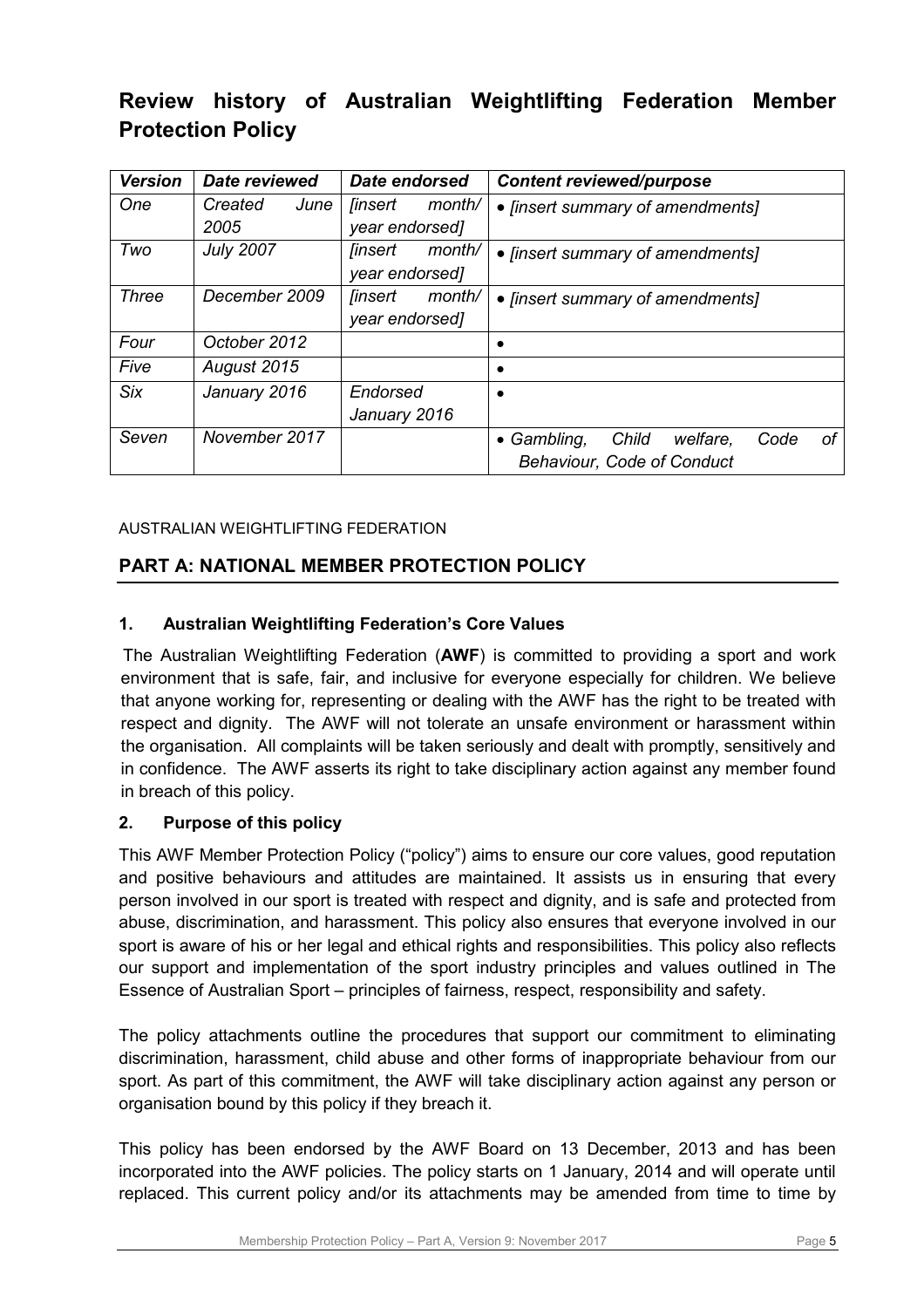# Review history of Australian Weightlifting Federation Member Protection Policy

| *Version* | *Date reviewed* | *Date endorsed* | *Content reviewed/purpose* |
|---|---|---|---|
| *One* | *Created June 2005* | *[insert month/ year endorsed]* | • *[insert summary of amendments]* |
| *Two* | *July 2007* | *[insert month/ year endorsed]* | • *[insert summary of amendments]* |
| *Three* | *December 2009* | *[insert month/ year endorsed]* | • *[insert summary of amendments]* |
| *Four* | *October 2012* | | • |
| *Five* | *August 2015* | | • |
| *Six* | *January 2016* | *Endorsed January 2016* | • |
| *Seven* | *November 2017* | | • *Gambling, Child welfare, Code of Behaviour, Code of Conduct* |

AUSTRALIAN WEIGHTLIFTING FEDERATION

## PART A: NATIONAL MEMBER PROTECTION POLICY

### 1. Australian Weightlifting Federation's Core Values

The Australian Weightlifting Federation (**AWF**) is committed to providing a sport and work environment that is safe, fair, and inclusive for everyone especially for children. We believe that anyone working for, representing or dealing with the AWF has the right to be treated with respect and dignity. The AWF will not tolerate an unsafe environment or harassment within the organisation. All complaints will be taken seriously and dealt with promptly, sensitively and in confidence. The AWF asserts its right to take disciplinary action against any member found in breach of this policy.

### 2. Purpose of this policy

This AWF Member Protection Policy ("policy") aims to ensure our core values, good reputation and positive behaviours and attitudes are maintained. It assists us in ensuring that every person involved in our sport is treated with respect and dignity, and is safe and protected from abuse, discrimination, and harassment. This policy also ensures that everyone involved in our sport is aware of his or her legal and ethical rights and responsibilities. This policy also reflects our support and implementation of the sport industry principles and values outlined in The Essence of Australian Sport – principles of fairness, respect, responsibility and safety.

The policy attachments outline the procedures that support our commitment to eliminating discrimination, harassment, child abuse and other forms of inappropriate behaviour from our sport. As part of this commitment, the AWF will take disciplinary action against any person or organisation bound by this policy if they breach it.

This policy has been endorsed by the AWF Board on 13 December, 2013 and has been incorporated into the AWF policies. The policy starts on 1 January, 2014 and will operate until replaced. This current policy and/or its attachments may be amended from time to time by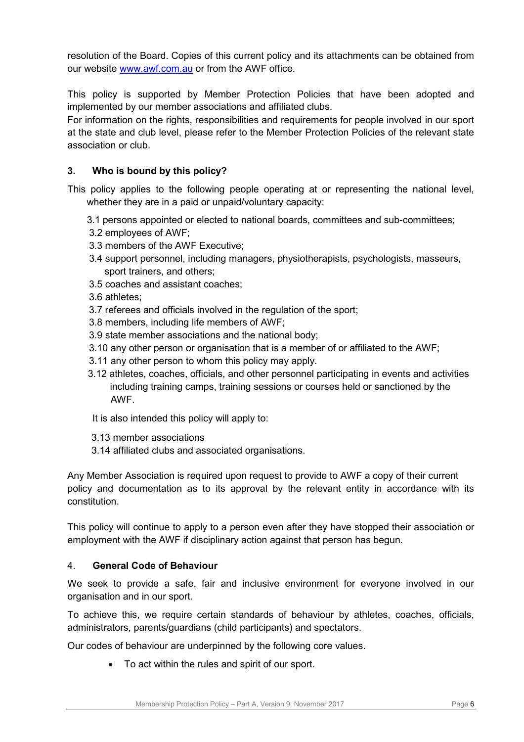resolution of the Board. Copies of this current policy and its attachments can be obtained from our website [www.awf.com.au](http://www.awf.com.au) or from the AWF office.

This policy is supported by Member Protection Policies that have been adopted and implemented by our member associations and affiliated clubs.

For information on the rights, responsibilities and requirements for people involved in our sport at the state and club level, please refer to the Member Protection Policies of the relevant state association or club.

## 3. Who is bound by this policy?

This policy applies to the following people operating at or representing the national level, whether they are in a paid or unpaid/voluntary capacity:

3.1 persons appointed or elected to national boards, committees and sub-committees;
3.2 employees of AWF;
3.3 members of the AWF Executive;
3.4 support personnel, including managers, physiotherapists, psychologists, masseurs, sport trainers, and others;
3.5 coaches and assistant coaches;
3.6 athletes;
3.7 referees and officials involved in the regulation of the sport;
3.8 members, including life members of AWF;
3.9 state member associations and the national body;
3.10 any other person or organisation that is a member of or affiliated to the AWF;
3.11 any other person to whom this policy may apply.
3.12 athletes, coaches, officials, and other personnel participating in events and activities including training camps, training sessions or courses held or sanctioned by the AWF.

It is also intended this policy will apply to:

3.13 member associations
3.14 affiliated clubs and associated organisations.

Any Member Association is required upon request to provide to AWF a copy of their current policy and documentation as to its approval by the relevant entity in accordance with its constitution.

This policy will continue to apply to a person even after they have stopped their association or employment with the AWF if disciplinary action against that person has begun.

## 4. General Code of Behaviour

We seek to provide a safe, fair and inclusive environment for everyone involved in our organisation and in our sport.

To achieve this, we require certain standards of behaviour by athletes, coaches, officials, administrators, parents/guardians (child participants) and spectators.

Our codes of behaviour are underpinned by the following core values.

- To act within the rules and spirit of our sport.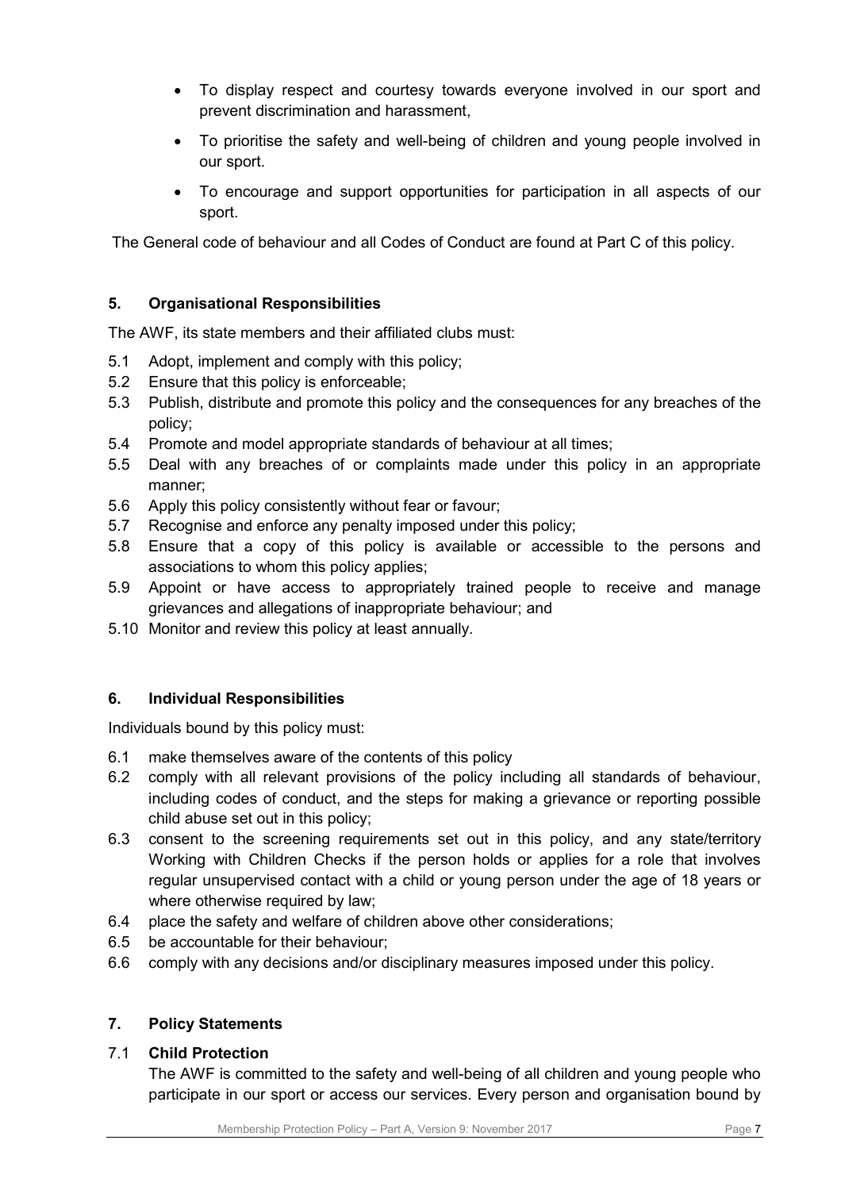- To display respect and courtesy towards everyone involved in our sport and prevent discrimination and harassment,
- To prioritise the safety and well-being of children and young people involved in our sport.
- To encourage and support opportunities for participation in all aspects of our sport.

The General code of behaviour and all Codes of Conduct are found at Part C of this policy.

### 5. Organisational Responsibilities

The AWF, its state members and their affiliated clubs must:

5.1 Adopt, implement and comply with this policy;
5.2 Ensure that this policy is enforceable;
5.3 Publish, distribute and promote this policy and the consequences for any breaches of the policy;
5.4 Promote and model appropriate standards of behaviour at all times;
5.5 Deal with any breaches of or complaints made under this policy in an appropriate manner;
5.6 Apply this policy consistently without fear or favour;
5.7 Recognise and enforce any penalty imposed under this policy;
5.8 Ensure that a copy of this policy is available or accessible to the persons and associations to whom this policy applies;
5.9 Appoint or have access to appropriately trained people to receive and manage grievances and allegations of inappropriate behaviour; and
5.10 Monitor and review this policy at least annually.

### 6. Individual Responsibilities

Individuals bound by this policy must:

6.1 make themselves aware of the contents of this policy
6.2 comply with all relevant provisions of the policy including all standards of behaviour, including codes of conduct, and the steps for making a grievance or reporting possible child abuse set out in this policy;
6.3 consent to the screening requirements set out in this policy, and any state/territory Working with Children Checks if the person holds or applies for a role that involves regular unsupervised contact with a child or young person under the age of 18 years or where otherwise required by law;
6.4 place the safety and welfare of children above other considerations;
6.5 be accountable for their behaviour;
6.6 comply with any decisions and/or disciplinary measures imposed under this policy.

### 7. Policy Statements

#### 7.1 Child Protection

The AWF is committed to the safety and well-being of all children and young people who participate in our sport or access our services. Every person and organisation bound by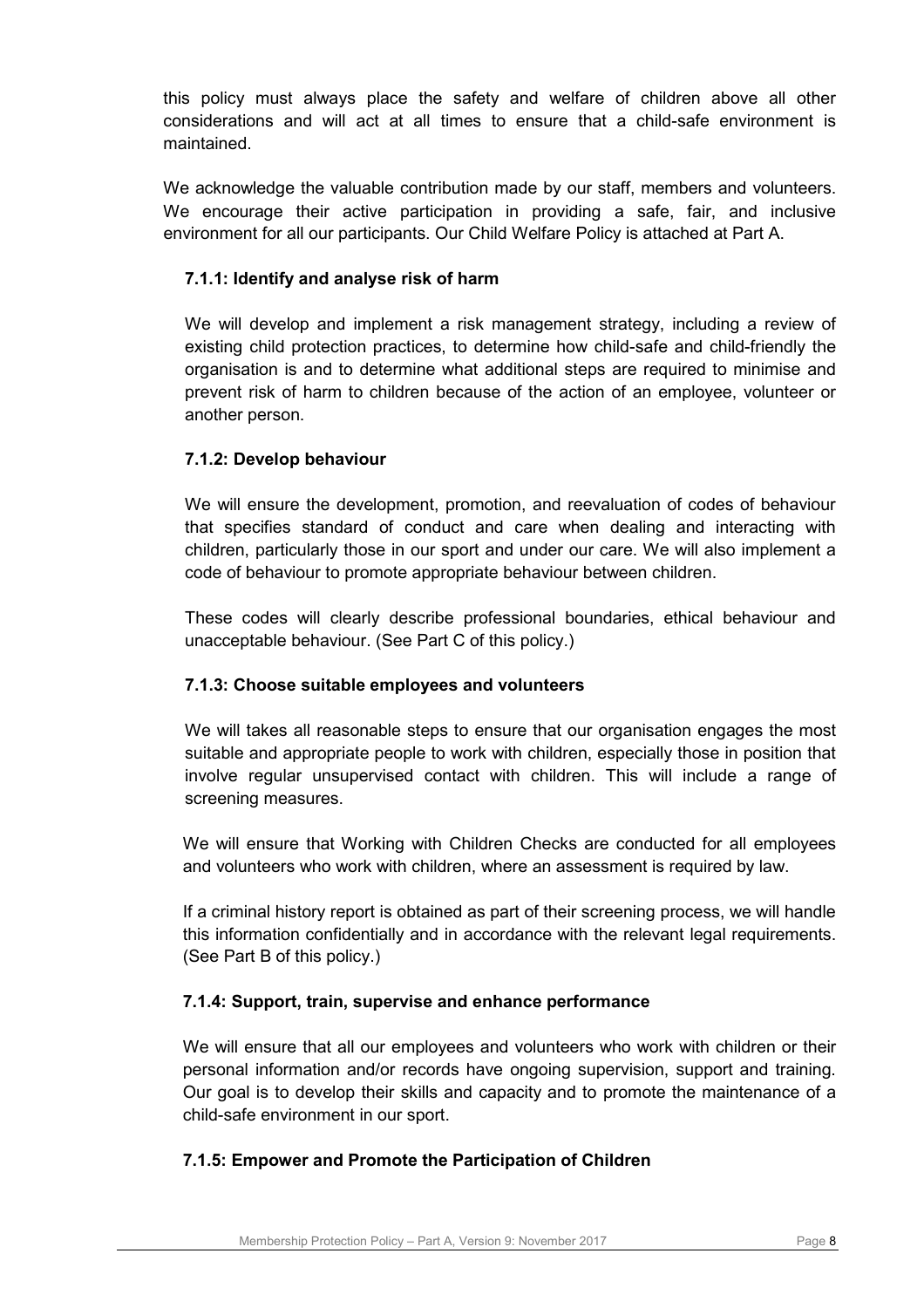this policy must always place the safety and welfare of children above all other considerations and will act at all times to ensure that a child-safe environment is maintained.

We acknowledge the valuable contribution made by our staff, members and volunteers. We encourage their active participation in providing a safe, fair, and inclusive environment for all our participants. Our Child Welfare Policy is attached at Part A.

### 7.1.1: Identify and analyse risk of harm

We will develop and implement a risk management strategy, including a review of existing child protection practices, to determine how child-safe and child-friendly the organisation is and to determine what additional steps are required to minimise and prevent risk of harm to children because of the action of an employee, volunteer or another person.

### 7.1.2: Develop behaviour

We will ensure the development, promotion, and reevaluation of codes of behaviour that specifies standard of conduct and care when dealing and interacting with children, particularly those in our sport and under our care. We will also implement a code of behaviour to promote appropriate behaviour between children.

These codes will clearly describe professional boundaries, ethical behaviour and unacceptable behaviour. (See Part C of this policy.)

### 7.1.3: Choose suitable employees and volunteers

We will takes all reasonable steps to ensure that our organisation engages the most suitable and appropriate people to work with children, especially those in position that involve regular unsupervised contact with children. This will include a range of screening measures.

We will ensure that Working with Children Checks are conducted for all employees and volunteers who work with children, where an assessment is required by law.

If a criminal history report is obtained as part of their screening process, we will handle this information confidentially and in accordance with the relevant legal requirements. (See Part B of this policy.)

### 7.1.4: Support, train, supervise and enhance performance

We will ensure that all our employees and volunteers who work with children or their personal information and/or records have ongoing supervision, support and training. Our goal is to develop their skills and capacity and to promote the maintenance of a child-safe environment in our sport.

### 7.1.5: Empower and Promote the Participation of Children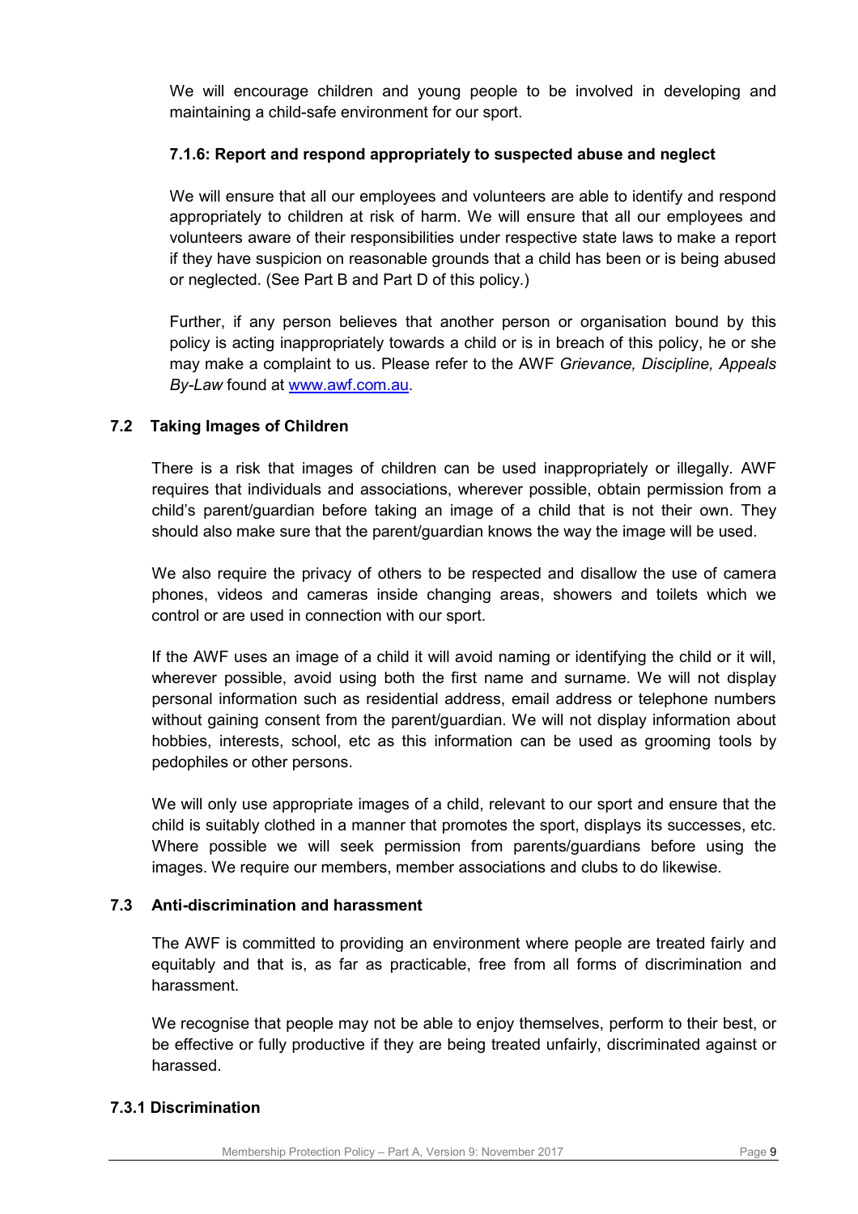We will encourage children and young people to be involved in developing and maintaining a child-safe environment for our sport.

#### 7.1.6: Report and respond appropriately to suspected abuse and neglect

We will ensure that all our employees and volunteers are able to identify and respond appropriately to children at risk of harm. We will ensure that all our employees and volunteers aware of their responsibilities under respective state laws to make a report if they have suspicion on reasonable grounds that a child has been or is being abused or neglected. (See Part B and Part D of this policy.)

Further, if any person believes that another person or organisation bound by this policy is acting inappropriately towards a child or is in breach of this policy, he or she may make a complaint to us. Please refer to the AWF *Grievance, Discipline, Appeals By-Law* found at www.awf.com.au.

### 7.2 Taking Images of Children

There is a risk that images of children can be used inappropriately or illegally. AWF requires that individuals and associations, wherever possible, obtain permission from a child's parent/guardian before taking an image of a child that is not their own. They should also make sure that the parent/guardian knows the way the image will be used.

We also require the privacy of others to be respected and disallow the use of camera phones, videos and cameras inside changing areas, showers and toilets which we control or are used in connection with our sport.

If the AWF uses an image of a child it will avoid naming or identifying the child or it will, wherever possible, avoid using both the first name and surname. We will not display personal information such as residential address, email address or telephone numbers without gaining consent from the parent/guardian. We will not display information about hobbies, interests, school, etc as this information can be used as grooming tools by pedophiles or other persons.

We will only use appropriate images of a child, relevant to our sport and ensure that the child is suitably clothed in a manner that promotes the sport, displays its successes, etc. Where possible we will seek permission from parents/guardians before using the images. We require our members, member associations and clubs to do likewise.

### 7.3 Anti-discrimination and harassment

The AWF is committed to providing an environment where people are treated fairly and equitably and that is, as far as practicable, free from all forms of discrimination and harassment.

We recognise that people may not be able to enjoy themselves, perform to their best, or be effective or fully productive if they are being treated unfairly, discriminated against or harassed.

#### 7.3.1 Discrimination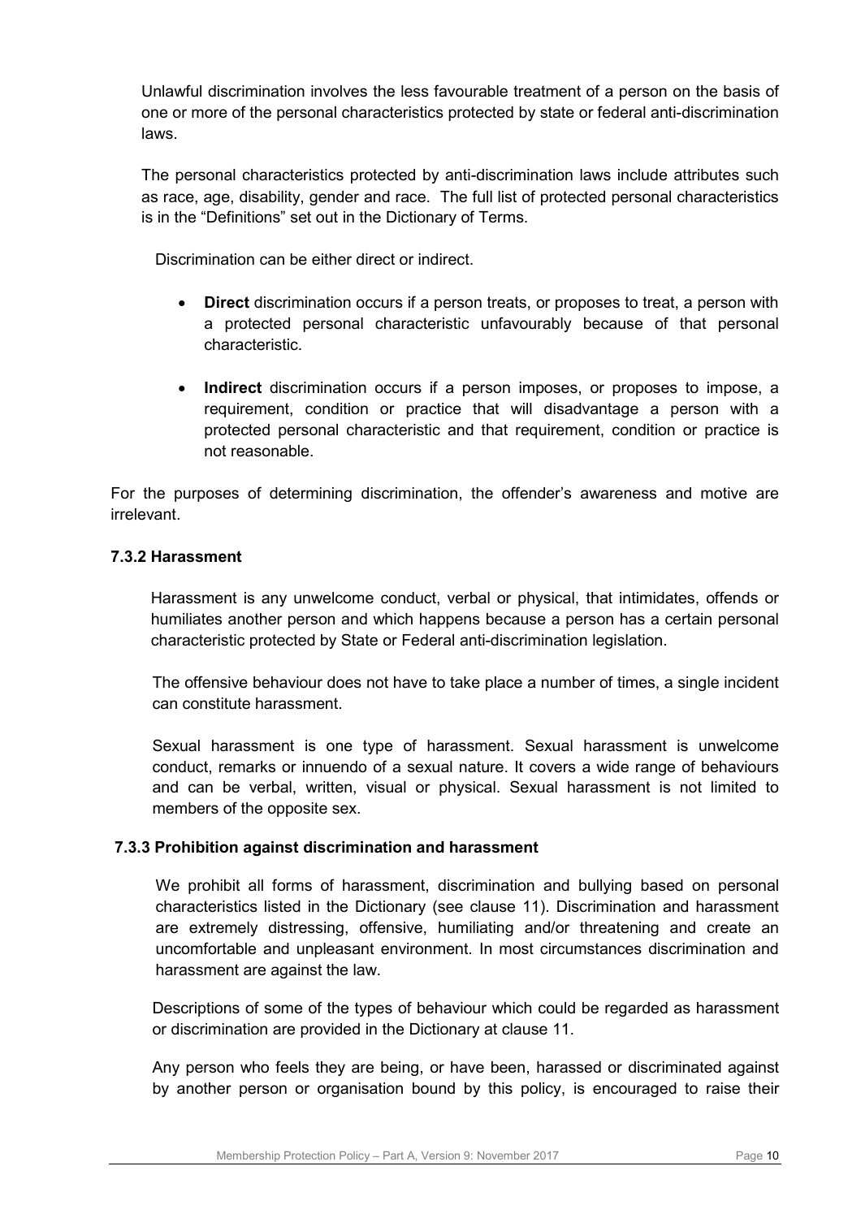Unlawful discrimination involves the less favourable treatment of a person on the basis of one or more of the personal characteristics protected by state or federal anti-discrimination laws.

The personal characteristics protected by anti-discrimination laws include attributes such as race, age, disability, gender and race. The full list of protected personal characteristics is in the "Definitions" set out in the Dictionary of Terms.

Discrimination can be either direct or indirect.

- **Direct** discrimination occurs if a person treats, or proposes to treat, a person with a protected personal characteristic unfavourably because of that personal characteristic.
- **Indirect** discrimination occurs if a person imposes, or proposes to impose, a requirement, condition or practice that will disadvantage a person with a protected personal characteristic and that requirement, condition or practice is not reasonable.

For the purposes of determining discrimination, the offender's awareness and motive are irrelevant.

#### 7.3.2 Harassment

Harassment is any unwelcome conduct, verbal or physical, that intimidates, offends or humiliates another person and which happens because a person has a certain personal characteristic protected by State or Federal anti-discrimination legislation.

The offensive behaviour does not have to take place a number of times, a single incident can constitute harassment.

Sexual harassment is one type of harassment. Sexual harassment is unwelcome conduct, remarks or innuendo of a sexual nature. It covers a wide range of behaviours and can be verbal, written, visual or physical. Sexual harassment is not limited to members of the opposite sex.

#### 7.3.3 Prohibition against discrimination and harassment

We prohibit all forms of harassment, discrimination and bullying based on personal characteristics listed in the Dictionary (see clause 11). Discrimination and harassment are extremely distressing, offensive, humiliating and/or threatening and create an uncomfortable and unpleasant environment. In most circumstances discrimination and harassment are against the law.

Descriptions of some of the types of behaviour which could be regarded as harassment or discrimination are provided in the Dictionary at clause 11.

Any person who feels they are being, or have been, harassed or discriminated against by another person or organisation bound by this policy, is encouraged to raise their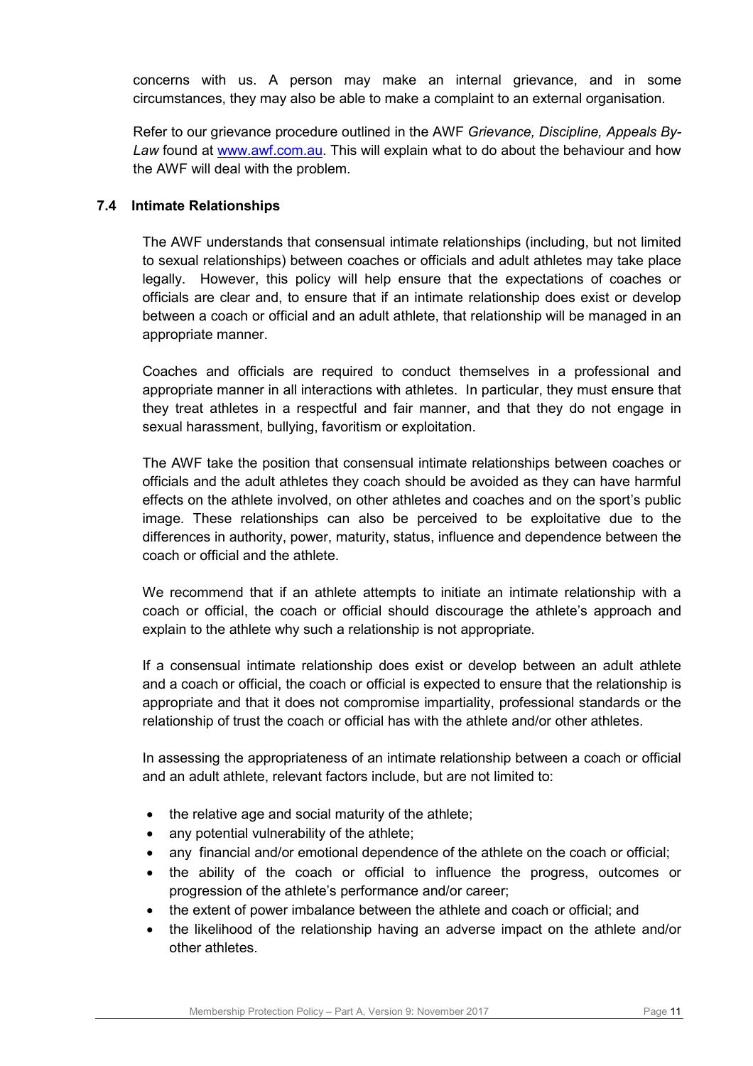concerns with us. A person may make an internal grievance, and in some circumstances, they may also be able to make a complaint to an external organisation.

Refer to our grievance procedure outlined in the AWF *Grievance, Discipline, Appeals By-Law* found at [www.awf.com.au](http://www.awf.com.au). This will explain what to do about the behaviour and how the AWF will deal with the problem.

### 7.4 Intimate Relationships

The AWF understands that consensual intimate relationships (including, but not limited to sexual relationships) between coaches or officials and adult athletes may take place legally. However, this policy will help ensure that the expectations of coaches or officials are clear and, to ensure that if an intimate relationship does exist or develop between a coach or official and an adult athlete, that relationship will be managed in an appropriate manner.

Coaches and officials are required to conduct themselves in a professional and appropriate manner in all interactions with athletes. In particular, they must ensure that they treat athletes in a respectful and fair manner, and that they do not engage in sexual harassment, bullying, favoritism or exploitation.

The AWF take the position that consensual intimate relationships between coaches or officials and the adult athletes they coach should be avoided as they can have harmful effects on the athlete involved, on other athletes and coaches and on the sport's public image. These relationships can also be perceived to be exploitative due to the differences in authority, power, maturity, status, influence and dependence between the coach or official and the athlete.

We recommend that if an athlete attempts to initiate an intimate relationship with a coach or official, the coach or official should discourage the athlete's approach and explain to the athlete why such a relationship is not appropriate.

If a consensual intimate relationship does exist or develop between an adult athlete and a coach or official, the coach or official is expected to ensure that the relationship is appropriate and that it does not compromise impartiality, professional standards or the relationship of trust the coach or official has with the athlete and/or other athletes.

In assessing the appropriateness of an intimate relationship between a coach or official and an adult athlete, relevant factors include, but are not limited to:

- the relative age and social maturity of the athlete;
- any potential vulnerability of the athlete;
- any financial and/or emotional dependence of the athlete on the coach or official;
- the ability of the coach or official to influence the progress, outcomes or progression of the athlete's performance and/or career;
- the extent of power imbalance between the athlete and coach or official; and
- the likelihood of the relationship having an adverse impact on the athlete and/or other athletes.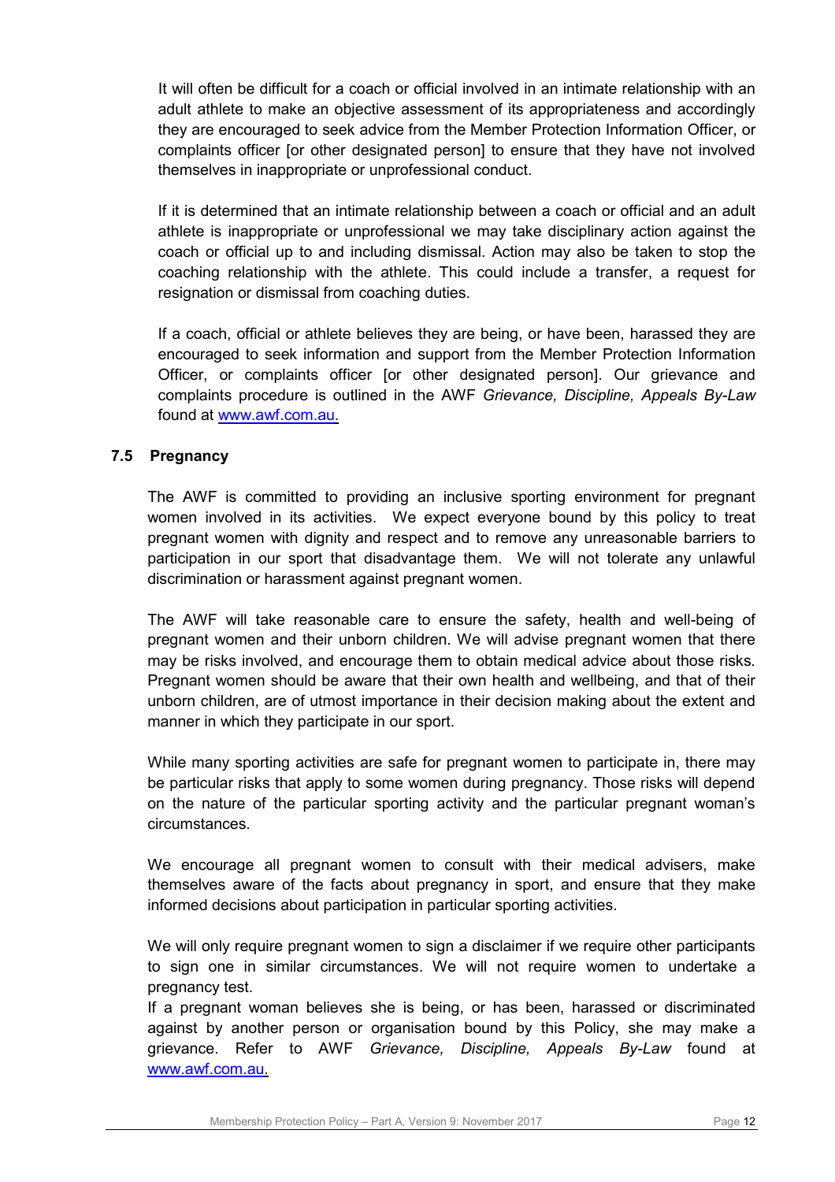It will often be difficult for a coach or official involved in an intimate relationship with an adult athlete to make an objective assessment of its appropriateness and accordingly they are encouraged to seek advice from the Member Protection Information Officer, or complaints officer [or other designated person] to ensure that they have not involved themselves in inappropriate or unprofessional conduct.

If it is determined that an intimate relationship between a coach or official and an adult athlete is inappropriate or unprofessional we may take disciplinary action against the coach or official up to and including dismissal. Action may also be taken to stop the coaching relationship with the athlete. This could include a transfer, a request for resignation or dismissal from coaching duties.

If a coach, official or athlete believes they are being, or have been, harassed they are encouraged to seek information and support from the Member Protection Information Officer, or complaints officer [or other designated person]. Our grievance and complaints procedure is outlined in the AWF *Grievance, Discipline, Appeals By-Law* found at www.awf.com.au.

### 7.5 Pregnancy

The AWF is committed to providing an inclusive sporting environment for pregnant women involved in its activities. We expect everyone bound by this policy to treat pregnant women with dignity and respect and to remove any unreasonable barriers to participation in our sport that disadvantage them. We will not tolerate any unlawful discrimination or harassment against pregnant women.

The AWF will take reasonable care to ensure the safety, health and well-being of pregnant women and their unborn children. We will advise pregnant women that there may be risks involved, and encourage them to obtain medical advice about those risks. Pregnant women should be aware that their own health and wellbeing, and that of their unborn children, are of utmost importance in their decision making about the extent and manner in which they participate in our sport.

While many sporting activities are safe for pregnant women to participate in, there may be particular risks that apply to some women during pregnancy. Those risks will depend on the nature of the particular sporting activity and the particular pregnant woman's circumstances.

We encourage all pregnant women to consult with their medical advisers, make themselves aware of the facts about pregnancy in sport, and ensure that they make informed decisions about participation in particular sporting activities.

We will only require pregnant women to sign a disclaimer if we require other participants to sign one in similar circumstances. We will not require women to undertake a pregnancy test.

If a pregnant woman believes she is being, or has been, harassed or discriminated against by another person or organisation bound by this Policy, she may make a grievance. Refer to AWF *Grievance, Discipline, Appeals By-Law* found at www.awf.com.au.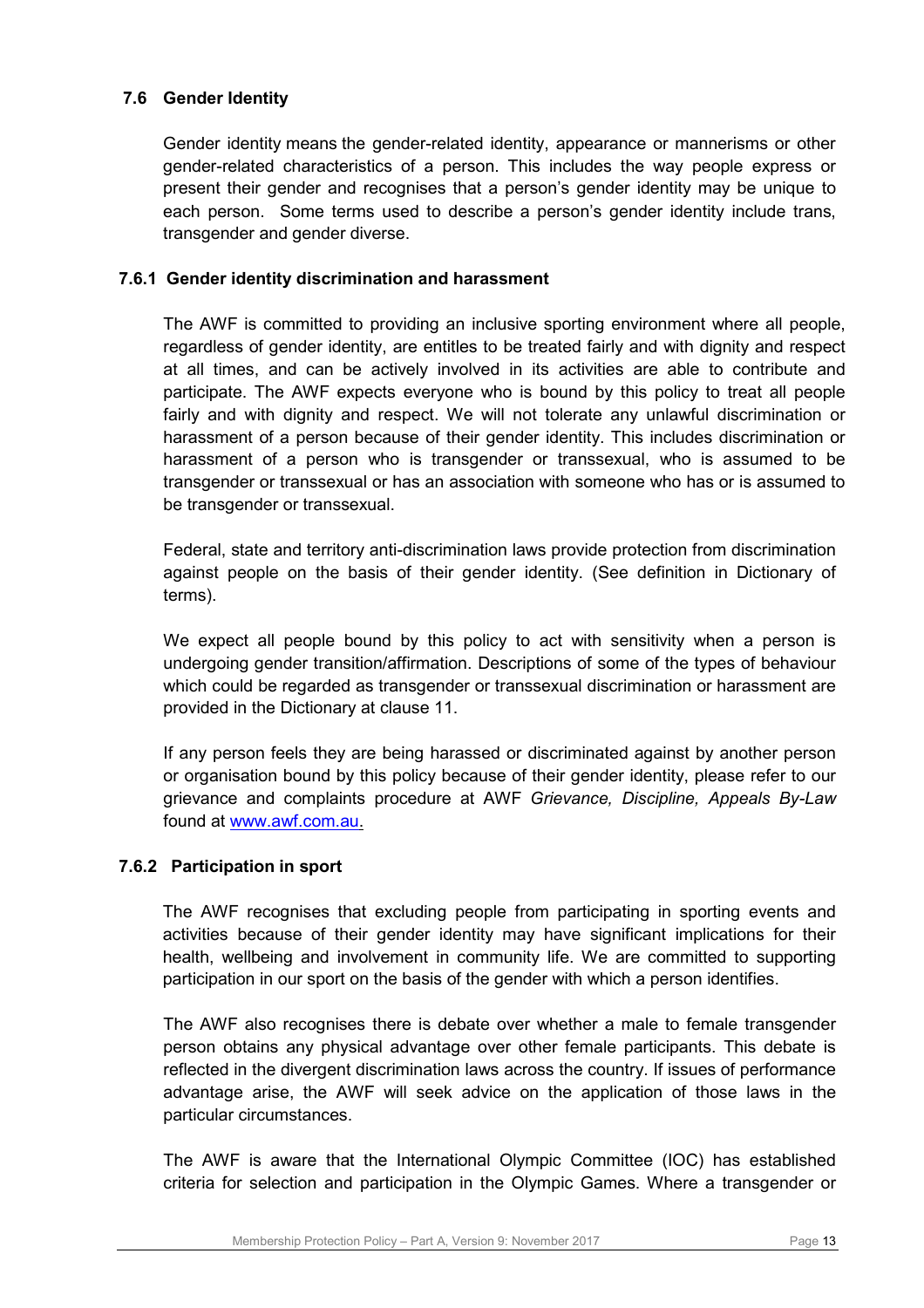### 7.6 Gender Identity

Gender identity means the gender-related identity, appearance or mannerisms or other gender-related characteristics of a person. This includes the way people express or present their gender and recognises that a person's gender identity may be unique to each person. Some terms used to describe a person's gender identity include trans, transgender and gender diverse.

#### 7.6.1 Gender identity discrimination and harassment

The AWF is committed to providing an inclusive sporting environment where all people, regardless of gender identity, are entitles to be treated fairly and with dignity and respect at all times, and can be actively involved in its activities are able to contribute and participate. The AWF expects everyone who is bound by this policy to treat all people fairly and with dignity and respect. We will not tolerate any unlawful discrimination or harassment of a person because of their gender identity. This includes discrimination or harassment of a person who is transgender or transsexual, who is assumed to be transgender or transsexual or has an association with someone who has or is assumed to be transgender or transsexual.

Federal, state and territory anti-discrimination laws provide protection from discrimination against people on the basis of their gender identity. (See definition in Dictionary of terms).

We expect all people bound by this policy to act with sensitivity when a person is undergoing gender transition/affirmation. Descriptions of some of the types of behaviour which could be regarded as transgender or transsexual discrimination or harassment are provided in the Dictionary at clause 11.

If any person feels they are being harassed or discriminated against by another person or organisation bound by this policy because of their gender identity, please refer to our grievance and complaints procedure at AWF *Grievance, Discipline, Appeals By-Law* found at www.awf.com.au.

#### 7.6.2 Participation in sport

The AWF recognises that excluding people from participating in sporting events and activities because of their gender identity may have significant implications for their health, wellbeing and involvement in community life. We are committed to supporting participation in our sport on the basis of the gender with which a person identifies.

The AWF also recognises there is debate over whether a male to female transgender person obtains any physical advantage over other female participants. This debate is reflected in the divergent discrimination laws across the country. If issues of performance advantage arise, the AWF will seek advice on the application of those laws in the particular circumstances.

The AWF is aware that the International Olympic Committee (IOC) has established criteria for selection and participation in the Olympic Games. Where a transgender or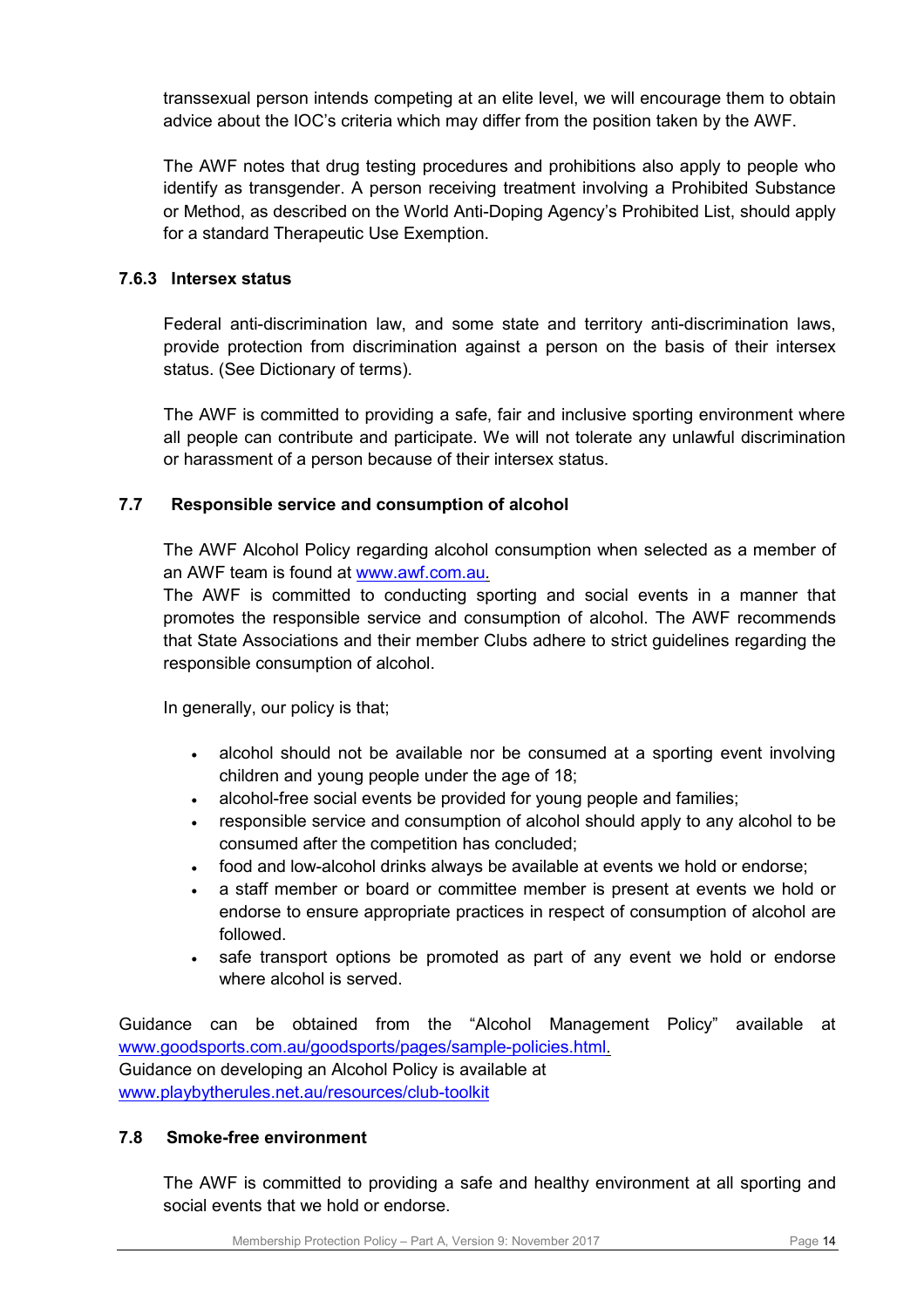transsexual person intends competing at an elite level, we will encourage them to obtain advice about the IOC's criteria which may differ from the position taken by the AWF.

The AWF notes that drug testing procedures and prohibitions also apply to people who identify as transgender. A person receiving treatment involving a Prohibited Substance or Method, as described on the World Anti-Doping Agency's Prohibited List, should apply for a standard Therapeutic Use Exemption.

### 7.6.3 Intersex status

Federal anti-discrimination law, and some state and territory anti-discrimination laws, provide protection from discrimination against a person on the basis of their intersex status. (See Dictionary of terms).

The AWF is committed to providing a safe, fair and inclusive sporting environment where all people can contribute and participate. We will not tolerate any unlawful discrimination or harassment of a person because of their intersex status.

## 7.7 Responsible service and consumption of alcohol

The AWF Alcohol Policy regarding alcohol consumption when selected as a member of an AWF team is found at www.awf.com.au.
The AWF is committed to conducting sporting and social events in a manner that promotes the responsible service and consumption of alcohol. The AWF recommends that State Associations and their member Clubs adhere to strict guidelines regarding the responsible consumption of alcohol.

In generally, our policy is that;

- alcohol should not be available nor be consumed at a sporting event involving children and young people under the age of 18;
- alcohol-free social events be provided for young people and families;
- responsible service and consumption of alcohol should apply to any alcohol to be consumed after the competition has concluded;
- food and low-alcohol drinks always be available at events we hold or endorse;
- a staff member or board or committee member is present at events we hold or endorse to ensure appropriate practices in respect of consumption of alcohol are followed.
- safe transport options be promoted as part of any event we hold or endorse where alcohol is served.

Guidance can be obtained from the "Alcohol Management Policy" available at www.goodsports.com.au/goodsports/pages/sample-policies.html.
Guidance on developing an Alcohol Policy is available at www.playbytherules.net.au/resources/club-toolkit

## 7.8 Smoke-free environment

The AWF is committed to providing a safe and healthy environment at all sporting and social events that we hold or endorse.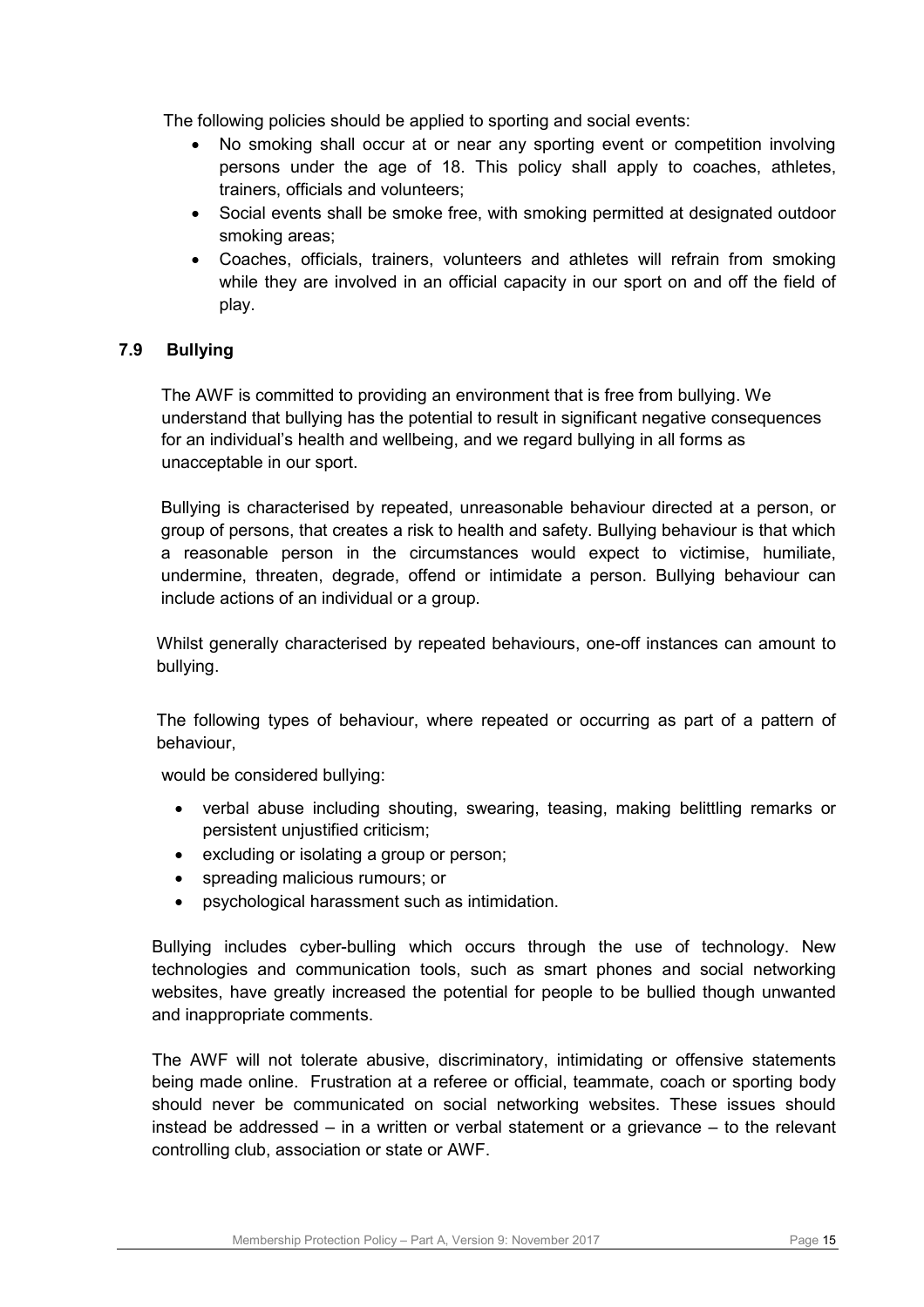The following policies should be applied to sporting and social events:

- No smoking shall occur at or near any sporting event or competition involving persons under the age of 18. This policy shall apply to coaches, athletes, trainers, officials and volunteers;
- Social events shall be smoke free, with smoking permitted at designated outdoor smoking areas;
- Coaches, officials, trainers, volunteers and athletes will refrain from smoking while they are involved in an official capacity in our sport on and off the field of play.

### 7.9 Bullying

The AWF is committed to providing an environment that is free from bullying. We understand that bullying has the potential to result in significant negative consequences for an individual's health and wellbeing, and we regard bullying in all forms as unacceptable in our sport.

Bullying is characterised by repeated, unreasonable behaviour directed at a person, or group of persons, that creates a risk to health and safety. Bullying behaviour is that which a reasonable person in the circumstances would expect to victimise, humiliate, undermine, threaten, degrade, offend or intimidate a person. Bullying behaviour can include actions of an individual or a group.

Whilst generally characterised by repeated behaviours, one-off instances can amount to bullying.

The following types of behaviour, where repeated or occurring as part of a pattern of behaviour,

would be considered bullying:

- verbal abuse including shouting, swearing, teasing, making belittling remarks or persistent unjustified criticism;
- excluding or isolating a group or person;
- spreading malicious rumours; or
- psychological harassment such as intimidation.

Bullying includes cyber-bulling which occurs through the use of technology. New technologies and communication tools, such as smart phones and social networking websites, have greatly increased the potential for people to be bullied though unwanted and inappropriate comments.

The AWF will not tolerate abusive, discriminatory, intimidating or offensive statements being made online. Frustration at a referee or official, teammate, coach or sporting body should never be communicated on social networking websites. These issues should instead be addressed – in a written or verbal statement or a grievance – to the relevant controlling club, association or state or AWF.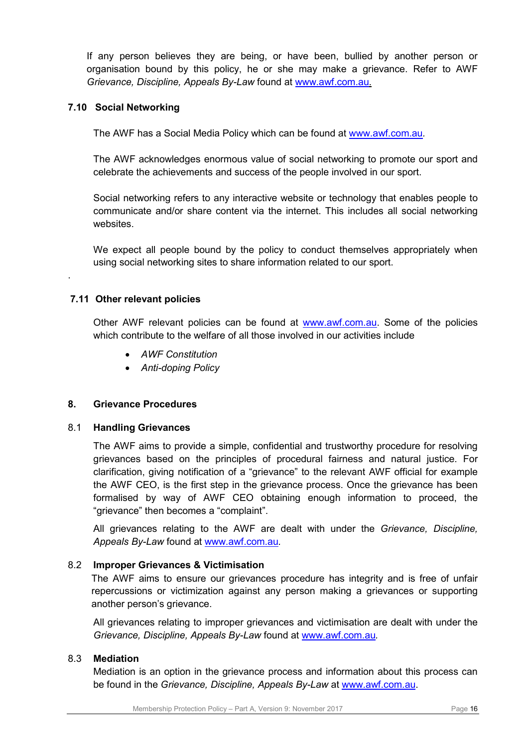If any person believes they are being, or have been, bullied by another person or organisation bound by this policy, he or she may make a grievance. Refer to AWF *Grievance, Discipline, Appeals By-Law* found at [www.awf.com.au.](http://www.awf.com.au)

### 7.10 Social Networking

The AWF has a Social Media Policy which can be found at [www.awf.com.au](http://www.awf.com.au).

The AWF acknowledges enormous value of social networking to promote our sport and celebrate the achievements and success of the people involved in our sport.

Social networking refers to any interactive website or technology that enables people to communicate and/or share content via the internet. This includes all social networking websites.

We expect all people bound by the policy to conduct themselves appropriately when using social networking sites to share information related to our sport.

.

### 7.11 Other relevant policies

Other AWF relevant policies can be found at [www.awf.com.au](http://www.awf.com.au). Some of the policies which contribute to the welfare of all those involved in our activities include

- *AWF Constitution*
- *Anti-doping Policy*

## 8. Grievance Procedures

### 8.1 Handling Grievances

The AWF aims to provide a simple, confidential and trustworthy procedure for resolving grievances based on the principles of procedural fairness and natural justice. For clarification, giving notification of a "grievance" to the relevant AWF official for example the AWF CEO, is the first step in the grievance process. Once the grievance has been formalised by way of AWF CEO obtaining enough information to proceed, the "grievance" then becomes a "complaint".

All grievances relating to the AWF are dealt with under the *Grievance, Discipline, Appeals By-Law* found at [www.awf.com.au](http://www.awf.com.au).

### 8.2 Improper Grievances & Victimisation

The AWF aims to ensure our grievances procedure has integrity and is free of unfair repercussions or victimization against any person making a grievances or supporting another person's grievance.

All grievances relating to improper grievances and victimisation are dealt with under the *Grievance, Discipline, Appeals By-Law* found at [www.awf.com.au](http://www.awf.com.au).

### 8.3 Mediation

Mediation is an option in the grievance process and information about this process can be found in the *Grievance, Discipline, Appeals By-Law* at [www.awf.com.au](http://www.awf.com.au).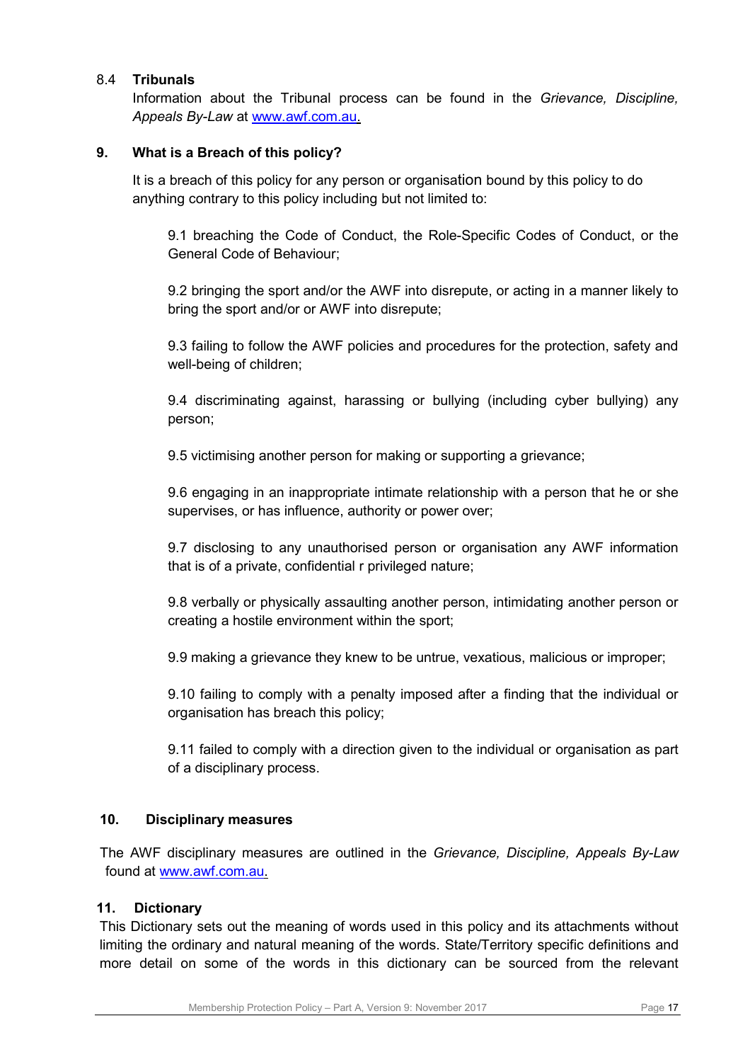### 8.4 Tribunals

Information about the Tribunal process can be found in the *Grievance, Discipline, Appeals By-Law* at www.awf.com.au.

## 9. What is a Breach of this policy?

It is a breach of this policy for any person or organisation bound by this policy to do anything contrary to this policy including but not limited to:

9.1 breaching the Code of Conduct, the Role-Specific Codes of Conduct, or the General Code of Behaviour;

9.2 bringing the sport and/or the AWF into disrepute, or acting in a manner likely to bring the sport and/or or AWF into disrepute;

9.3 failing to follow the AWF policies and procedures for the protection, safety and well-being of children;

9.4 discriminating against, harassing or bullying (including cyber bullying) any person;

9.5 victimising another person for making or supporting a grievance;

9.6 engaging in an inappropriate intimate relationship with a person that he or she supervises, or has influence, authority or power over;

9.7 disclosing to any unauthorised person or organisation any AWF information that is of a private, confidential r privileged nature;

9.8 verbally or physically assaulting another person, intimidating another person or creating a hostile environment within the sport;

9.9 making a grievance they knew to be untrue, vexatious, malicious or improper;

9.10 failing to comply with a penalty imposed after a finding that the individual or organisation has breach this policy;

9.11 failed to comply with a direction given to the individual or organisation as part of a disciplinary process.

## 10. Disciplinary measures

The AWF disciplinary measures are outlined in the *Grievance, Discipline, Appeals By-Law* found at www.awf.com.au.

## 11. Dictionary

This Dictionary sets out the meaning of words used in this policy and its attachments without limiting the ordinary and natural meaning of the words. State/Territory specific definitions and more detail on some of the words in this dictionary can be sourced from the relevant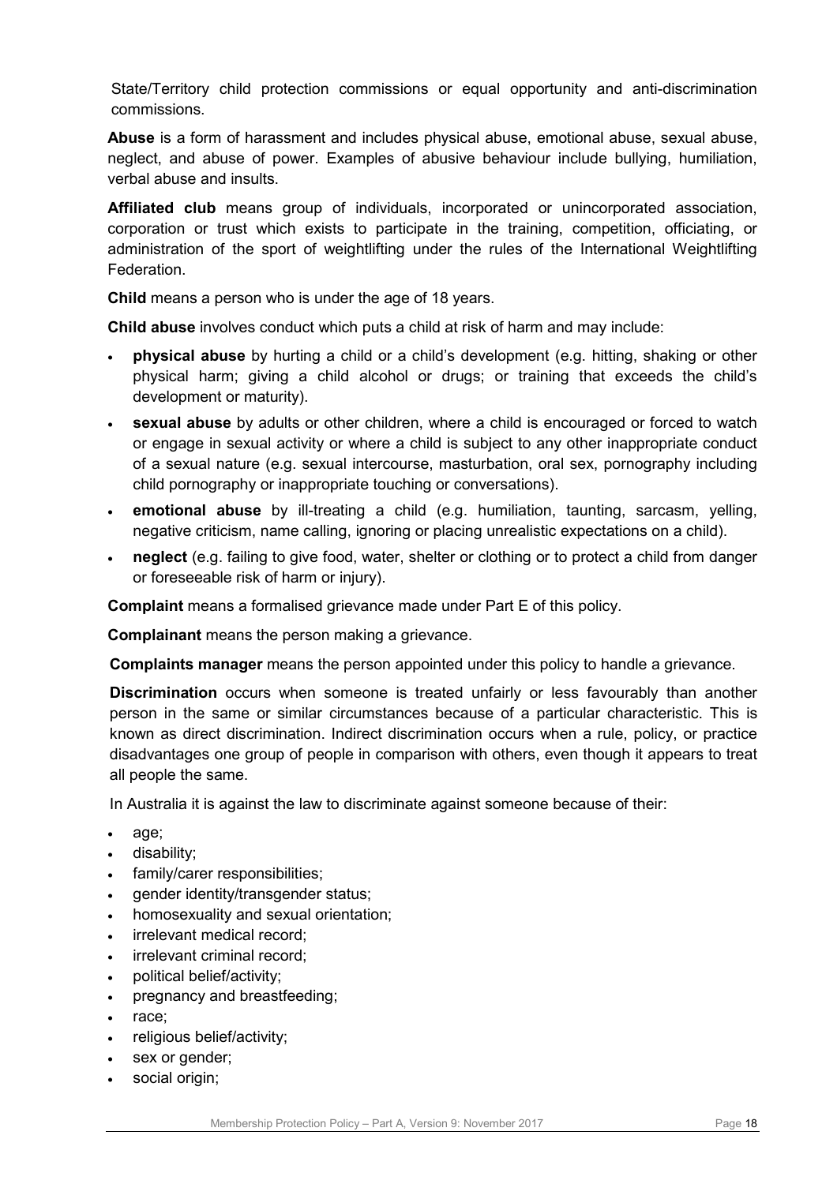State/Territory child protection commissions or equal opportunity and anti-discrimination commissions.

**Abuse** is a form of harassment and includes physical abuse, emotional abuse, sexual abuse, neglect, and abuse of power. Examples of abusive behaviour include bullying, humiliation, verbal abuse and insults.

**Affiliated club** means group of individuals, incorporated or unincorporated association, corporation or trust which exists to participate in the training, competition, officiating, or administration of the sport of weightlifting under the rules of the International Weightlifting Federation.

**Child** means a person who is under the age of 18 years.

**Child abuse** involves conduct which puts a child at risk of harm and may include:

- **physical abuse** by hurting a child or a child's development (e.g. hitting, shaking or other physical harm; giving a child alcohol or drugs; or training that exceeds the child's development or maturity).
- **sexual abuse** by adults or other children, where a child is encouraged or forced to watch or engage in sexual activity or where a child is subject to any other inappropriate conduct of a sexual nature (e.g. sexual intercourse, masturbation, oral sex, pornography including child pornography or inappropriate touching or conversations).
- **emotional abuse** by ill-treating a child (e.g. humiliation, taunting, sarcasm, yelling, negative criticism, name calling, ignoring or placing unrealistic expectations on a child).
- **neglect** (e.g. failing to give food, water, shelter or clothing or to protect a child from danger or foreseeable risk of harm or injury).

**Complaint** means a formalised grievance made under Part E of this policy.

**Complainant** means the person making a grievance.

**Complaints manager** means the person appointed under this policy to handle a grievance.

**Discrimination** occurs when someone is treated unfairly or less favourably than another person in the same or similar circumstances because of a particular characteristic. This is known as direct discrimination. Indirect discrimination occurs when a rule, policy, or practice disadvantages one group of people in comparison with others, even though it appears to treat all people the same.

In Australia it is against the law to discriminate against someone because of their:

- age;
- disability;
- family/carer responsibilities;
- gender identity/transgender status;
- homosexuality and sexual orientation;
- irrelevant medical record;
- irrelevant criminal record;
- political belief/activity;
- pregnancy and breastfeeding;
- race;
- religious belief/activity;
- sex or gender;
- social origin;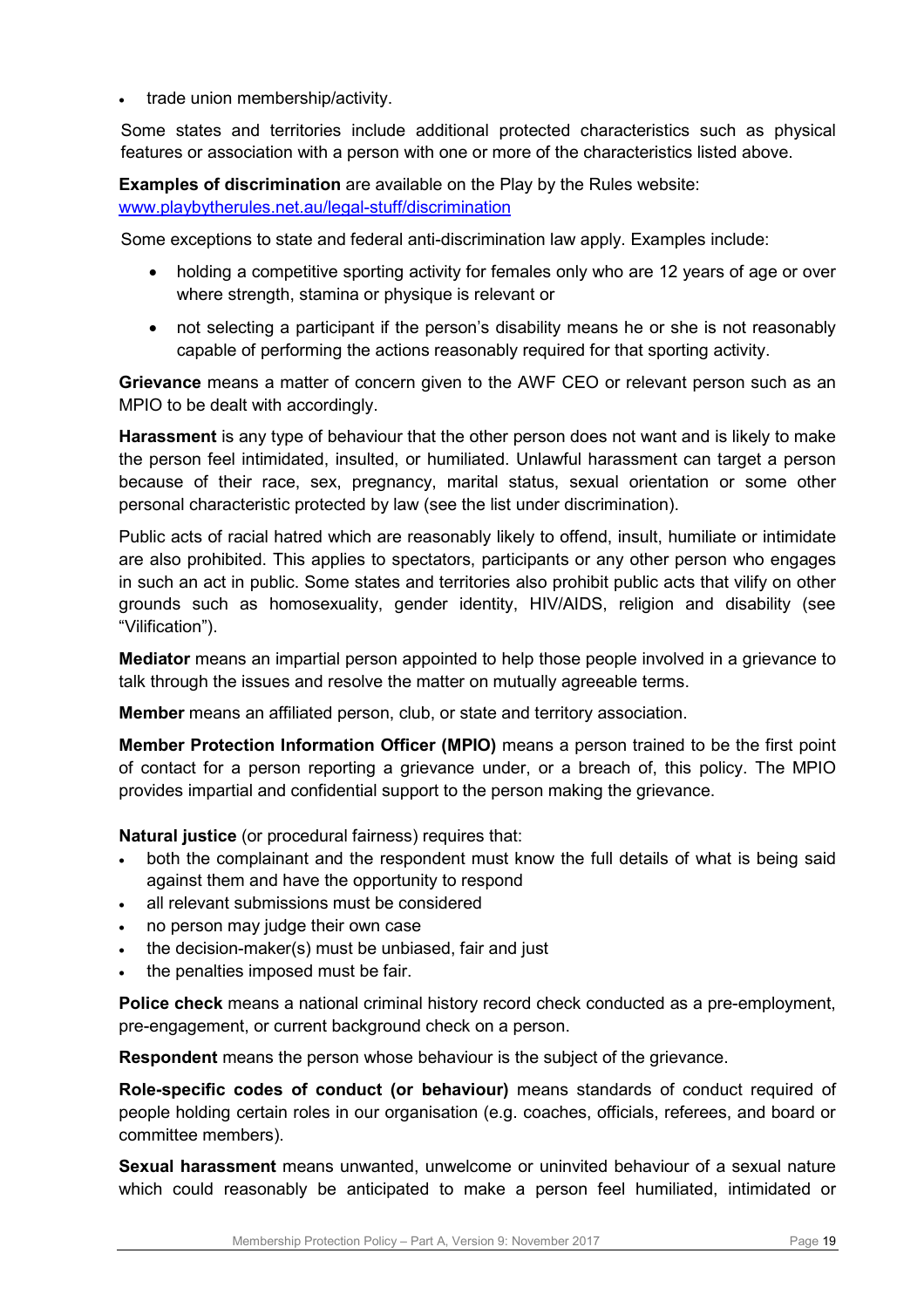- trade union membership/activity.

Some states and territories include additional protected characteristics such as physical features or association with a person with one or more of the characteristics listed above.

**Examples of discrimination** are available on the Play by the Rules website: [www.playbytherules.net.au/legal-stuff/discrimination](www.playbytherules.net.au/legal-stuff/discrimination)

Some exceptions to state and federal anti-discrimination law apply. Examples include:

- holding a competitive sporting activity for females only who are 12 years of age or over where strength, stamina or physique is relevant or
- not selecting a participant if the person's disability means he or she is not reasonably capable of performing the actions reasonably required for that sporting activity.

**Grievance** means a matter of concern given to the AWF CEO or relevant person such as an MPIO to be dealt with accordingly.

**Harassment** is any type of behaviour that the other person does not want and is likely to make the person feel intimidated, insulted, or humiliated. Unlawful harassment can target a person because of their race, sex, pregnancy, marital status, sexual orientation or some other personal characteristic protected by law (see the list under discrimination).

Public acts of racial hatred which are reasonably likely to offend, insult, humiliate or intimidate are also prohibited. This applies to spectators, participants or any other person who engages in such an act in public. Some states and territories also prohibit public acts that vilify on other grounds such as homosexuality, gender identity, HIV/AIDS, religion and disability (see "Vilification").

**Mediator** means an impartial person appointed to help those people involved in a grievance to talk through the issues and resolve the matter on mutually agreeable terms.

**Member** means an affiliated person, club, or state and territory association.

**Member Protection Information Officer (MPIO)** means a person trained to be the first point of contact for a person reporting a grievance under, or a breach of, this policy. The MPIO provides impartial and confidential support to the person making the grievance.

**Natural justice** (or procedural fairness) requires that:

- both the complainant and the respondent must know the full details of what is being said against them and have the opportunity to respond
- all relevant submissions must be considered
- no person may judge their own case
- the decision-maker(s) must be unbiased, fair and just
- the penalties imposed must be fair.

**Police check** means a national criminal history record check conducted as a pre-employment, pre-engagement, or current background check on a person.

**Respondent** means the person whose behaviour is the subject of the grievance.

**Role-specific codes of conduct (or behaviour)** means standards of conduct required of people holding certain roles in our organisation (e.g. coaches, officials, referees, and board or committee members).

**Sexual harassment** means unwanted, unwelcome or uninvited behaviour of a sexual nature which could reasonably be anticipated to make a person feel humiliated, intimidated or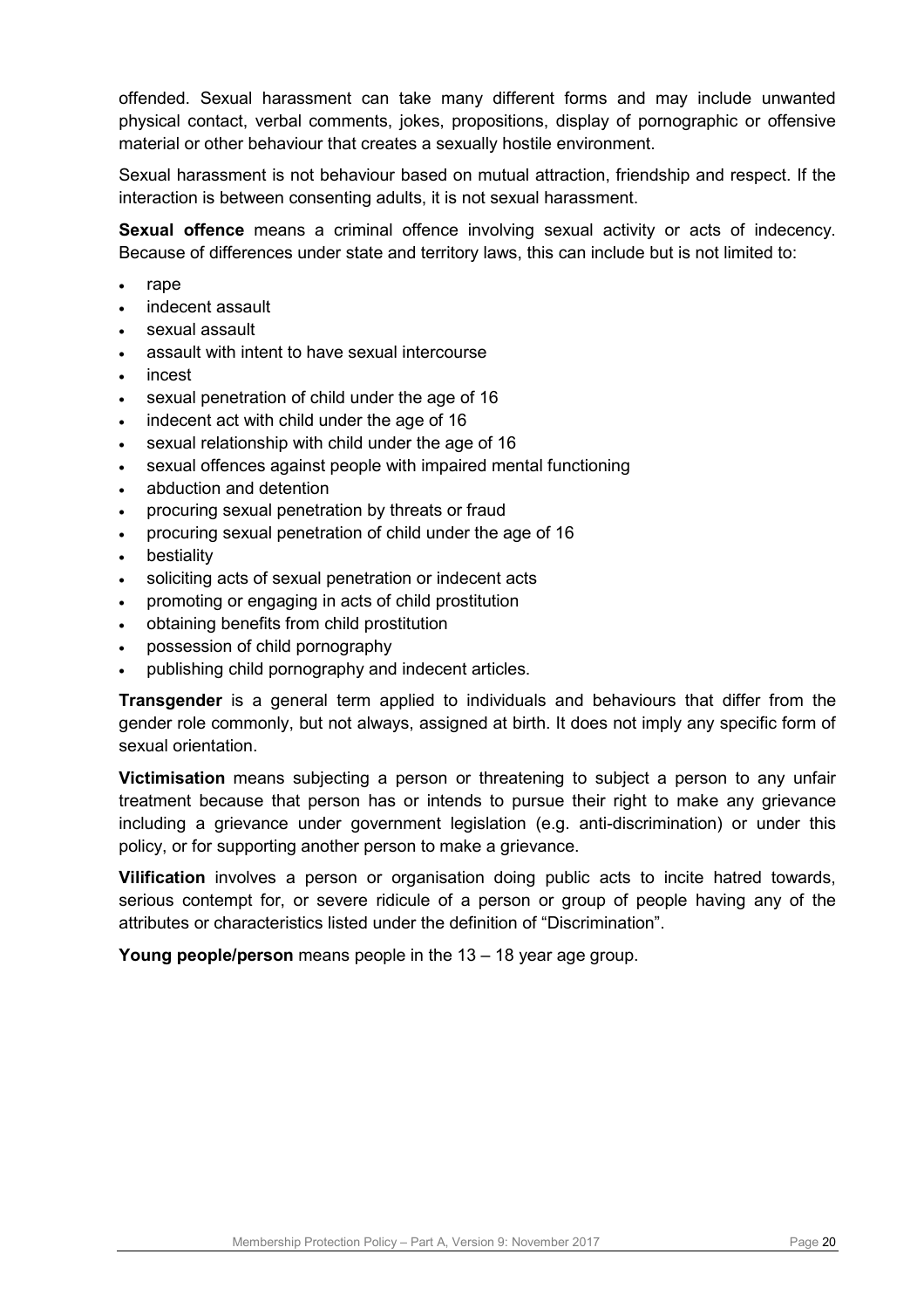offended. Sexual harassment can take many different forms and may include unwanted physical contact, verbal comments, jokes, propositions, display of pornographic or offensive material or other behaviour that creates a sexually hostile environment.

Sexual harassment is not behaviour based on mutual attraction, friendship and respect. If the interaction is between consenting adults, it is not sexual harassment.

**Sexual offence** means a criminal offence involving sexual activity or acts of indecency. Because of differences under state and territory laws, this can include but is not limited to:

- rape
- indecent assault
- sexual assault
- assault with intent to have sexual intercourse
- incest
- sexual penetration of child under the age of 16
- indecent act with child under the age of 16
- sexual relationship with child under the age of 16
- sexual offences against people with impaired mental functioning
- abduction and detention
- procuring sexual penetration by threats or fraud
- procuring sexual penetration of child under the age of 16
- bestiality
- soliciting acts of sexual penetration or indecent acts
- promoting or engaging in acts of child prostitution
- obtaining benefits from child prostitution
- possession of child pornography
- publishing child pornography and indecent articles.

**Transgender** is a general term applied to individuals and behaviours that differ from the gender role commonly, but not always, assigned at birth. It does not imply any specific form of sexual orientation.

**Victimisation** means subjecting a person or threatening to subject a person to any unfair treatment because that person has or intends to pursue their right to make any grievance including a grievance under government legislation (e.g. anti-discrimination) or under this policy, or for supporting another person to make a grievance.

**Vilification** involves a person or organisation doing public acts to incite hatred towards, serious contempt for, or severe ridicule of a person or group of people having any of the attributes or characteristics listed under the definition of "Discrimination".

**Young people/person** means people in the 13 – 18 year age group.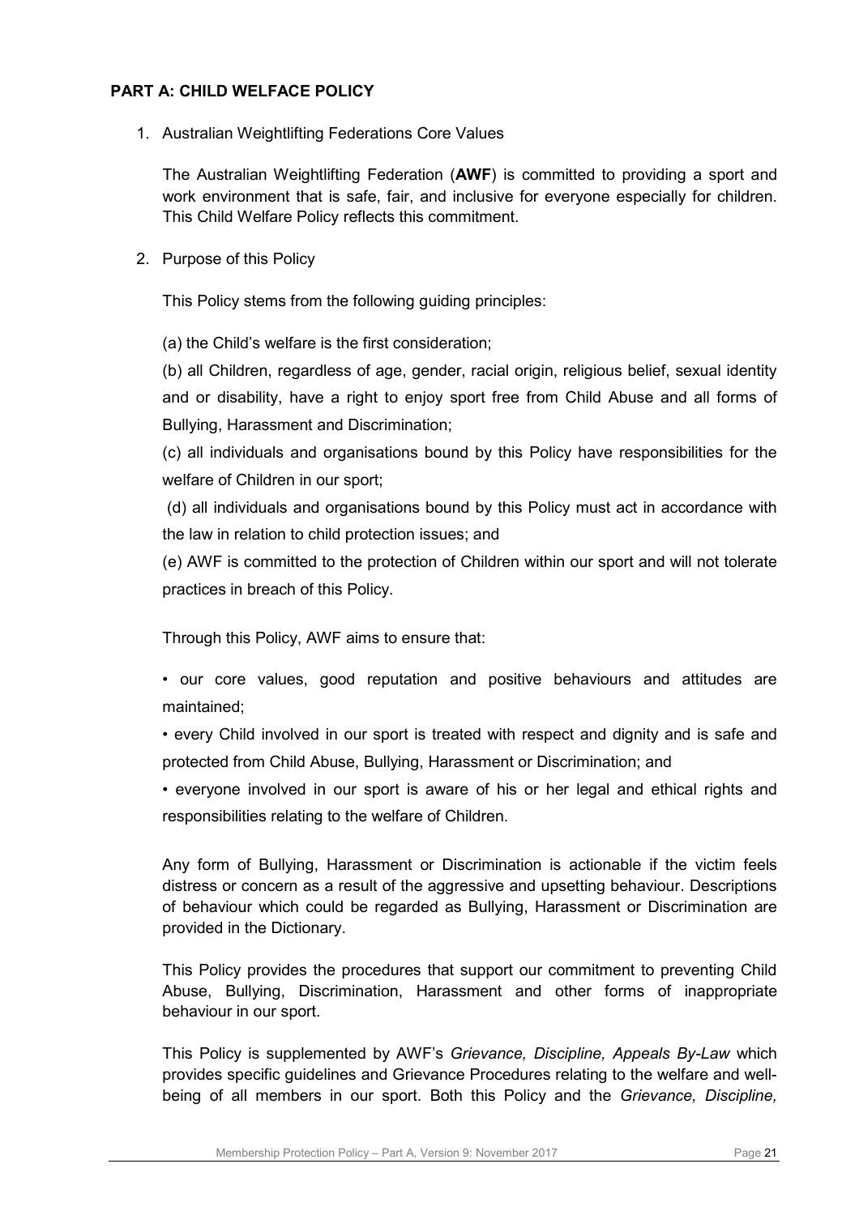## PART A: CHILD WELFACE POLICY

1. Australian Weightlifting Federations Core Values

   The Australian Weightlifting Federation (**AWF**) is committed to providing a sport and work environment that is safe, fair, and inclusive for everyone especially for children. This Child Welfare Policy reflects this commitment.

2. Purpose of this Policy

   This Policy stems from the following guiding principles:

   (a) the Child's welfare is the first consideration;

   (b) all Children, regardless of age, gender, racial origin, religious belief, sexual identity and or disability, have a right to enjoy sport free from Child Abuse and all forms of Bullying, Harassment and Discrimination;

   (c) all individuals and organisations bound by this Policy have responsibilities for the welfare of Children in our sport;

   (d) all individuals and organisations bound by this Policy must act in accordance with the law in relation to child protection issues; and

   (e) AWF is committed to the protection of Children within our sport and will not tolerate practices in breach of this Policy.

   Through this Policy, AWF aims to ensure that:

   • our core values, good reputation and positive behaviours and attitudes are maintained;

   • every Child involved in our sport is treated with respect and dignity and is safe and protected from Child Abuse, Bullying, Harassment or Discrimination; and

   • everyone involved in our sport is aware of his or her legal and ethical rights and responsibilities relating to the welfare of Children.

   Any form of Bullying, Harassment or Discrimination is actionable if the victim feels distress or concern as a result of the aggressive and upsetting behaviour. Descriptions of behaviour which could be regarded as Bullying, Harassment or Discrimination are provided in the Dictionary.

   This Policy provides the procedures that support our commitment to preventing Child Abuse, Bullying, Discrimination, Harassment and other forms of inappropriate behaviour in our sport.

   This Policy is supplemented by AWF's *Grievance, Discipline, Appeals By-Law* which provides specific guidelines and Grievance Procedures relating to the welfare and well-being of all members in our sport. Both this Policy and the *Grievance, Discipline,*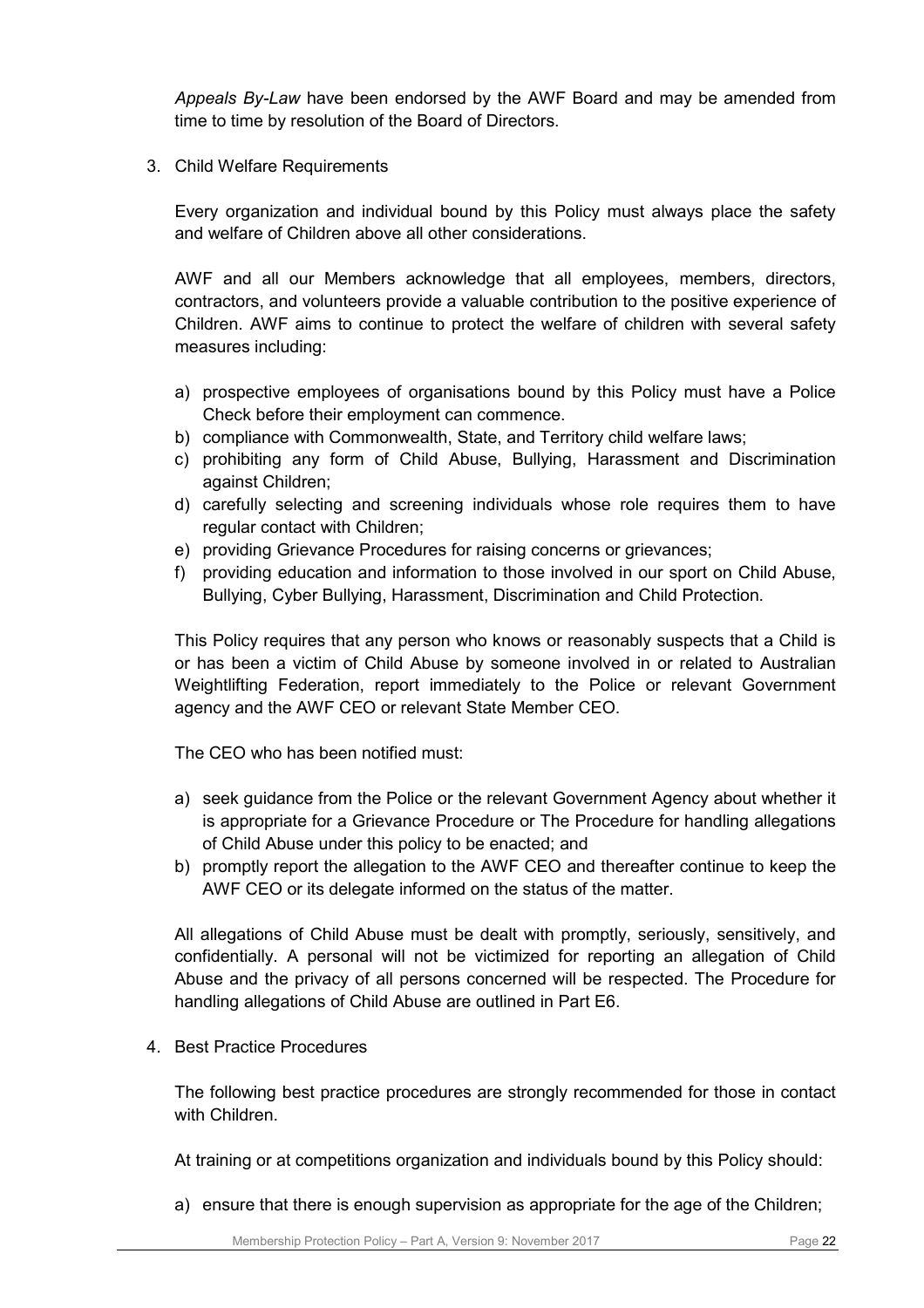*Appeals By-Law* have been endorsed by the AWF Board and may be amended from time to time by resolution of the Board of Directors.

3. Child Welfare Requirements

Every organization and individual bound by this Policy must always place the safety and welfare of Children above all other considerations.

AWF and all our Members acknowledge that all employees, members, directors, contractors, and volunteers provide a valuable contribution to the positive experience of Children. AWF aims to continue to protect the welfare of children with several safety measures including:

a) prospective employees of organisations bound by this Policy must have a Police Check before their employment can commence.
b) compliance with Commonwealth, State, and Territory child welfare laws;
c) prohibiting any form of Child Abuse, Bullying, Harassment and Discrimination against Children;
d) carefully selecting and screening individuals whose role requires them to have regular contact with Children;
e) providing Grievance Procedures for raising concerns or grievances;
f) providing education and information to those involved in our sport on Child Abuse, Bullying, Cyber Bullying, Harassment, Discrimination and Child Protection.

This Policy requires that any person who knows or reasonably suspects that a Child is or has been a victim of Child Abuse by someone involved in or related to Australian Weightlifting Federation, report immediately to the Police or relevant Government agency and the AWF CEO or relevant State Member CEO.

The CEO who has been notified must:

a) seek guidance from the Police or the relevant Government Agency about whether it is appropriate for a Grievance Procedure or The Procedure for handling allegations of Child Abuse under this policy to be enacted; and
b) promptly report the allegation to the AWF CEO and thereafter continue to keep the AWF CEO or its delegate informed on the status of the matter.

All allegations of Child Abuse must be dealt with promptly, seriously, sensitively, and confidentially. A personal will not be victimized for reporting an allegation of Child Abuse and the privacy of all persons concerned will be respected. The Procedure for handling allegations of Child Abuse are outlined in Part E6.

4. Best Practice Procedures

The following best practice procedures are strongly recommended for those in contact with Children.

At training or at competitions organization and individuals bound by this Policy should:

a) ensure that there is enough supervision as appropriate for the age of the Children;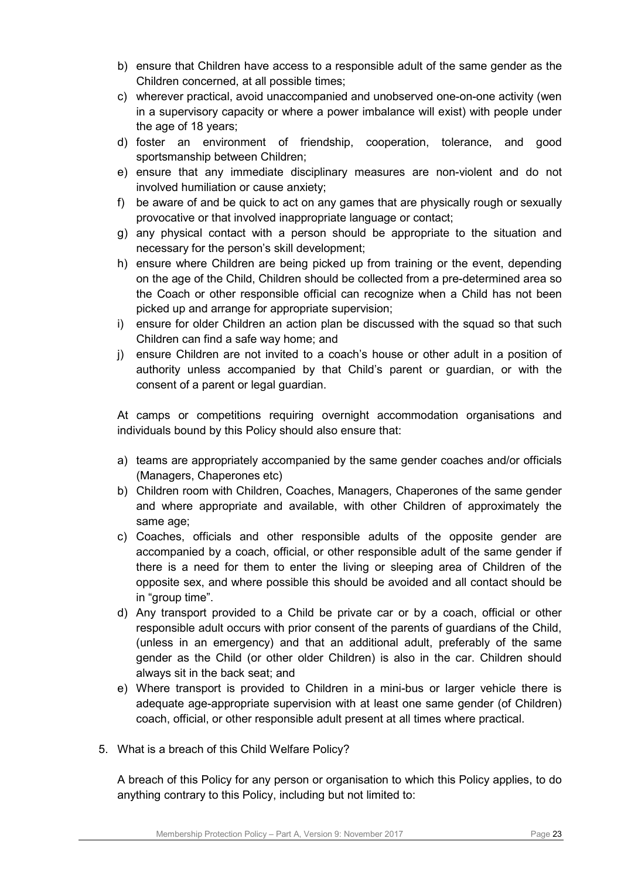b) ensure that Children have access to a responsible adult of the same gender as the Children concerned, at all possible times;
c) wherever practical, avoid unaccompanied and unobserved one-on-one activity (wen in a supervisory capacity or where a power imbalance will exist) with people under the age of 18 years;
d) foster an environment of friendship, cooperation, tolerance, and good sportsmanship between Children;
e) ensure that any immediate disciplinary measures are non-violent and do not involved humiliation or cause anxiety;
f) be aware of and be quick to act on any games that are physically rough or sexually provocative or that involved inappropriate language or contact;
g) any physical contact with a person should be appropriate to the situation and necessary for the person's skill development;
h) ensure where Children are being picked up from training or the event, depending on the age of the Child, Children should be collected from a pre-determined area so the Coach or other responsible official can recognize when a Child has not been picked up and arrange for appropriate supervision;
i) ensure for older Children an action plan be discussed with the squad so that such Children can find a safe way home; and
j) ensure Children are not invited to a coach's house or other adult in a position of authority unless accompanied by that Child's parent or guardian, or with the consent of a parent or legal guardian.

At camps or competitions requiring overnight accommodation organisations and individuals bound by this Policy should also ensure that:

a) teams are appropriately accompanied by the same gender coaches and/or officials (Managers, Chaperones etc)
b) Children room with Children, Coaches, Managers, Chaperones of the same gender and where appropriate and available, with other Children of approximately the same age;
c) Coaches, officials and other responsible adults of the opposite gender are accompanied by a coach, official, or other responsible adult of the same gender if there is a need for them to enter the living or sleeping area of Children of the opposite sex, and where possible this should be avoided and all contact should be in "group time".
d) Any transport provided to a Child be private car or by a coach, official or other responsible adult occurs with prior consent of the parents of guardians of the Child, (unless in an emergency) and that an additional adult, preferably of the same gender as the Child (or other older Children) is also in the car. Children should always sit in the back seat; and
e) Where transport is provided to Children in a mini-bus or larger vehicle there is adequate age-appropriate supervision with at least one same gender (of Children) coach, official, or other responsible adult present at all times where practical.

5. What is a breach of this Child Welfare Policy?

   A breach of this Policy for any person or organisation to which this Policy applies, to do anything contrary to this Policy, including but not limited to: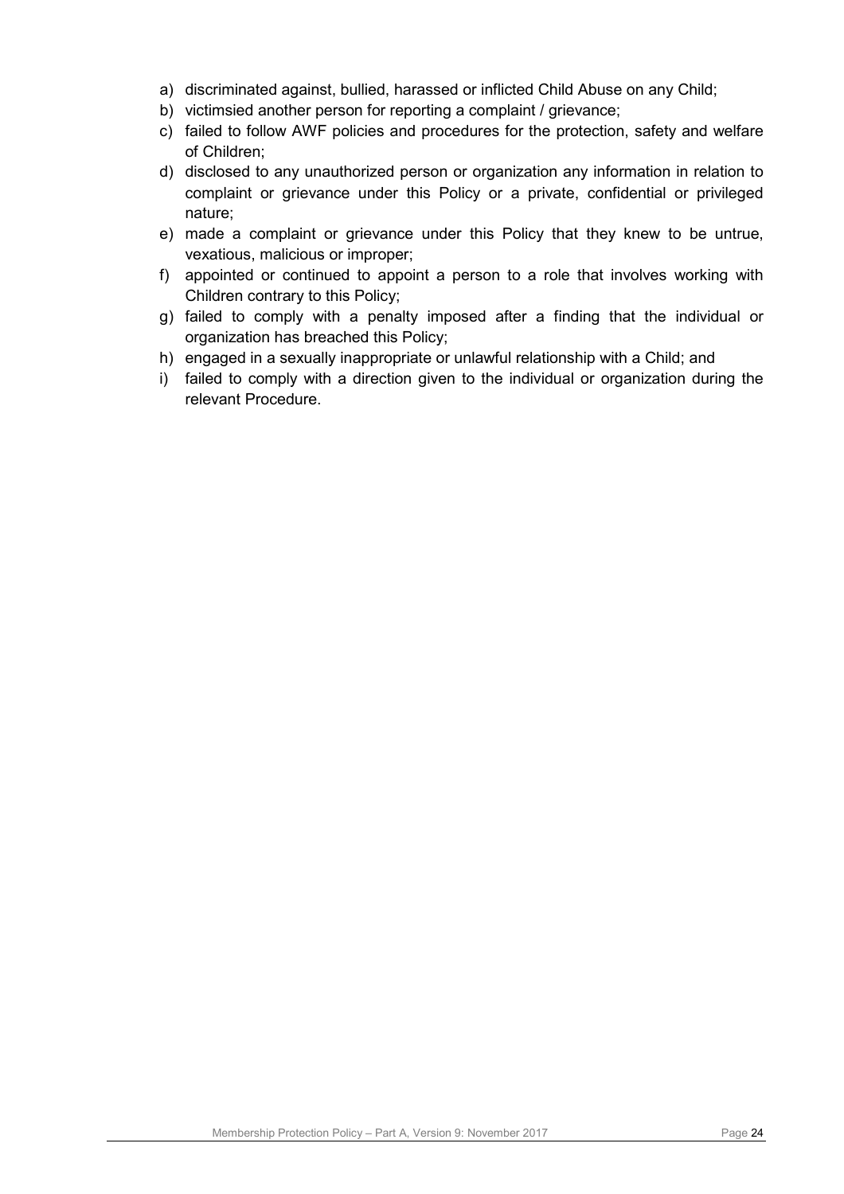a) discriminated against, bullied, harassed or inflicted Child Abuse on any Child;
b) victimsied another person for reporting a complaint / grievance;
c) failed to follow AWF policies and procedures for the protection, safety and welfare of Children;
d) disclosed to any unauthorized person or organization any information in relation to complaint or grievance under this Policy or a private, confidential or privileged nature;
e) made a complaint or grievance under this Policy that they knew to be untrue, vexatious, malicious or improper;
f) appointed or continued to appoint a person to a role that involves working with Children contrary to this Policy;
g) failed to comply with a penalty imposed after a finding that the individual or organization has breached this Policy;
h) engaged in a sexually inappropriate or unlawful relationship with a Child; and
i) failed to comply with a direction given to the individual or organization during the relevant Procedure.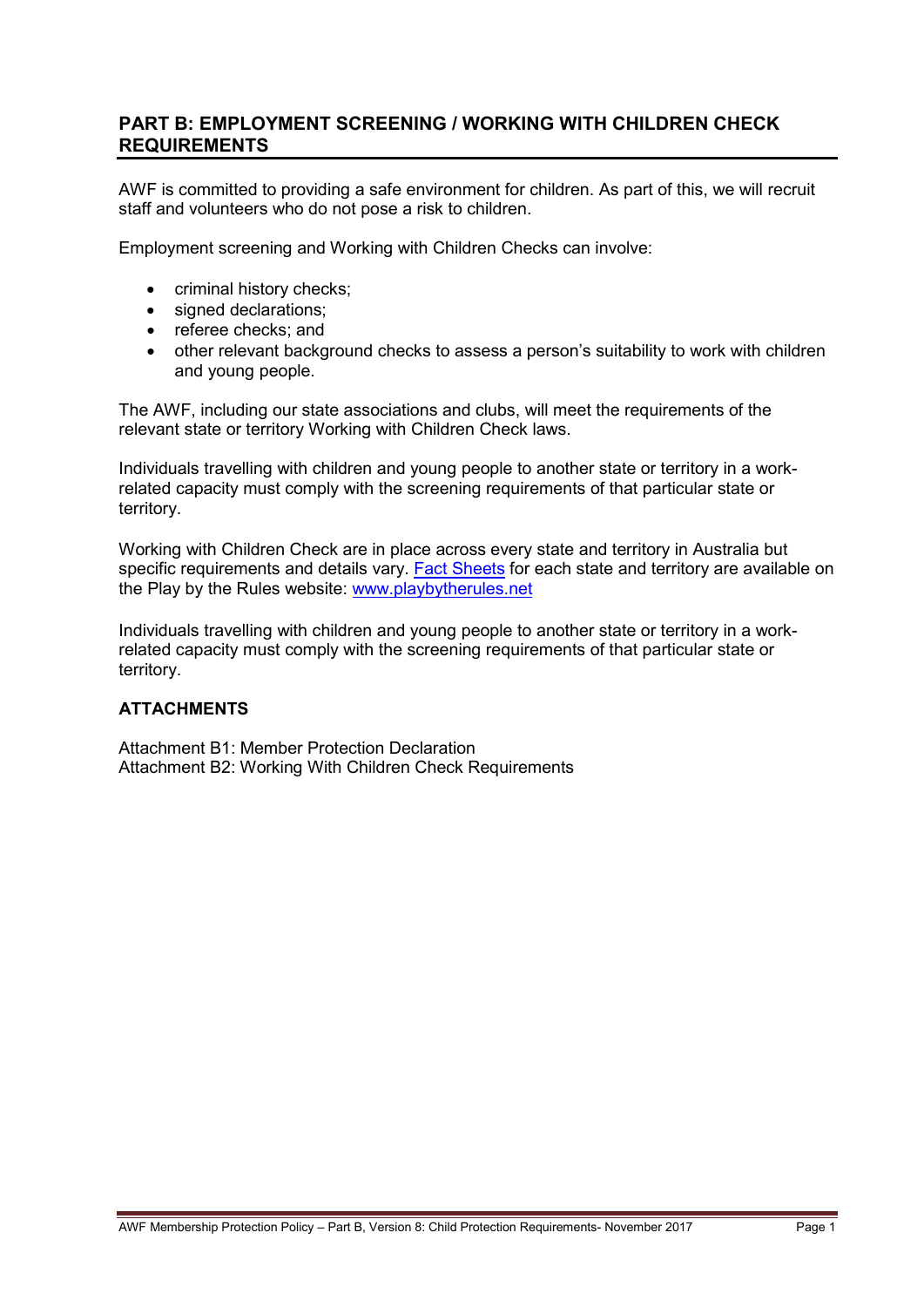## PART B: EMPLOYMENT SCREENING / WORKING WITH CHILDREN CHECK REQUIREMENTS

AWF is committed to providing a safe environment for children. As part of this, we will recruit staff and volunteers who do not pose a risk to children.

Employment screening and Working with Children Checks can involve:

- criminal history checks;
- signed declarations;
- referee checks; and
- other relevant background checks to assess a person's suitability to work with children and young people.

The AWF, including our state associations and clubs, will meet the requirements of the relevant state or territory Working with Children Check laws.

Individuals travelling with children and young people to another state or territory in a work-related capacity must comply with the screening requirements of that particular state or territory.

Working with Children Check are in place across every state and territory in Australia but specific requirements and details vary. Fact Sheets for each state and territory are available on the Play by the Rules website: www.playbytherules.net

Individuals travelling with children and young people to another state or territory in a work-related capacity must comply with the screening requirements of that particular state or territory.

### ATTACHMENTS

Attachment B1: Member Protection Declaration
Attachment B2: Working With Children Check Requirements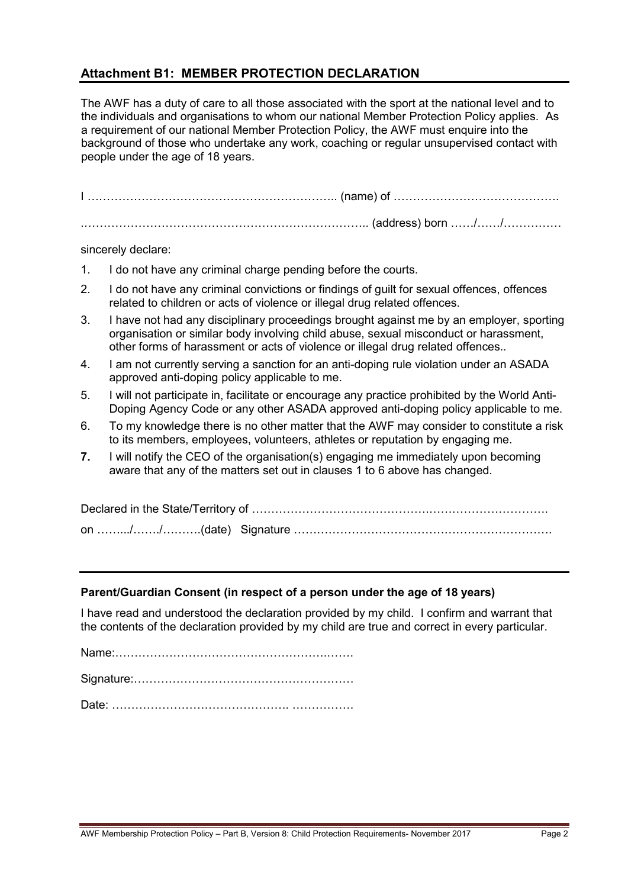## Attachment B1: MEMBER PROTECTION DECLARATION

The AWF has a duty of care to all those associated with the sport at the national level and to the individuals and organisations to whom our national Member Protection Policy applies. As a requirement of our national Member Protection Policy, the AWF must enquire into the background of those who undertake any work, coaching or regular unsupervised contact with people under the age of 18 years.

I ……………………………………………………….. (name) of …………………………………….

……………………………………………………………….. (address) born ……/……/……………

sincerely declare:

1. I do not have any criminal charge pending before the courts.
2. I do not have any criminal convictions or findings of guilt for sexual offences, offences related to children or acts of violence or illegal drug related offences.
3. I have not had any disciplinary proceedings brought against me by an employer, sporting organisation or similar body involving child abuse, sexual misconduct or harassment, other forms of harassment or acts of violence or illegal drug related offences..
4. I am not currently serving a sanction for an anti-doping rule violation under an ASADA approved anti-doping policy applicable to me.
5. I will not participate in, facilitate or encourage any practice prohibited by the World Anti-Doping Agency Code or any other ASADA approved anti-doping policy applicable to me.
6. To my knowledge there is no other matter that the AWF may consider to constitute a risk to its members, employees, volunteers, athletes or reputation by engaging me.
7. I will notify the CEO of the organisation(s) engaging me immediately upon becoming aware that any of the matters set out in clauses 1 to 6 above has changed.

Declared in the State/Territory of ……………………………………….……………………….

on ……../……./……….(date) Signature …………………………………………………………

---

**Parent/Guardian Consent (in respect of a person under the age of 18 years)**

I have read and understood the declaration provided by my child. I confirm and warrant that the contents of the declaration provided by my child are true and correct in every particular.

Name:…………………………………………………….

Signature:…………………………………………………

Date: ……………………………………. …………….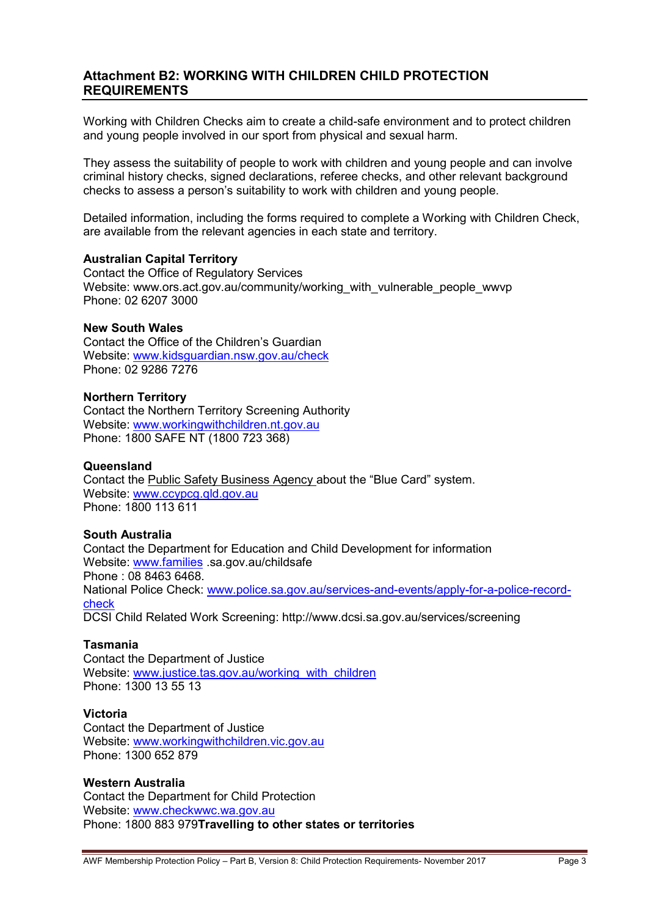## Attachment B2: WORKING WITH CHILDREN CHILD PROTECTION REQUIREMENTS

Working with Children Checks aim to create a child-safe environment and to protect children and young people involved in our sport from physical and sexual harm.

They assess the suitability of people to work with children and young people and can involve criminal history checks, signed declarations, referee checks, and other relevant background checks to assess a person's suitability to work with children and young people.

Detailed information, including the forms required to complete a Working with Children Check, are available from the relevant agencies in each state and territory.

**Australian Capital Territory**
Contact the Office of Regulatory Services
Website: www.ors.act.gov.au/community/working_with_vulnerable_people_wwvp
Phone: 02 6207 3000

**New South Wales**
Contact the Office of the Children's Guardian
Website: www.kidsguardian.nsw.gov.au/check
Phone: 02 9286 7276

**Northern Territory**
Contact the Northern Territory Screening Authority
Website: www.workingwithchildren.nt.gov.au
Phone: 1800 SAFE NT (1800 723 368)

**Queensland**
Contact the Public Safety Business Agency about the "Blue Card" system.
Website: www.ccypcg.qld.gov.au
Phone: 1800 113 611

**South Australia**
Contact the Department for Education and Child Development for information
Website: www.families .sa.gov.au/childsafe
Phone : 08 8463 6468.
National Police Check: www.police.sa.gov.au/services-and-events/apply-for-a-police-record-check
DCSI Child Related Work Screening: http://www.dcsi.sa.gov.au/services/screening

**Tasmania**
Contact the Department of Justice
Website: www.justice.tas.gov.au/working_with_children
Phone: 1300 13 55 13

**Victoria**
Contact the Department of Justice
Website: www.workingwithchildren.vic.gov.au
Phone: 1300 652 879

**Western Australia**
Contact the Department for Child Protection
Website: www.checkwwc.wa.gov.au
Phone: 1800 883 979**Travelling to other states or territories**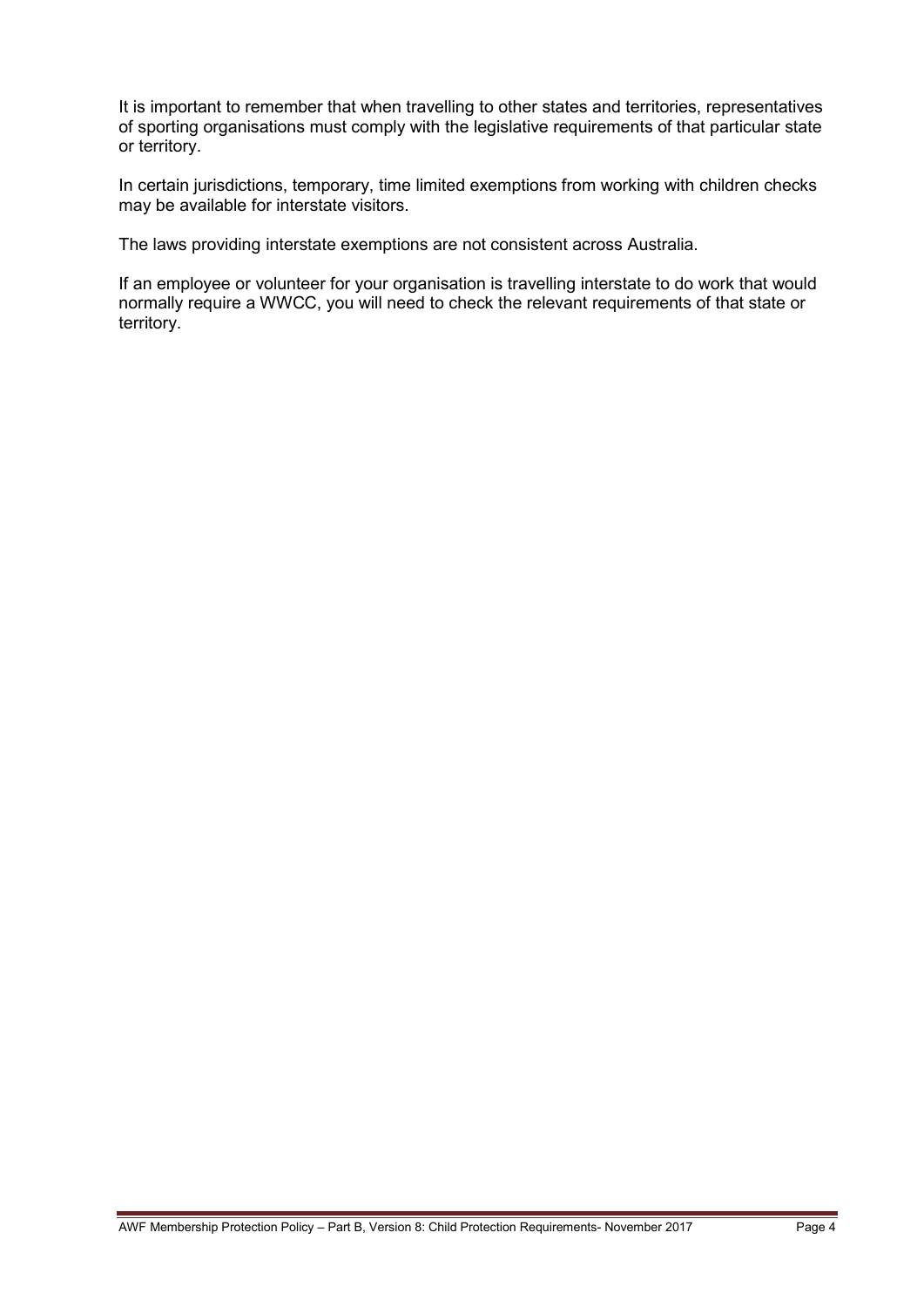It is important to remember that when travelling to other states and territories, representatives of sporting organisations must comply with the legislative requirements of that particular state or territory.

In certain jurisdictions, temporary, time limited exemptions from working with children checks may be available for interstate visitors.

The laws providing interstate exemptions are not consistent across Australia.

If an employee or volunteer for your organisation is travelling interstate to do work that would normally require a WWCC, you will need to check the relevant requirements of that state or territory.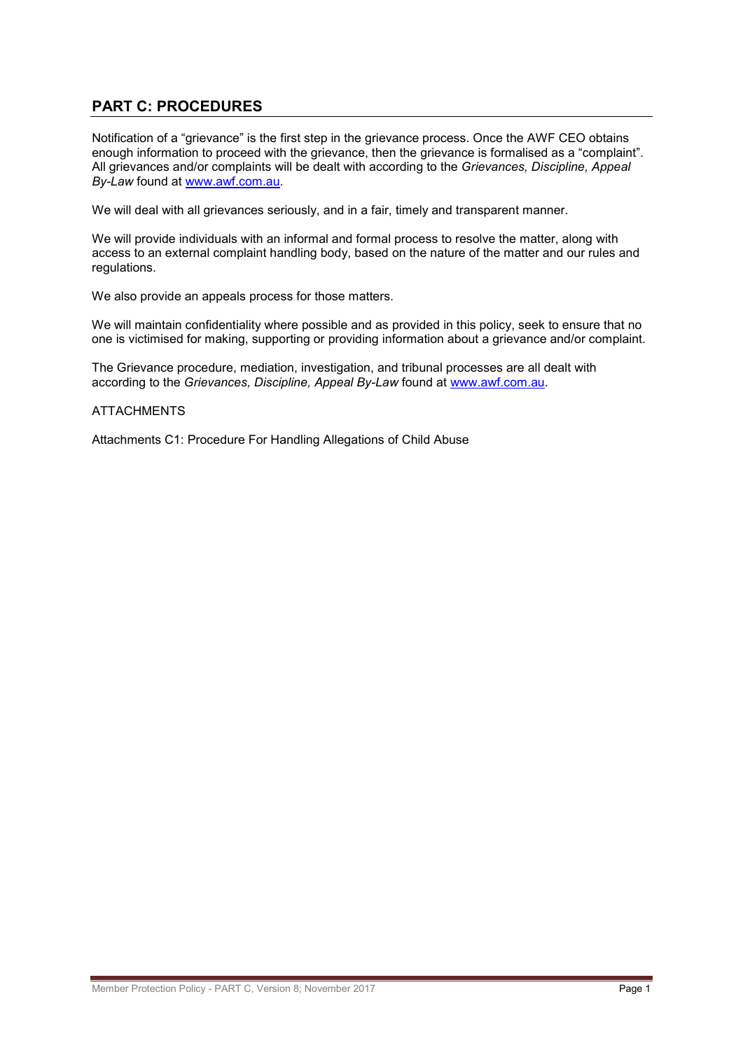## PART C: PROCEDURES

Notification of a "grievance" is the first step in the grievance process. Once the AWF CEO obtains enough information to proceed with the grievance, then the grievance is formalised as a "complaint". All grievances and/or complaints will be dealt with according to the *Grievances, Discipline, Appeal By-Law* found at www.awf.com.au.

We will deal with all grievances seriously, and in a fair, timely and transparent manner.

We will provide individuals with an informal and formal process to resolve the matter, along with access to an external complaint handling body, based on the nature of the matter and our rules and regulations.

We also provide an appeals process for those matters.

We will maintain confidentiality where possible and as provided in this policy, seek to ensure that no one is victimised for making, supporting or providing information about a grievance and/or complaint.

The Grievance procedure, mediation, investigation, and tribunal processes are all dealt with according to the *Grievances, Discipline, Appeal By-Law* found at www.awf.com.au.

ATTACHMENTS

Attachments C1: Procedure For Handling Allegations of Child Abuse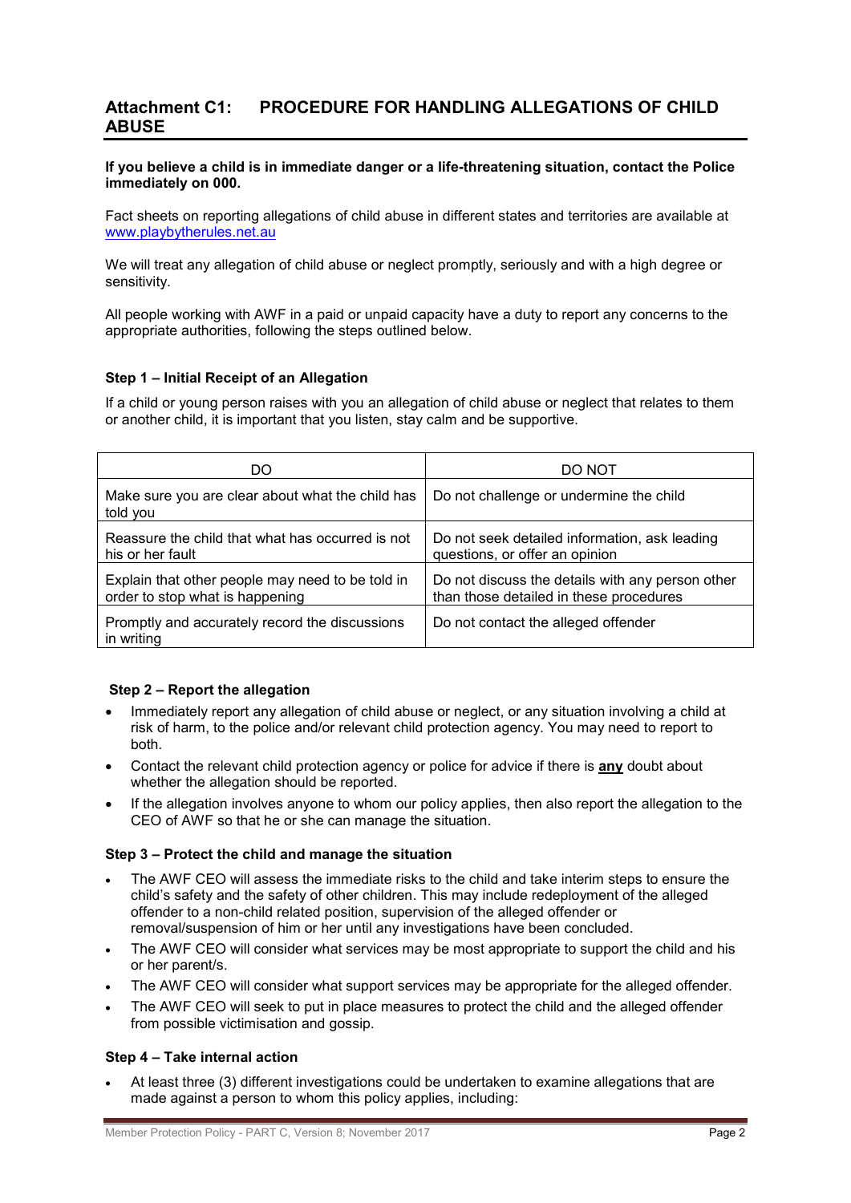## Attachment C1: PROCEDURE FOR HANDLING ALLEGATIONS OF CHILD ABUSE

**If you believe a child is in immediate danger or a life-threatening situation, contact the Police immediately on 000.**

Fact sheets on reporting allegations of child abuse in different states and territories are available at www.playbytherules.net.au

We will treat any allegation of child abuse or neglect promptly, seriously and with a high degree or sensitivity.

All people working with AWF in a paid or unpaid capacity have a duty to report any concerns to the appropriate authorities, following the steps outlined below.

### Step 1 – Initial Receipt of an Allegation

If a child or young person raises with you an allegation of child abuse or neglect that relates to them or another child, it is important that you listen, stay calm and be supportive.

| DO | DO NOT |
|---|---|
| Make sure you are clear about what the child has told you | Do not challenge or undermine the child |
| Reassure the child that what has occurred is not his or her fault | Do not seek detailed information, ask leading questions, or offer an opinion |
| Explain that other people may need to be told in order to stop what is happening | Do not discuss the details with any person other than those detailed in these procedures |
| Promptly and accurately record the discussions in writing | Do not contact the alleged offender |

### Step 2 – Report the allegation

- Immediately report any allegation of child abuse or neglect, or any situation involving a child at risk of harm, to the police and/or relevant child protection agency. You may need to report to both.
- Contact the relevant child protection agency or police for advice if there is **any** doubt about whether the allegation should be reported.
- If the allegation involves anyone to whom our policy applies, then also report the allegation to the CEO of AWF so that he or she can manage the situation.

### Step 3 – Protect the child and manage the situation

- The AWF CEO will assess the immediate risks to the child and take interim steps to ensure the child's safety and the safety of other children. This may include redeployment of the alleged offender to a non-child related position, supervision of the alleged offender or removal/suspension of him or her until any investigations have been concluded.
- The AWF CEO will consider what services may be most appropriate to support the child and his or her parent/s.
- The AWF CEO will consider what support services may be appropriate for the alleged offender.
- The AWF CEO will seek to put in place measures to protect the child and the alleged offender from possible victimisation and gossip.

### Step 4 – Take internal action

- At least three (3) different investigations could be undertaken to examine allegations that are made against a person to whom this policy applies, including: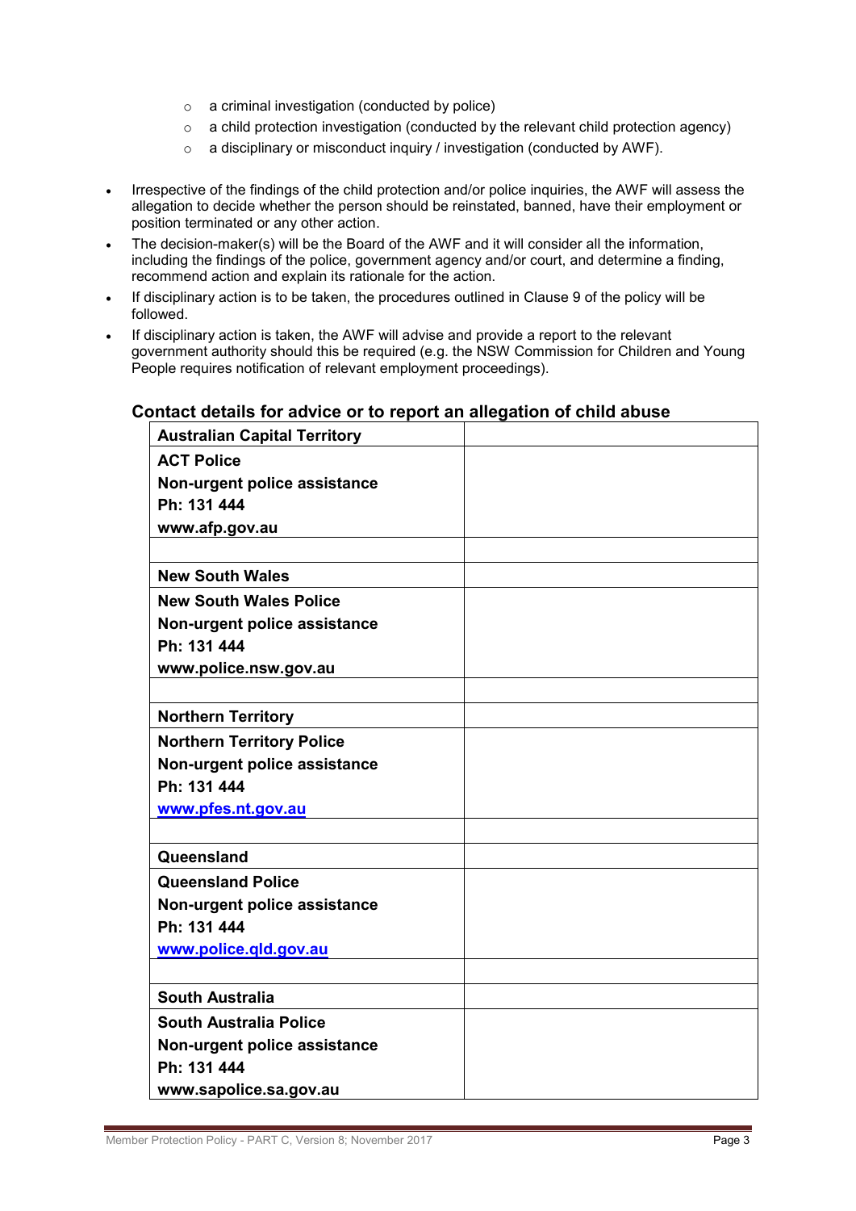- a criminal investigation (conducted by police)
  - a child protection investigation (conducted by the relevant child protection agency)
  - a disciplinary or misconduct inquiry / investigation (conducted by AWF).

- Irrespective of the findings of the child protection and/or police inquiries, the AWF will assess the allegation to decide whether the person should be reinstated, banned, have their employment or position terminated or any other action.
- The decision-maker(s) will be the Board of the AWF and it will consider all the information, including the findings of the police, government agency and/or court, and determine a finding, recommend action and explain its rationale for the action.
- If disciplinary action is to be taken, the procedures outlined in Clause 9 of the policy will be followed.
- If disciplinary action is taken, the AWF will advise and provide a report to the relevant government authority should this be required (e.g. the NSW Commission for Children and Young People requires notification of relevant employment proceedings).

### Contact details for advice or to report an allegation of child abuse

| **Australian Capital Territory** | |
|---|---|
| **ACT Police**<br>**Non-urgent police assistance**<br>**Ph: 131 444**<br>**www.afp.gov.au** | |
| | |
| **New South Wales** | |
| **New South Wales Police**<br>**Non-urgent police assistance**<br>**Ph: 131 444**<br>**www.police.nsw.gov.au** | |
| | |
| **Northern Territory** | |
| **Northern Territory Police**<br>**Non-urgent police assistance**<br>**Ph: 131 444**<br>**www.pfes.nt.gov.au** | |
| | |
| **Queensland** | |
| **Queensland Police**<br>**Non-urgent police assistance**<br>**Ph: 131 444**<br>**www.police.qld.gov.au** | |
| | |
| **South Australia** | |
| **South Australia Police**<br>**Non-urgent police assistance**<br>**Ph: 131 444**<br>**www.sapolice.sa.gov.au** | |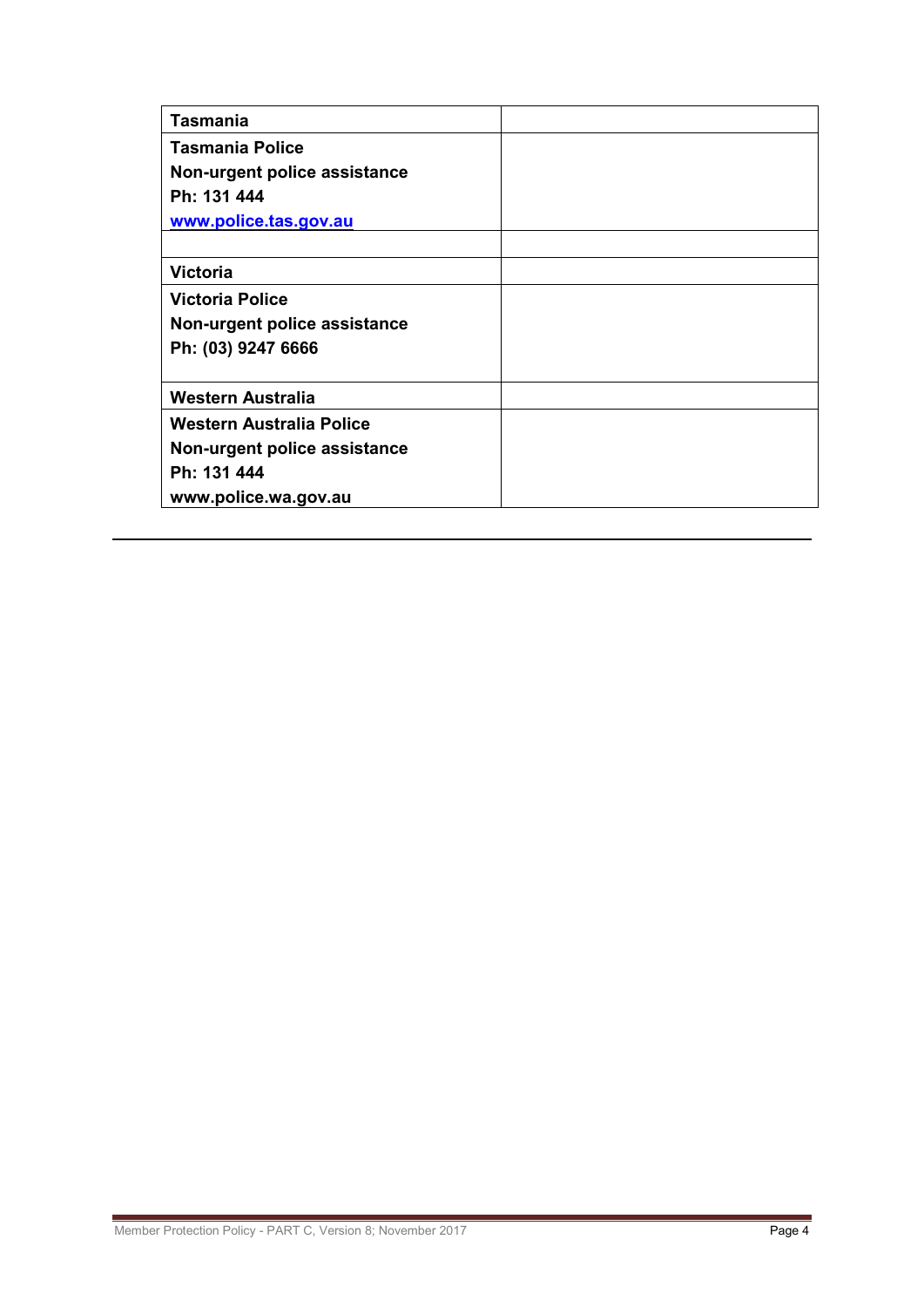| **Tasmania** | |
|---|---|
| **Tasmania Police**<br>**Non-urgent police assistance**<br>**Ph: 131 444**<br>**www.police.tas.gov.au** | |
| | |
| **Victoria** | |
| **Victoria Police**<br>**Non-urgent police assistance**<br>**Ph: (03) 9247 6666** | |
| **Western Australia** | |
| **Western Australia Police**<br>**Non-urgent police assistance**<br>**Ph: 131 444**<br>**www.police.wa.gov.au** | |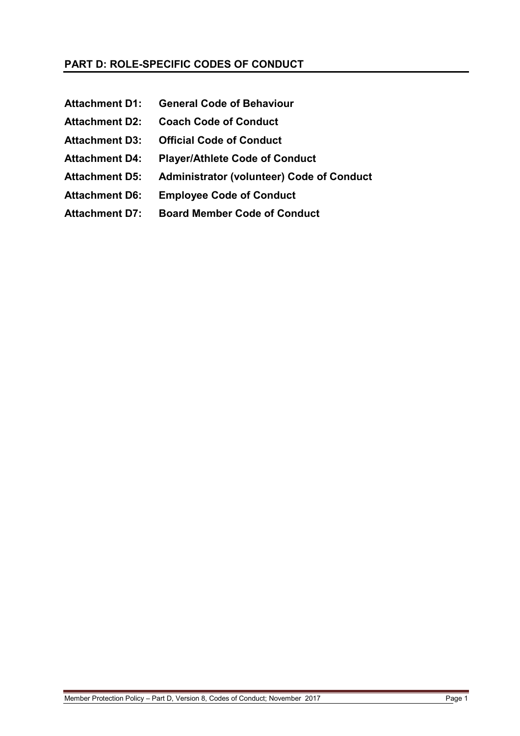## PART D: ROLE-SPECIFIC CODES OF CONDUCT

**Attachment D1: General Code of Behaviour**

**Attachment D2: Coach Code of Conduct**

**Attachment D3: Official Code of Conduct**

**Attachment D4: Player/Athlete Code of Conduct**

**Attachment D5: Administrator (volunteer) Code of Conduct**

**Attachment D6: Employee Code of Conduct**

**Attachment D7: Board Member Code of Conduct**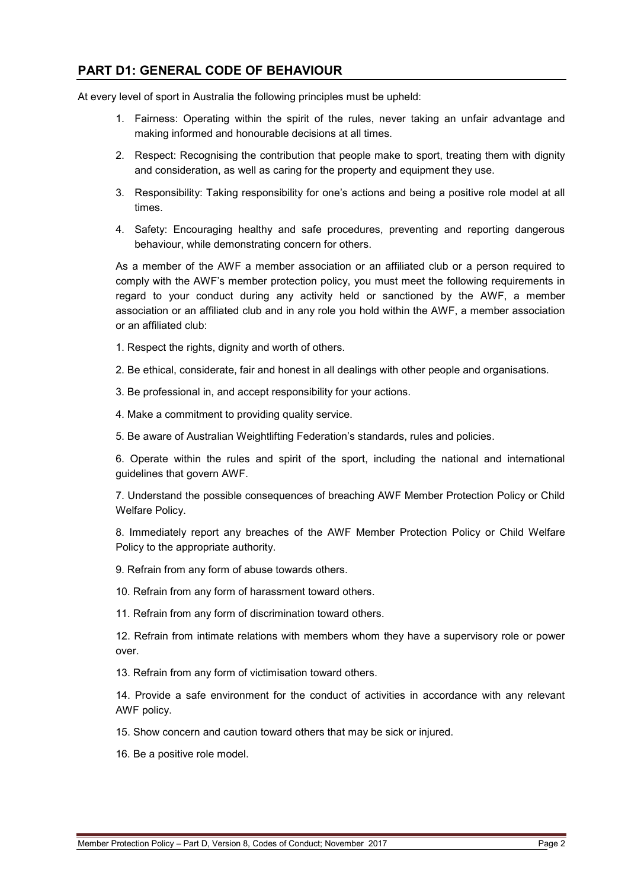## PART D1: GENERAL CODE OF BEHAVIOUR

At every level of sport in Australia the following principles must be upheld:

1. Fairness: Operating within the spirit of the rules, never taking an unfair advantage and making informed and honourable decisions at all times.
2. Respect: Recognising the contribution that people make to sport, treating them with dignity and consideration, as well as caring for the property and equipment they use.
3. Responsibility: Taking responsibility for one's actions and being a positive role model at all times.
4. Safety: Encouraging healthy and safe procedures, preventing and reporting dangerous behaviour, while demonstrating concern for others.

As a member of the AWF a member association or an affiliated club or a person required to comply with the AWF's member protection policy, you must meet the following requirements in regard to your conduct during any activity held or sanctioned by the AWF, a member association or an affiliated club and in any role you hold within the AWF, a member association or an affiliated club:

1. Respect the rights, dignity and worth of others.
2. Be ethical, considerate, fair and honest in all dealings with other people and organisations.
3. Be professional in, and accept responsibility for your actions.
4. Make a commitment to providing quality service.
5. Be aware of Australian Weightlifting Federation's standards, rules and policies.
6. Operate within the rules and spirit of the sport, including the national and international guidelines that govern AWF.
7. Understand the possible consequences of breaching AWF Member Protection Policy or Child Welfare Policy.
8. Immediately report any breaches of the AWF Member Protection Policy or Child Welfare Policy to the appropriate authority.
9. Refrain from any form of abuse towards others.
10. Refrain from any form of harassment toward others.
11. Refrain from any form of discrimination toward others.
12. Refrain from intimate relations with members whom they have a supervisory role or power over.
13. Refrain from any form of victimisation toward others.
14. Provide a safe environment for the conduct of activities in accordance with any relevant AWF policy.
15. Show concern and caution toward others that may be sick or injured.
16. Be a positive role model.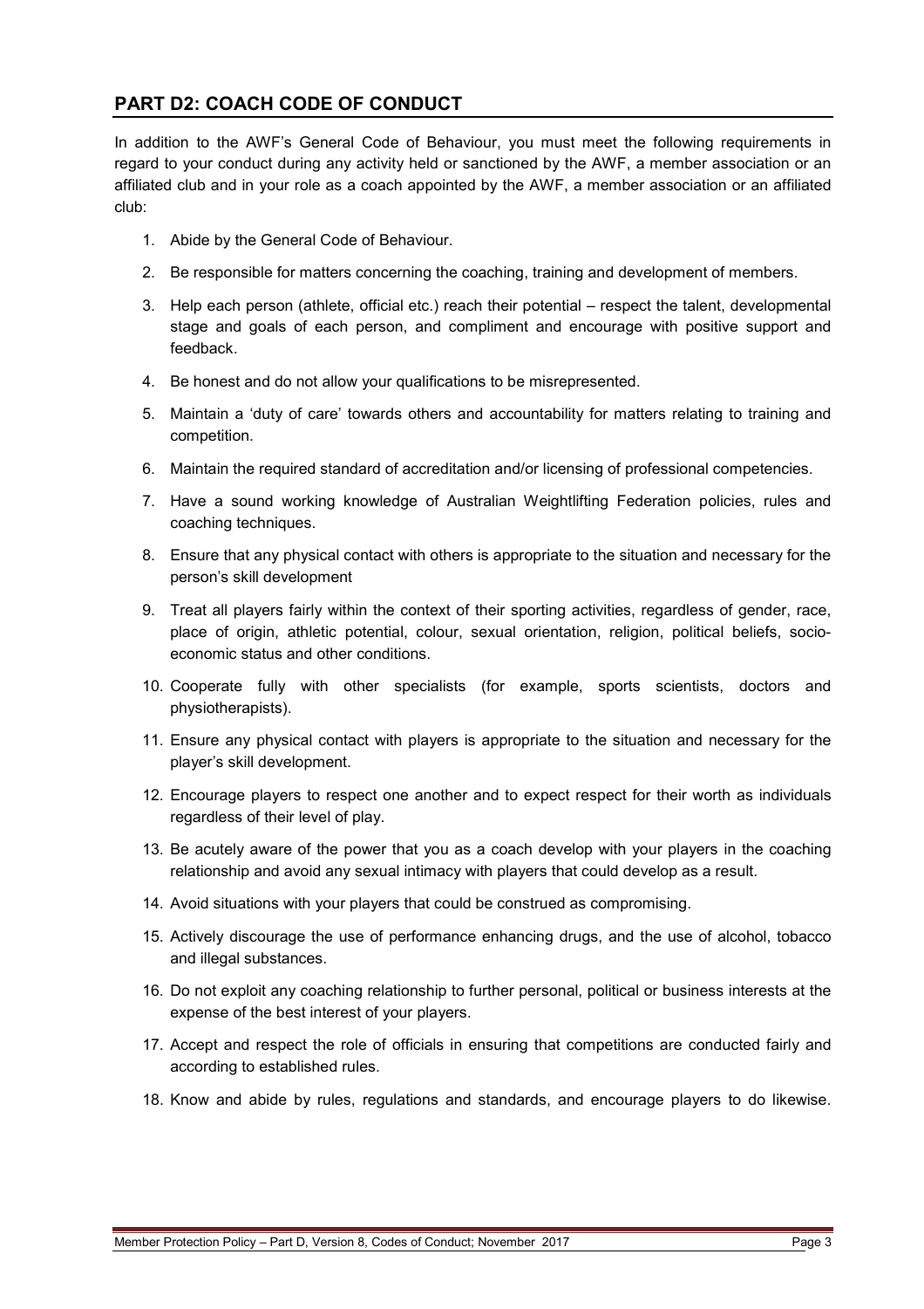## PART D2: COACH CODE OF CONDUCT

In addition to the AWF's General Code of Behaviour, you must meet the following requirements in regard to your conduct during any activity held or sanctioned by the AWF, a member association or an affiliated club and in your role as a coach appointed by the AWF, a member association or an affiliated club:

1. Abide by the General Code of Behaviour.
2. Be responsible for matters concerning the coaching, training and development of members.
3. Help each person (athlete, official etc.) reach their potential – respect the talent, developmental stage and goals of each person, and compliment and encourage with positive support and feedback.
4. Be honest and do not allow your qualifications to be misrepresented.
5. Maintain a 'duty of care' towards others and accountability for matters relating to training and competition.
6. Maintain the required standard of accreditation and/or licensing of professional competencies.
7. Have a sound working knowledge of Australian Weightlifting Federation policies, rules and coaching techniques.
8. Ensure that any physical contact with others is appropriate to the situation and necessary for the person's skill development
9. Treat all players fairly within the context of their sporting activities, regardless of gender, race, place of origin, athletic potential, colour, sexual orientation, religion, political beliefs, socio-economic status and other conditions.
10. Cooperate fully with other specialists (for example, sports scientists, doctors and physiotherapists).
11. Ensure any physical contact with players is appropriate to the situation and necessary for the player's skill development.
12. Encourage players to respect one another and to expect respect for their worth as individuals regardless of their level of play.
13. Be acutely aware of the power that you as a coach develop with your players in the coaching relationship and avoid any sexual intimacy with players that could develop as a result.
14. Avoid situations with your players that could be construed as compromising.
15. Actively discourage the use of performance enhancing drugs, and the use of alcohol, tobacco and illegal substances.
16. Do not exploit any coaching relationship to further personal, political or business interests at the expense of the best interest of your players.
17. Accept and respect the role of officials in ensuring that competitions are conducted fairly and according to established rules.
18. Know and abide by rules, regulations and standards, and encourage players to do likewise.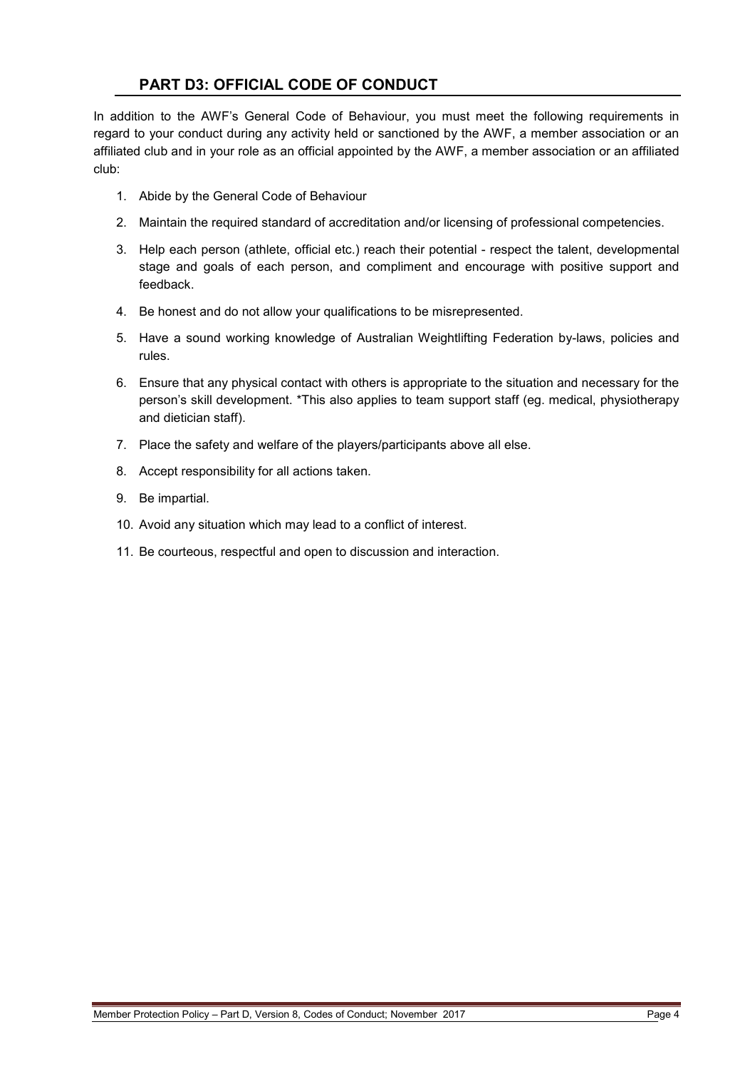## PART D3: OFFICIAL CODE OF CONDUCT

In addition to the AWF's General Code of Behaviour, you must meet the following requirements in regard to your conduct during any activity held or sanctioned by the AWF, a member association or an affiliated club and in your role as an official appointed by the AWF, a member association or an affiliated club:

1. Abide by the General Code of Behaviour
2. Maintain the required standard of accreditation and/or licensing of professional competencies.
3. Help each person (athlete, official etc.) reach their potential - respect the talent, developmental stage and goals of each person, and compliment and encourage with positive support and feedback.
4. Be honest and do not allow your qualifications to be misrepresented.
5. Have a sound working knowledge of Australian Weightlifting Federation by-laws, policies and rules.
6. Ensure that any physical contact with others is appropriate to the situation and necessary for the person's skill development. *This also applies to team support staff (eg. medical, physiotherapy and dietician staff).
7. Place the safety and welfare of the players/participants above all else.
8. Accept responsibility for all actions taken.
9. Be impartial.
10. Avoid any situation which may lead to a conflict of interest.
11. Be courteous, respectful and open to discussion and interaction.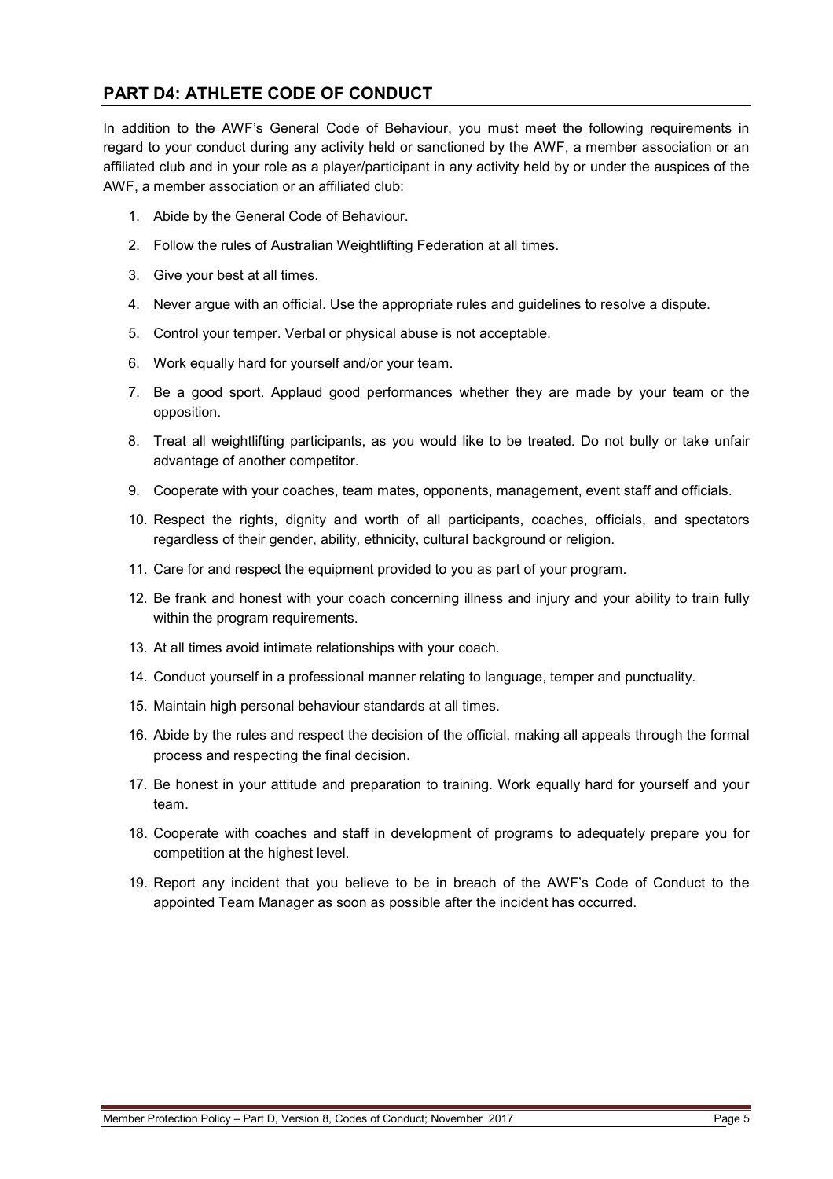## PART D4: ATHLETE CODE OF CONDUCT

In addition to the AWF's General Code of Behaviour, you must meet the following requirements in regard to your conduct during any activity held or sanctioned by the AWF, a member association or an affiliated club and in your role as a player/participant in any activity held by or under the auspices of the AWF, a member association or an affiliated club:

1. Abide by the General Code of Behaviour.
2. Follow the rules of Australian Weightlifting Federation at all times.
3. Give your best at all times.
4. Never argue with an official. Use the appropriate rules and guidelines to resolve a dispute.
5. Control your temper. Verbal or physical abuse is not acceptable.
6. Work equally hard for yourself and/or your team.
7. Be a good sport. Applaud good performances whether they are made by your team or the opposition.
8. Treat all weightlifting participants, as you would like to be treated. Do not bully or take unfair advantage of another competitor.
9. Cooperate with your coaches, team mates, opponents, management, event staff and officials.
10. Respect the rights, dignity and worth of all participants, coaches, officials, and spectators regardless of their gender, ability, ethnicity, cultural background or religion.
11. Care for and respect the equipment provided to you as part of your program.
12. Be frank and honest with your coach concerning illness and injury and your ability to train fully within the program requirements.
13. At all times avoid intimate relationships with your coach.
14. Conduct yourself in a professional manner relating to language, temper and punctuality.
15. Maintain high personal behaviour standards at all times.
16. Abide by the rules and respect the decision of the official, making all appeals through the formal process and respecting the final decision.
17. Be honest in your attitude and preparation to training. Work equally hard for yourself and your team.
18. Cooperate with coaches and staff in development of programs to adequately prepare you for competition at the highest level.
19. Report any incident that you believe to be in breach of the AWF's Code of Conduct to the appointed Team Manager as soon as possible after the incident has occurred.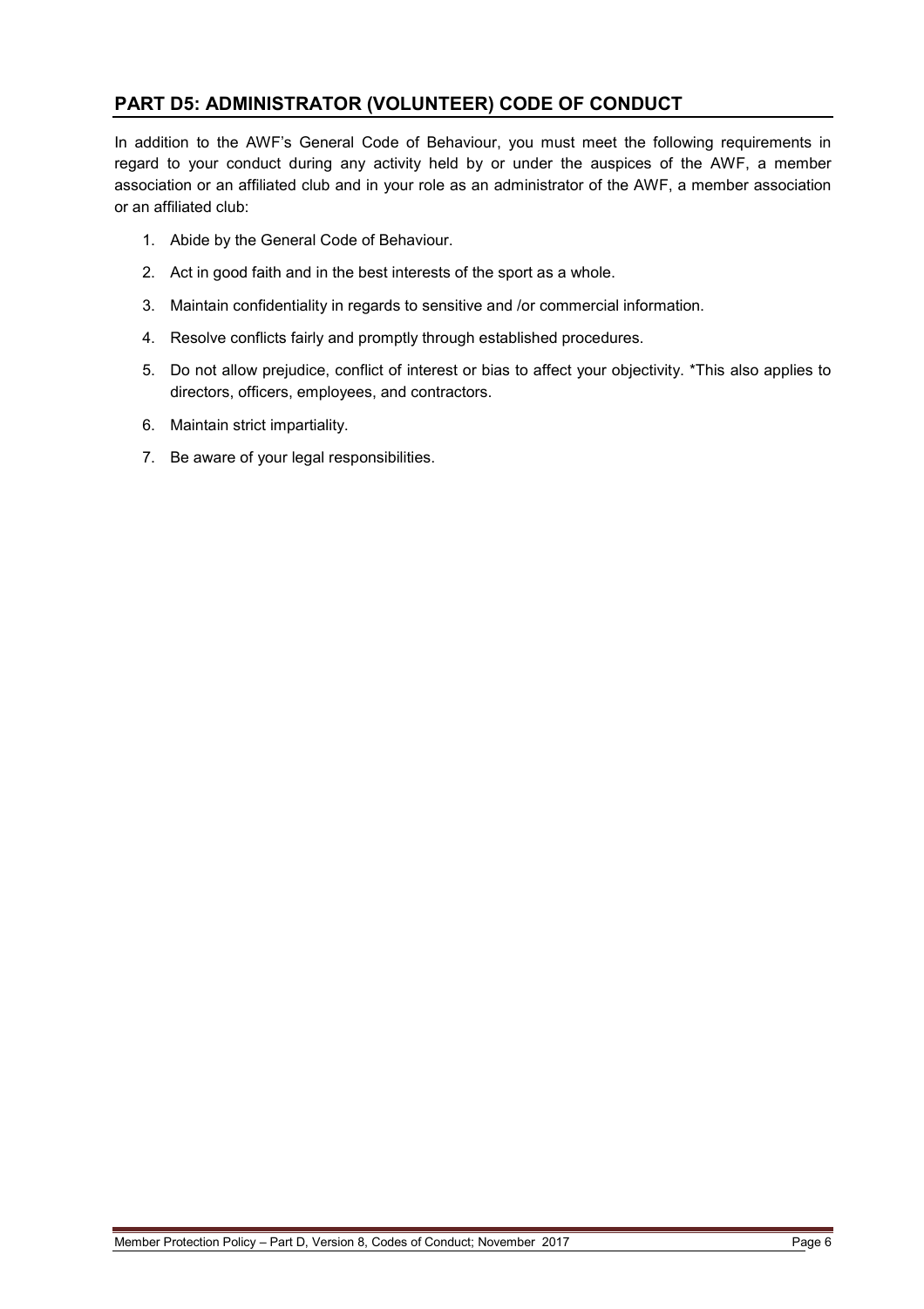## PART D5: ADMINISTRATOR (VOLUNTEER) CODE OF CONDUCT

In addition to the AWF's General Code of Behaviour, you must meet the following requirements in regard to your conduct during any activity held by or under the auspices of the AWF, a member association or an affiliated club and in your role as an administrator of the AWF, a member association or an affiliated club:

1. Abide by the General Code of Behaviour.
2. Act in good faith and in the best interests of the sport as a whole.
3. Maintain confidentiality in regards to sensitive and /or commercial information.
4. Resolve conflicts fairly and promptly through established procedures.
5. Do not allow prejudice, conflict of interest or bias to affect your objectivity. *This also applies to directors, officers, employees, and contractors.
6. Maintain strict impartiality.
7. Be aware of your legal responsibilities.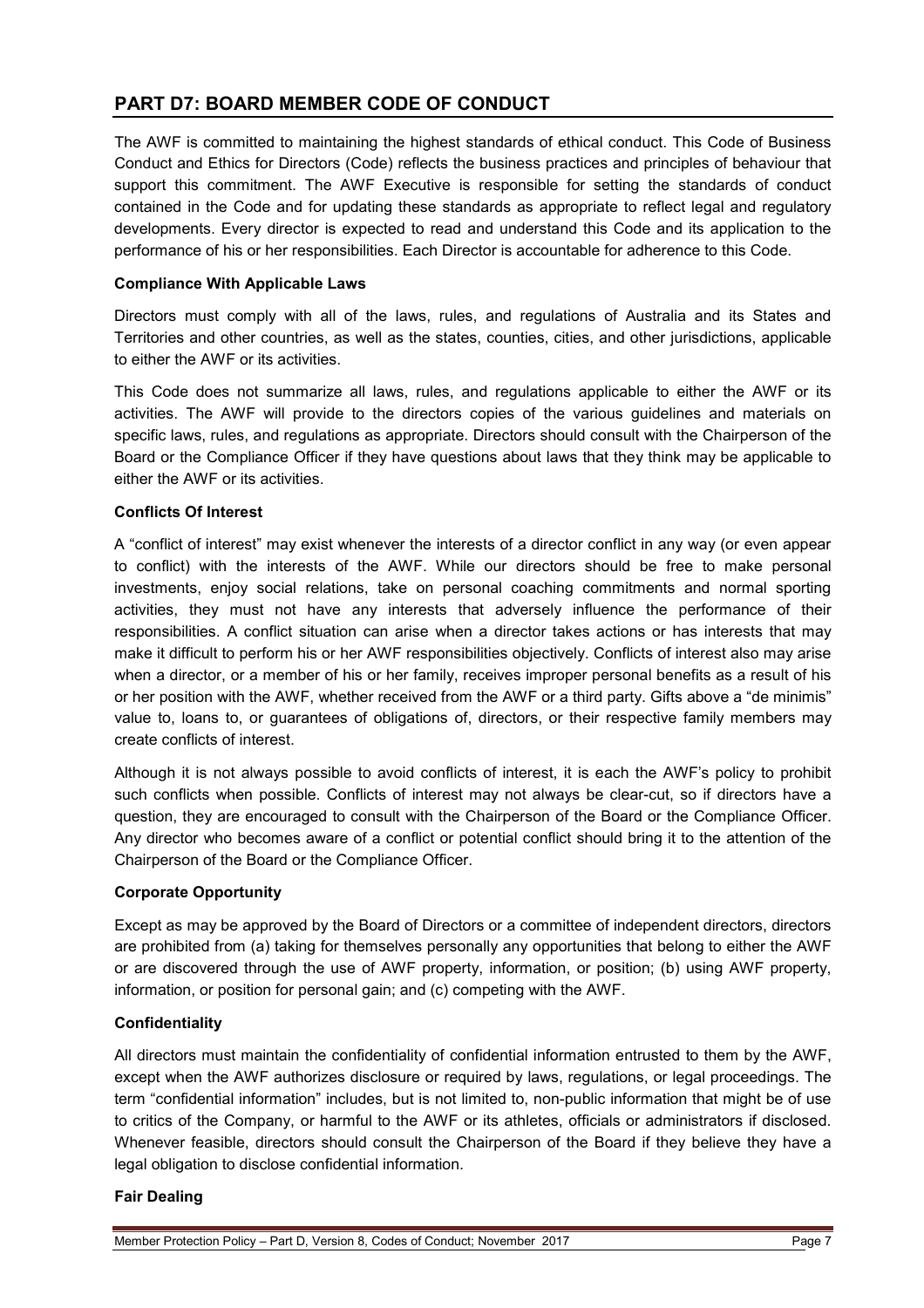## PART D7: BOARD MEMBER CODE OF CONDUCT

The AWF is committed to maintaining the highest standards of ethical conduct. This Code of Business Conduct and Ethics for Directors (Code) reflects the business practices and principles of behaviour that support this commitment. The AWF Executive is responsible for setting the standards of conduct contained in the Code and for updating these standards as appropriate to reflect legal and regulatory developments. Every director is expected to read and understand this Code and its application to the performance of his or her responsibilities. Each Director is accountable for adherence to this Code.

**Compliance With Applicable Laws**

Directors must comply with all of the laws, rules, and regulations of Australia and its States and Territories and other countries, as well as the states, counties, cities, and other jurisdictions, applicable to either the AWF or its activities.

This Code does not summarize all laws, rules, and regulations applicable to either the AWF or its activities. The AWF will provide to the directors copies of the various guidelines and materials on specific laws, rules, and regulations as appropriate. Directors should consult with the Chairperson of the Board or the Compliance Officer if they have questions about laws that they think may be applicable to either the AWF or its activities.

**Conflicts Of Interest**

A "conflict of interest" may exist whenever the interests of a director conflict in any way (or even appear to conflict) with the interests of the AWF. While our directors should be free to make personal investments, enjoy social relations, take on personal coaching commitments and normal sporting activities, they must not have any interests that adversely influence the performance of their responsibilities. A conflict situation can arise when a director takes actions or has interests that may make it difficult to perform his or her AWF responsibilities objectively. Conflicts of interest also may arise when a director, or a member of his or her family, receives improper personal benefits as a result of his or her position with the AWF, whether received from the AWF or a third party. Gifts above a "de minimis" value to, loans to, or guarantees of obligations of, directors, or their respective family members may create conflicts of interest.

Although it is not always possible to avoid conflicts of interest, it is each the AWF's policy to prohibit such conflicts when possible. Conflicts of interest may not always be clear-cut, so if directors have a question, they are encouraged to consult with the Chairperson of the Board or the Compliance Officer. Any director who becomes aware of a conflict or potential conflict should bring it to the attention of the Chairperson of the Board or the Compliance Officer.

**Corporate Opportunity**

Except as may be approved by the Board of Directors or a committee of independent directors, directors are prohibited from (a) taking for themselves personally any opportunities that belong to either the AWF or are discovered through the use of AWF property, information, or position; (b) using AWF property, information, or position for personal gain; and (c) competing with the AWF.

**Confidentiality**

All directors must maintain the confidentiality of confidential information entrusted to them by the AWF, except when the AWF authorizes disclosure or required by laws, regulations, or legal proceedings. The term "confidential information" includes, but is not limited to, non-public information that might be of use to critics of the Company, or harmful to the AWF or its athletes, officials or administrators if disclosed. Whenever feasible, directors should consult the Chairperson of the Board if they believe they have a legal obligation to disclose confidential information.

**Fair Dealing**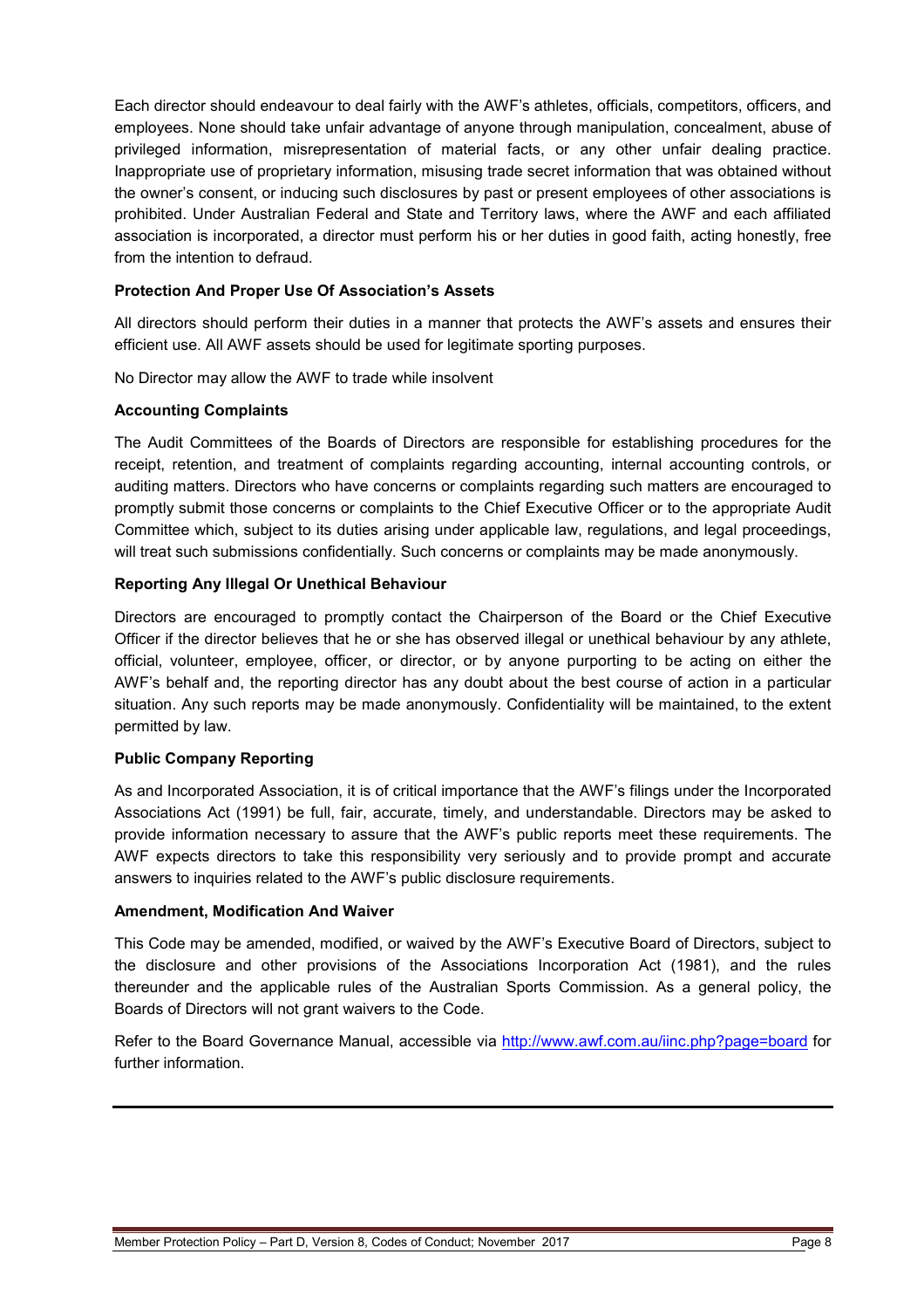Each director should endeavour to deal fairly with the AWF's athletes, officials, competitors, officers, and employees. None should take unfair advantage of anyone through manipulation, concealment, abuse of privileged information, misrepresentation of material facts, or any other unfair dealing practice. Inappropriate use of proprietary information, misusing trade secret information that was obtained without the owner's consent, or inducing such disclosures by past or present employees of other associations is prohibited. Under Australian Federal and State and Territory laws, where the AWF and each affiliated association is incorporated, a director must perform his or her duties in good faith, acting honestly, free from the intention to defraud.

**Protection And Proper Use Of Association's Assets**

All directors should perform their duties in a manner that protects the AWF's assets and ensures their efficient use. All AWF assets should be used for legitimate sporting purposes.

No Director may allow the AWF to trade while insolvent

**Accounting Complaints**

The Audit Committees of the Boards of Directors are responsible for establishing procedures for the receipt, retention, and treatment of complaints regarding accounting, internal accounting controls, or auditing matters. Directors who have concerns or complaints regarding such matters are encouraged to promptly submit those concerns or complaints to the Chief Executive Officer or to the appropriate Audit Committee which, subject to its duties arising under applicable law, regulations, and legal proceedings, will treat such submissions confidentially. Such concerns or complaints may be made anonymously.

**Reporting Any Illegal Or Unethical Behaviour**

Directors are encouraged to promptly contact the Chairperson of the Board or the Chief Executive Officer if the director believes that he or she has observed illegal or unethical behaviour by any athlete, official, volunteer, employee, officer, or director, or by anyone purporting to be acting on either the AWF's behalf and, the reporting director has any doubt about the best course of action in a particular situation. Any such reports may be made anonymously. Confidentiality will be maintained, to the extent permitted by law.

**Public Company Reporting**

As and Incorporated Association, it is of critical importance that the AWF's filings under the Incorporated Associations Act (1991) be full, fair, accurate, timely, and understandable. Directors may be asked to provide information necessary to assure that the AWF's public reports meet these requirements. The AWF expects directors to take this responsibility very seriously and to provide prompt and accurate answers to inquiries related to the AWF's public disclosure requirements.

**Amendment, Modification And Waiver**

This Code may be amended, modified, or waived by the AWF's Executive Board of Directors, subject to the disclosure and other provisions of the Associations Incorporation Act (1981), and the rules thereunder and the applicable rules of the Australian Sports Commission. As a general policy, the Boards of Directors will not grant waivers to the Code.

Refer to the Board Governance Manual, accessible via http://www.awf.com.au/iinc.php?page=board for further information.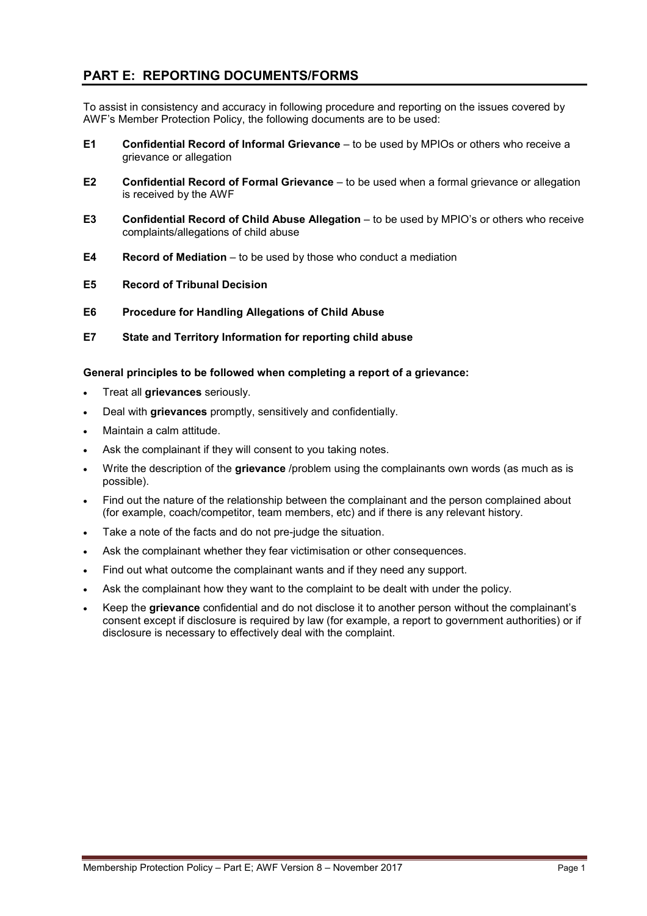## PART E: REPORTING DOCUMENTS/FORMS

To assist in consistency and accuracy in following procedure and reporting on the issues covered by AWF's Member Protection Policy, the following documents are to be used:

- **E1** **Confidential Record of Informal Grievance** – to be used by MPIOs or others who receive a grievance or allegation
- **E2** **Confidential Record of Formal Grievance** – to be used when a formal grievance or allegation is received by the AWF
- **E3** **Confidential Record of Child Abuse Allegation** – to be used by MPIO's or others who receive complaints/allegations of child abuse
- **E4** **Record of Mediation** – to be used by those who conduct a mediation
- **E5** **Record of Tribunal Decision**
- **E6** **Procedure for Handling Allegations of Child Abuse**
- **E7** **State and Territory Information for reporting child abuse**

**General principles to be followed when completing a report of a grievance:**

- Treat all **grievances** seriously.
- Deal with **grievances** promptly, sensitively and confidentially.
- Maintain a calm attitude.
- Ask the complainant if they will consent to you taking notes.
- Write the description of the **grievance** /problem using the complainants own words (as much as is possible).
- Find out the nature of the relationship between the complainant and the person complained about (for example, coach/competitor, team members, etc) and if there is any relevant history.
- Take a note of the facts and do not pre-judge the situation.
- Ask the complainant whether they fear victimisation or other consequences.
- Find out what outcome the complainant wants and if they need any support.
- Ask the complainant how they want to the complaint to be dealt with under the policy.
- Keep the **grievance** confidential and do not disclose it to another person without the complainant's consent except if disclosure is required by law (for example, a report to government authorities) or if disclosure is necessary to effectively deal with the complaint.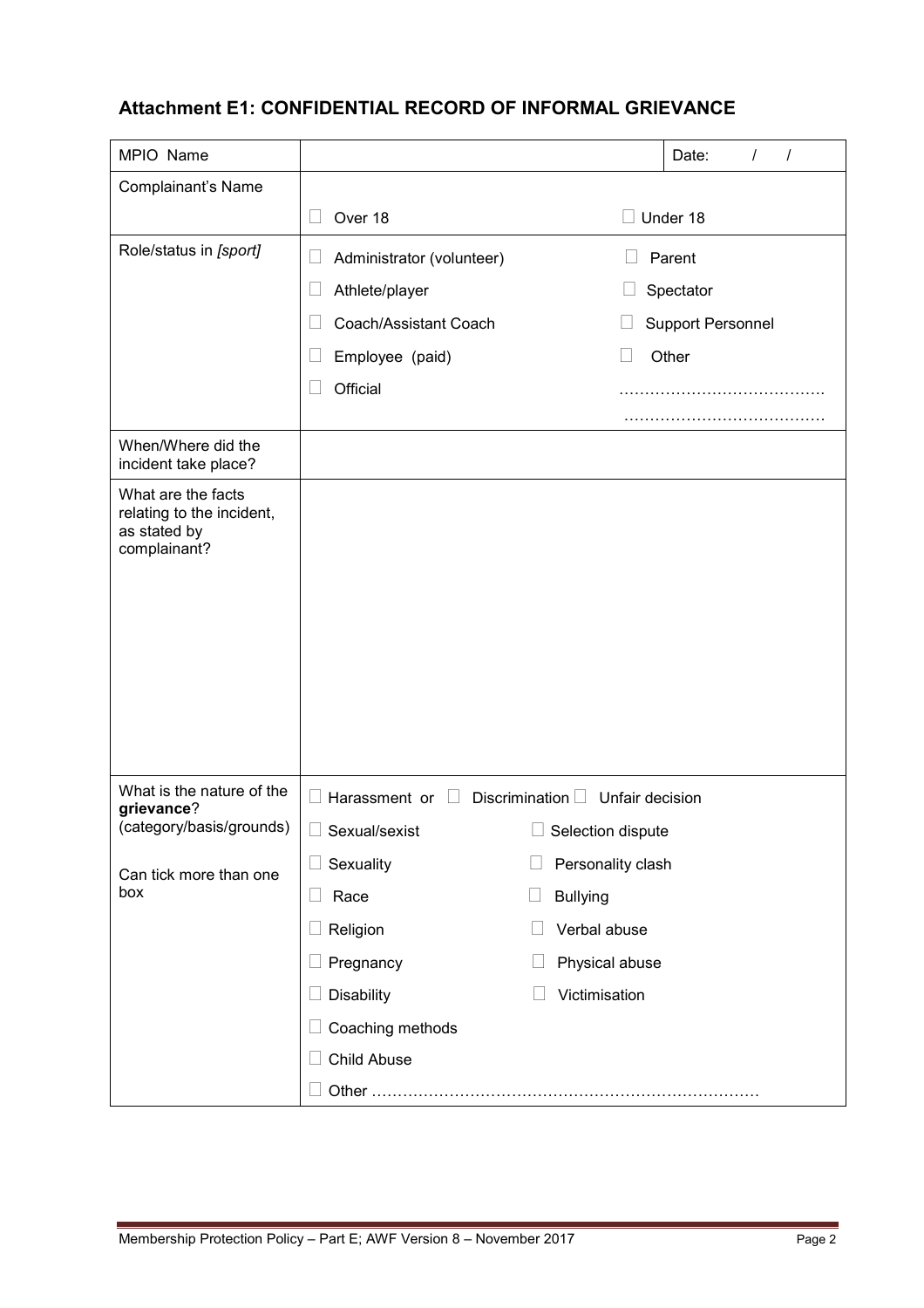## Attachment E1: CONFIDENTIAL RECORD OF INFORMAL GRIEVANCE

| MPIO Name | | Date: / / |
|---|---|---|
| Complainant's Name | ☐ Over 18 | ☐ Under 18 |
| Role/status in *[sport]* | ☐ Administrator (volunteer)<br>☐ Athlete/player<br>☐ Coach/Assistant Coach<br>☐ Employee (paid)<br>☐ Official | ☐ Parent<br>☐ Spectator<br>☐ Support Personnel<br>☐ Other<br>…………………………………<br>………………………………… |
| When/Where did the incident take place? | | |
| What are the facts relating to the incident, as stated by complainant? | | |
| What is the nature of the **grievance**? (category/basis/grounds)<br><br>Can tick more than one box | ☐ Harassment or ☐ Discrimination<br>☐ Sexual/sexist<br>☐ Sexuality<br>☐ Race<br>☐ Religion<br>☐ Pregnancy<br>☐ Disability<br>☐ Coaching methods<br>☐ Child Abuse<br>☐ Other ………………………………………………………………… | ☐ Unfair decision<br>☐ Selection dispute<br>☐ Personality clash<br>☐ Bullying<br>☐ Verbal abuse<br>☐ Physical abuse<br>☐ Victimisation |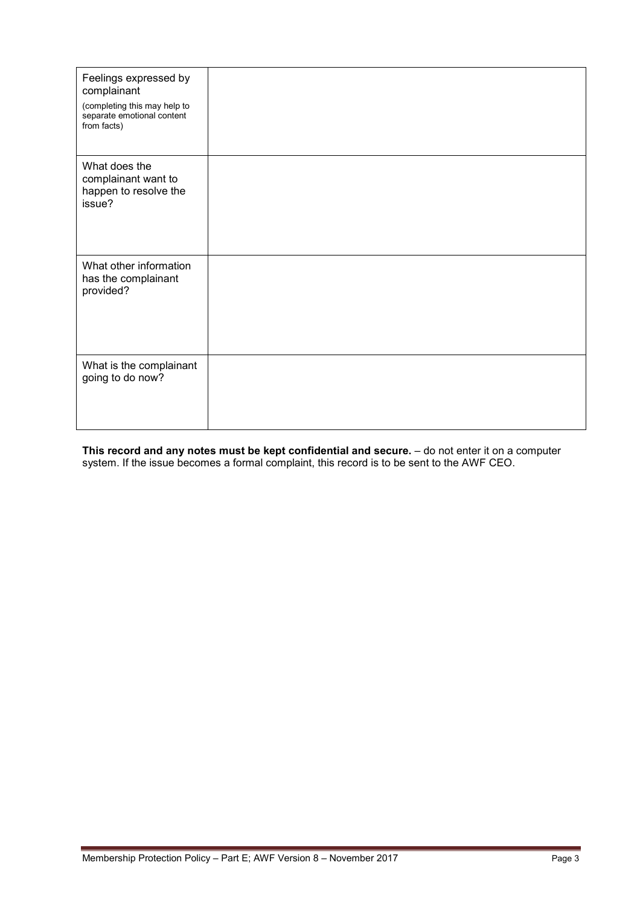| | |
|---|---|
| Feelings expressed by complainant<br>(completing this may help to separate emotional content from facts) | |
| What does the complainant want to happen to resolve the issue? | |
| What other information has the complainant provided? | |
| What is the complainant going to do now? | |

**This record and any notes must be kept confidential and secure.** – do not enter it on a computer system. If the issue becomes a formal complaint, this record is to be sent to the AWF CEO.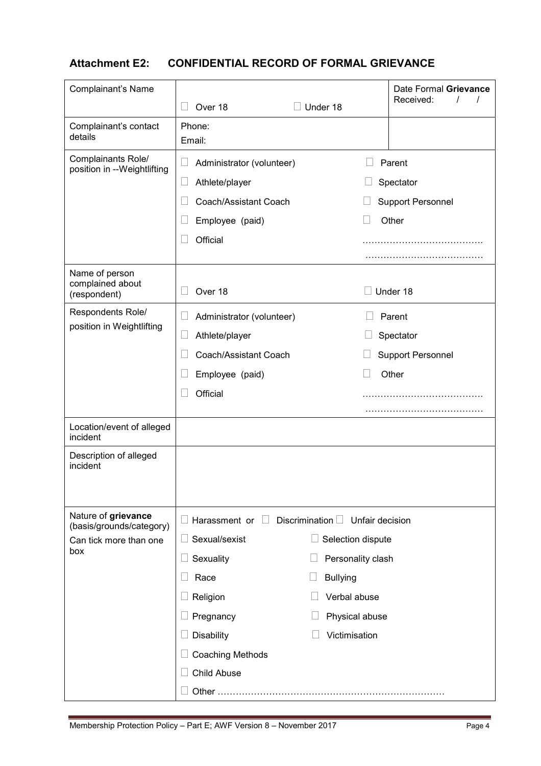## Attachment E2: CONFIDENTIAL RECORD OF FORMAL GRIEVANCE

| | | |
|---|---|---|
| Complainant's Name | ☐ Over 18 ☐ Under 18 | Date Formal **Grievance** Received: / / |
| Complainant's contact details | Phone:<br>Email: | |
| Complainants Role/ position in --Weightlifting | ☐ Administrator (volunteer) ☐ Parent<br>☐ Athlete/player ☐ Spectator<br>☐ Coach/Assistant Coach ☐ Support Personnel<br>☐ Employee (paid) ☐ Other<br>☐ Official ……………………………….<br>………………………………. | |
| Name of person complained about (respondent) | ☐ Over 18 ☐ Under 18 | |
| Respondents Role/ position in Weightlifting | ☐ Administrator (volunteer) ☐ Parent<br>☐ Athlete/player ☐ Spectator<br>☐ Coach/Assistant Coach ☐ Support Personnel<br>☐ Employee (paid) ☐ Other<br>☐ Official ……………………………….<br>………………………………. | |
| Location/event of alleged incident | | |
| Description of alleged incident | | |
| Nature of **grievance** (basis/grounds/category)<br>Can tick more than one box | ☐ Harassment or ☐ Discrimination ☐ Unfair decision<br>☐ Sexual/sexist ☐ Selection dispute<br>☐ Sexuality ☐ Personality clash<br>☐ Race ☐ Bullying<br>☐ Religion ☐ Verbal abuse<br>☐ Pregnancy ☐ Physical abuse<br>☐ Disability ☐ Victimisation<br>☐ Coaching Methods<br>☐ Child Abuse<br>☐ Other ………………………………………………………………… | |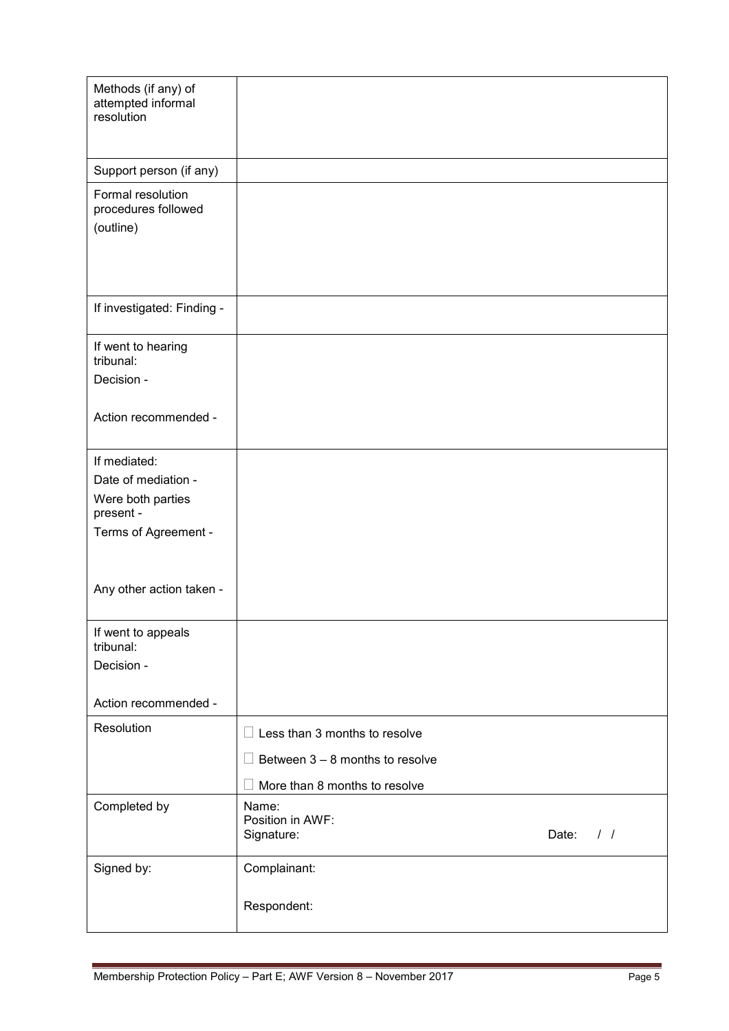| | |
|---|---|
| Methods (if any) of attempted informal resolution | |
| Support person (if any) | |
| Formal resolution procedures followed<br>(outline) | |
| If investigated: Finding - | |
| If went to hearing tribunal:<br>Decision -<br><br>Action recommended - | |
| If mediated:<br>Date of mediation -<br>Were both parties present -<br>Terms of Agreement -<br><br>Any other action taken - | |
| If went to appeals tribunal:<br>Decision -<br><br>Action recommended - | |
| Resolution | ☐ Less than 3 months to resolve<br>☐ Between 3 – 8 months to resolve<br>☐ More than 8 months to resolve |
| Completed by | Name:<br>Position in AWF:<br>Signature: Date: / / |
| Signed by: | Complainant:<br><br>Respondent: |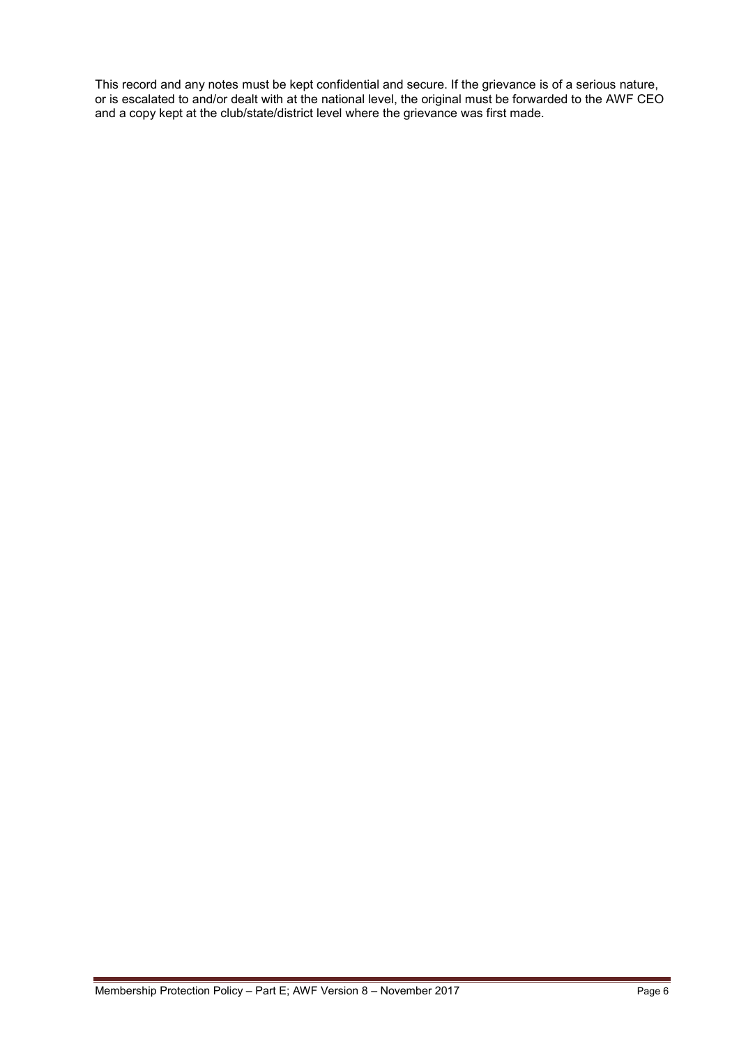This record and any notes must be kept confidential and secure. If the grievance is of a serious nature, or is escalated to and/or dealt with at the national level, the original must be forwarded to the AWF CEO and a copy kept at the club/state/district level where the grievance was first made.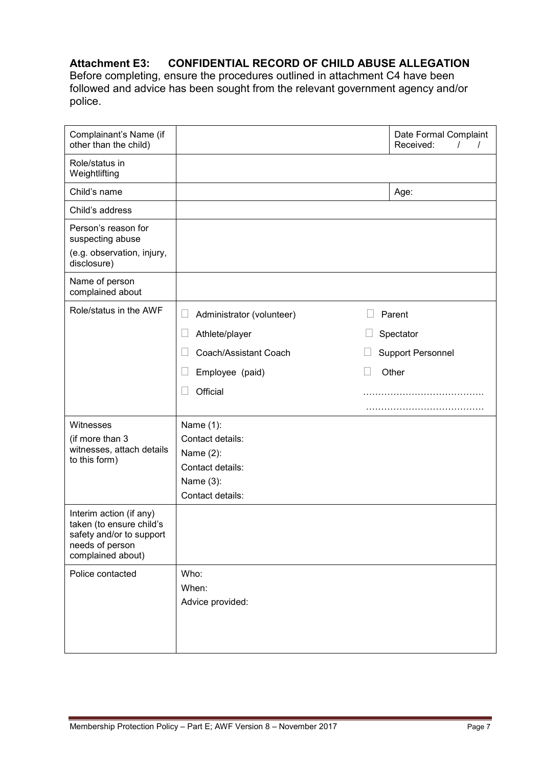## Attachment E3: CONFIDENTIAL RECORD OF CHILD ABUSE ALLEGATION

Before completing, ensure the procedures outlined in attachment C4 have been followed and advice has been sought from the relevant government agency and/or police.

| | | |
|---|---|---|
| Complainant's Name (if other than the child) | | Date Formal Complaint Received: / / |
| Role/status in Weightlifting | | |
| Child's name | | Age: |
| Child's address | | |
| Person's reason for suspecting abuse<br>(e.g. observation, injury, disclosure) | | |
| Name of person complained about | | |
| Role/status in the AWF | ☐ Administrator (volunteer)<br>☐ Athlete/player<br>☐ Coach/Assistant Coach<br>☐ Employee (paid)<br>☐ Official | ☐ Parent<br>☐ Spectator<br>☐ Support Personnel<br>☐ Other<br>…………………………………<br>………………………………… |
| Witnesses<br>(if more than 3 witnesses, attach details to this form) | Name (1):<br>Contact details:<br>Name (2):<br>Contact details:<br>Name (3):<br>Contact details: | |
| Interim action (if any) taken (to ensure child's safety and/or to support needs of person complained about) | | |
| Police contacted | Who:<br>When:<br>Advice provided: | |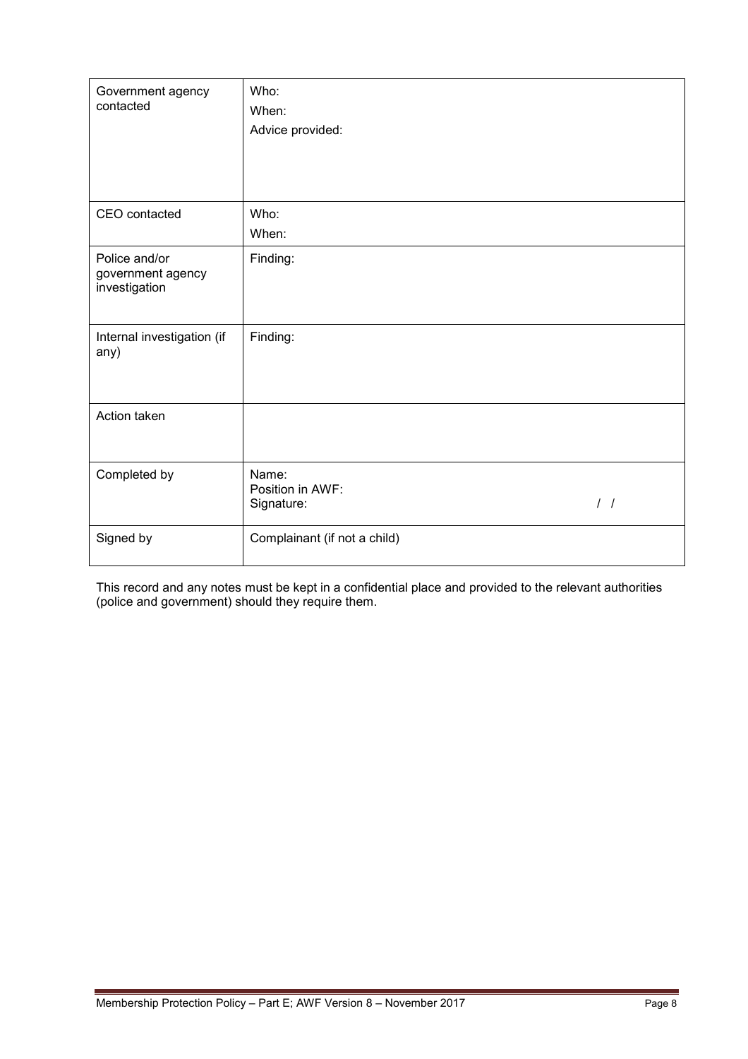| | |
|---|---|
| Government agency contacted | Who:<br>When:<br>Advice provided: |
| CEO contacted | Who:<br>When: |
| Police and/or government agency investigation | Finding: |
| Internal investigation (if any) | Finding: |
| Action taken | |
| Completed by | Name:<br>Position in AWF:<br>Signature: / / |
| Signed by | Complainant (if not a child) |

This record and any notes must be kept in a confidential place and provided to the relevant authorities (police and government) should they require them.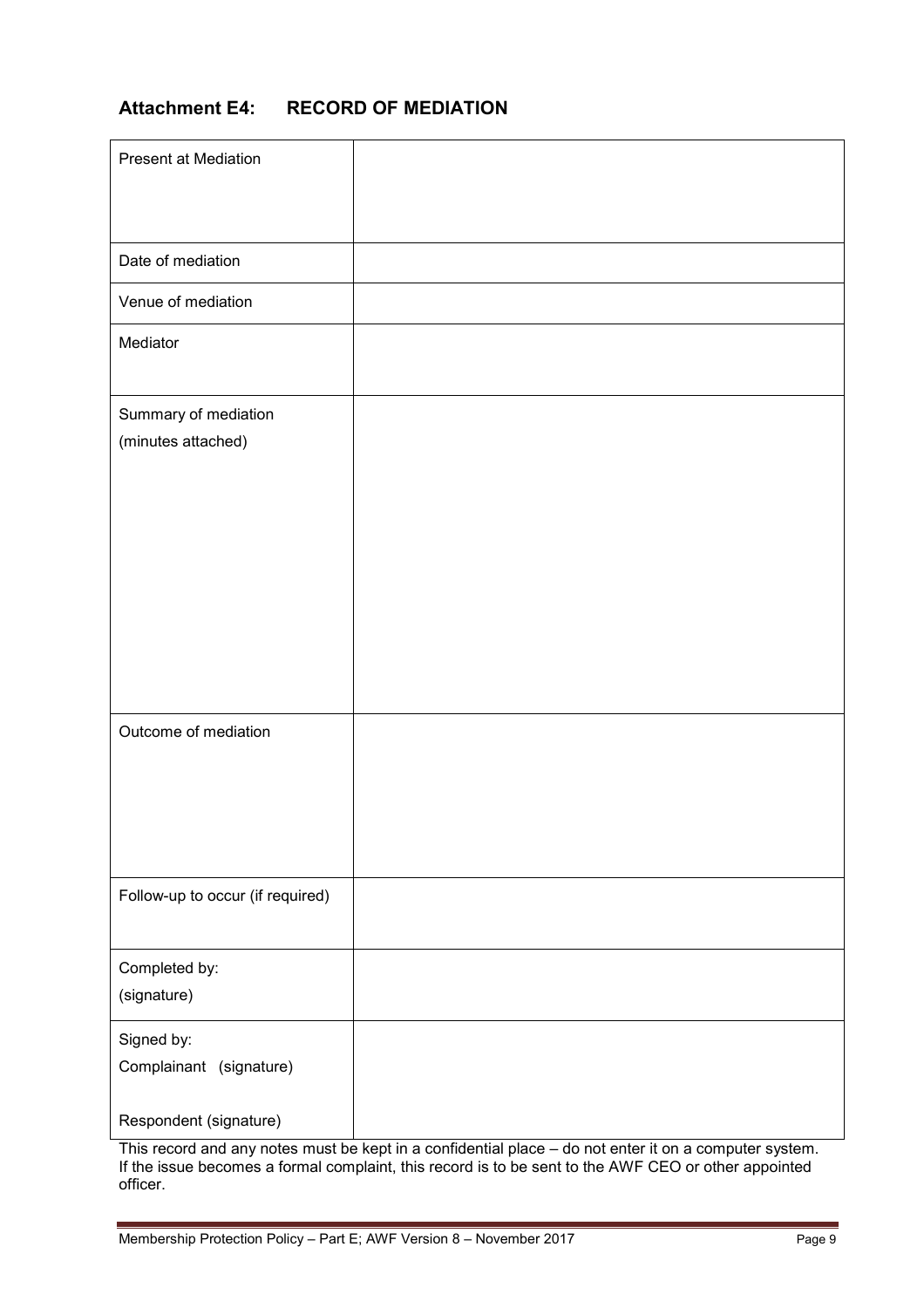## Attachment E4: RECORD OF MEDIATION

| | |
|---|---|
| Present at Mediation | |
| Date of mediation | |
| Venue of mediation | |
| Mediator | |
| Summary of mediation<br>(minutes attached) | |
| Outcome of mediation | |
| Follow-up to occur (if required) | |
| Completed by:<br>(signature) | |
| Signed by:<br>Complainant (signature)<br><br>Respondent (signature) | |

This record and any notes must be kept in a confidential place – do not enter it on a computer system. If the issue becomes a formal complaint, this record is to be sent to the AWF CEO or other appointed officer.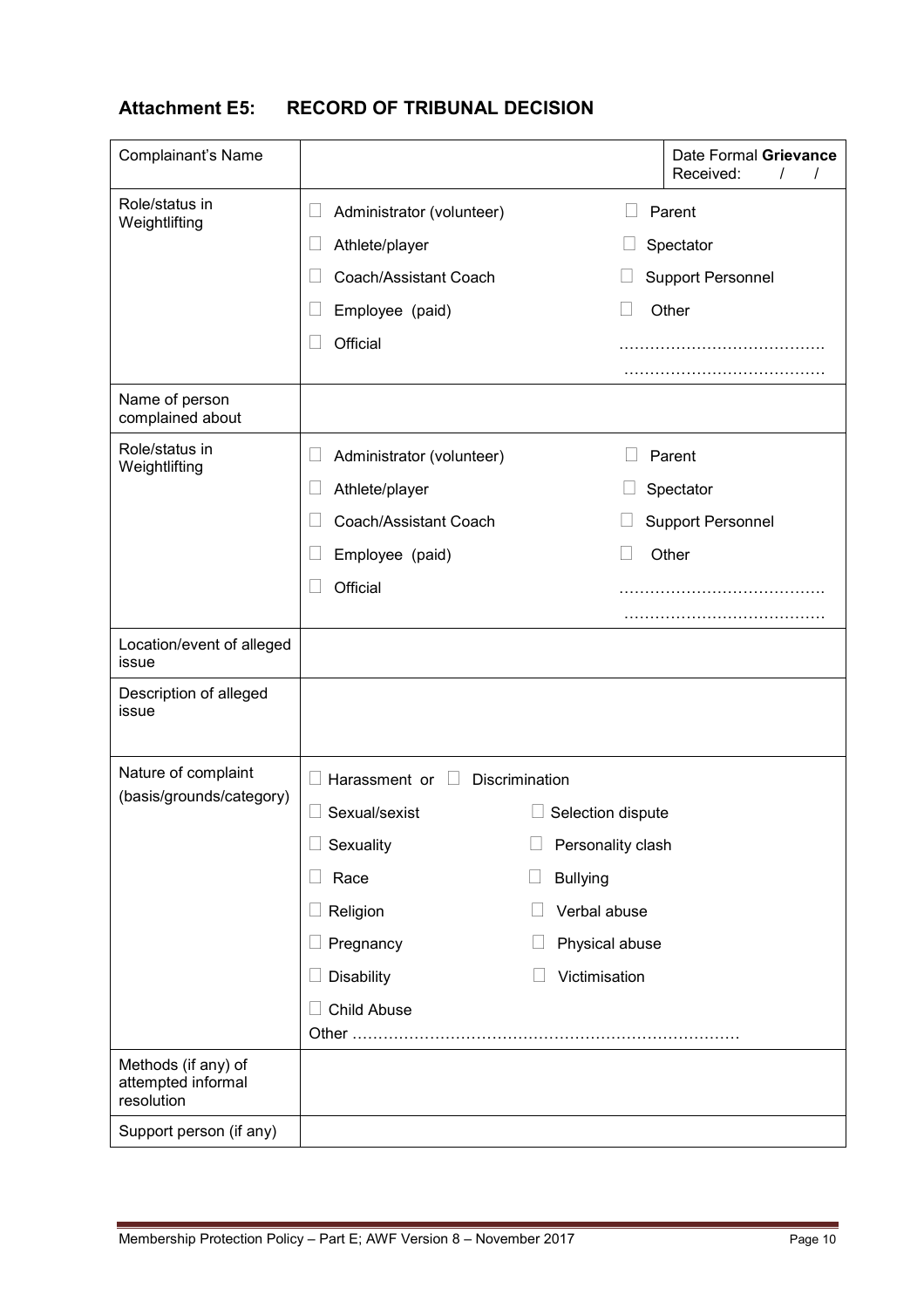## Attachment E5: RECORD OF TRIBUNAL DECISION

| Complainant's Name | | Date Formal **Grievance** Received: / / |
|---|---|---|
| Role/status in Weightlifting | ☐ Administrator (volunteer)<br>☐ Athlete/player<br>☐ Coach/Assistant Coach<br>☐ Employee (paid)<br>☐ Official | ☐ Parent<br>☐ Spectator<br>☐ Support Personnel<br>☐ Other<br>…………………………………<br>………………………………… |
| Name of person complained about | | |
| Role/status in Weightlifting | ☐ Administrator (volunteer)<br>☐ Athlete/player<br>☐ Coach/Assistant Coach<br>☐ Employee (paid)<br>☐ Official | ☐ Parent<br>☐ Spectator<br>☐ Support Personnel<br>☐ Other<br>…………………………………<br>………………………………… |
| Location/event of alleged issue | | |
| Description of alleged issue | | |
| Nature of complaint (basis/grounds/category) | ☐ Harassment or ☐ Discrimination<br>☐ Sexual/sexist<br>☐ Sexuality<br>☐ Race<br>☐ Religion<br>☐ Pregnancy<br>☐ Disability<br>☐ Child Abuse<br>Other ………………………………………………………………… | ☐ Selection dispute<br>☐ Personality clash<br>☐ Bullying<br>☐ Verbal abuse<br>☐ Physical abuse<br>☐ Victimisation |
| Methods (if any) of attempted informal resolution | | |
| Support person (if any) | | |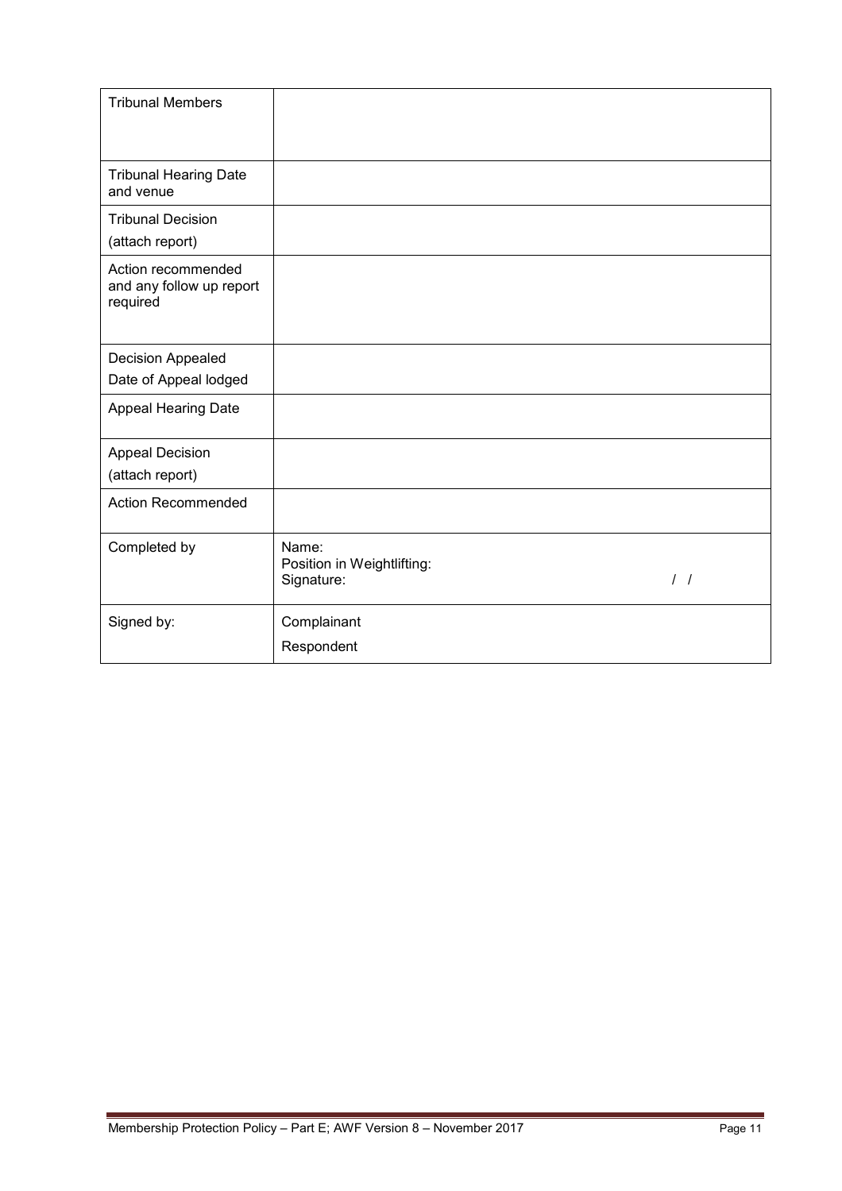| Tribunal Members | |
|---|---|
| Tribunal Hearing Date and venue | |
| Tribunal Decision<br>(attach report) | |
| Action recommended and any follow up report required | |
| Decision Appealed<br>Date of Appeal lodged | |
| Appeal Hearing Date | |
| Appeal Decision<br>(attach report) | |
| Action Recommended | |
| Completed by | Name:<br>Position in Weightlifting:<br>Signature: / / |
| Signed by: | Complainant<br>Respondent |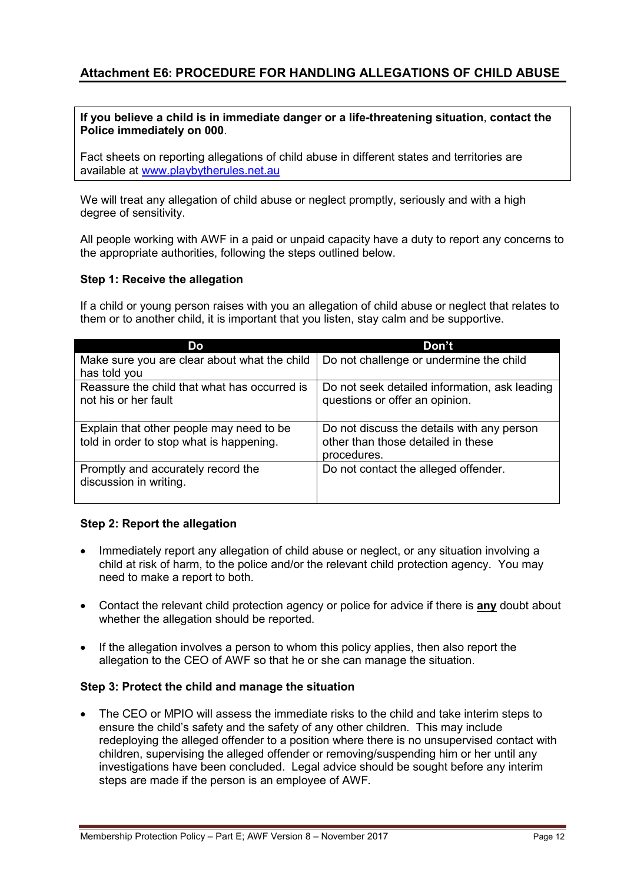## Attachment E6: PROCEDURE FOR HANDLING ALLEGATIONS OF CHILD ABUSE

**If you believe a child is in immediate danger or a life-threatening situation**, **contact the Police immediately on 000**.

Fact sheets on reporting allegations of child abuse in different states and territories are available at [www.playbytherules.net.au](http://www.playbytherules.net.au)

We will treat any allegation of child abuse or neglect promptly, seriously and with a high degree of sensitivity.

All people working with AWF in a paid or unpaid capacity have a duty to report any concerns to the appropriate authorities, following the steps outlined below.

**Step 1: Receive the allegation**

If a child or young person raises with you an allegation of child abuse or neglect that relates to them or to another child, it is important that you listen, stay calm and be supportive.

| Do | Don't |
|---|---|
| Make sure you are clear about what the child has told you | Do not challenge or undermine the child |
| Reassure the child that what has occurred is not his or her fault | Do not seek detailed information, ask leading questions or offer an opinion. |
| Explain that other people may need to be told in order to stop what is happening. | Do not discuss the details with any person other than those detailed in these procedures. |
| Promptly and accurately record the discussion in writing. | Do not contact the alleged offender. |

**Step 2: Report the allegation**

- Immediately report any allegation of child abuse or neglect, or any situation involving a child at risk of harm, to the police and/or the relevant child protection agency. You may need to make a report to both.
- Contact the relevant child protection agency or police for advice if there is **any** doubt about whether the allegation should be reported.
- If the allegation involves a person to whom this policy applies, then also report the allegation to the CEO of AWF so that he or she can manage the situation.

**Step 3: Protect the child and manage the situation**

- The CEO or MPIO will assess the immediate risks to the child and take interim steps to ensure the child's safety and the safety of any other children. This may include redeploying the alleged offender to a position where there is no unsupervised contact with children, supervising the alleged offender or removing/suspending him or her until any investigations have been concluded. Legal advice should be sought before any interim steps are made if the person is an employee of AWF.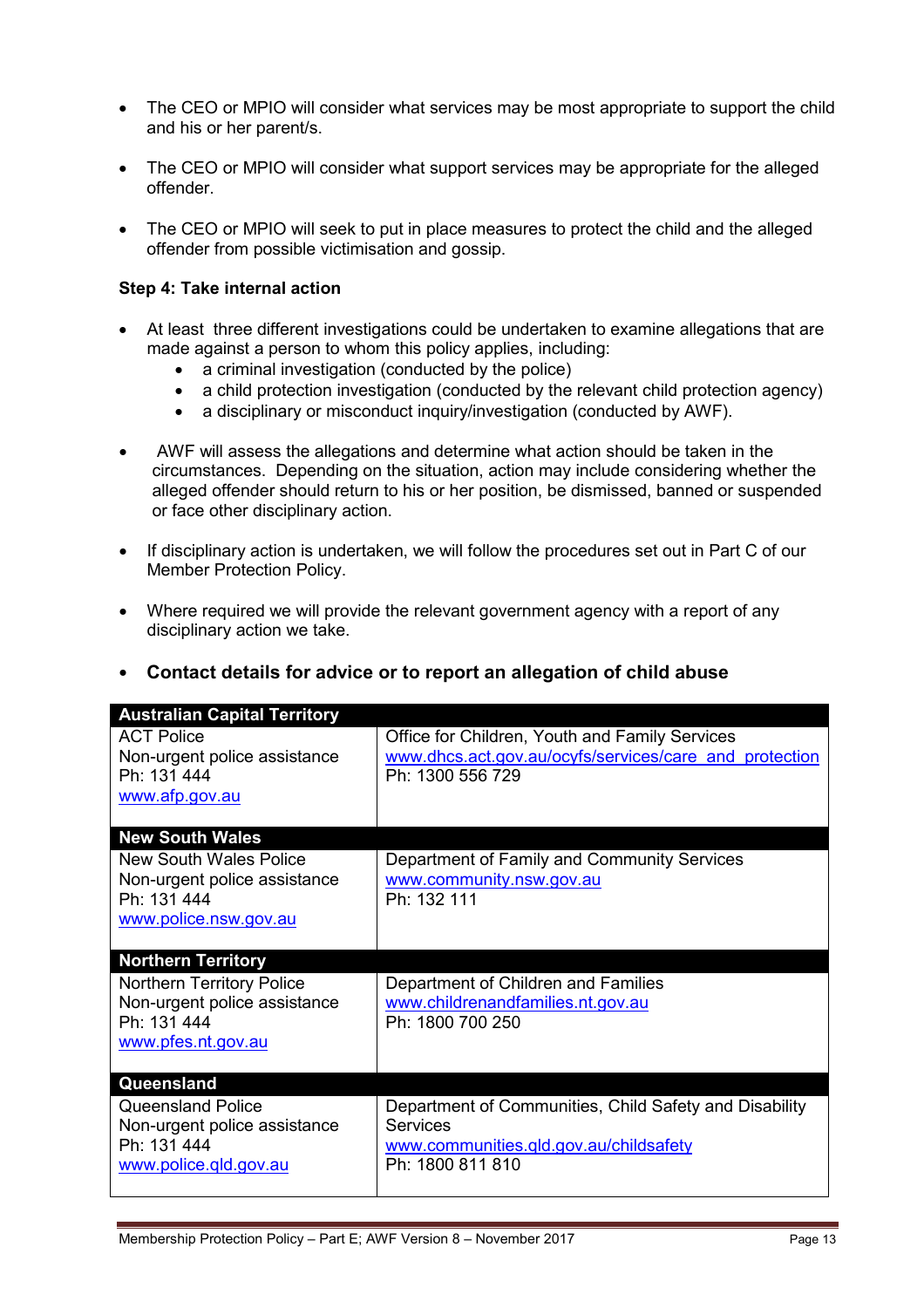- The CEO or MPIO will consider what services may be most appropriate to support the child and his or her parent/s.

- The CEO or MPIO will consider what support services may be appropriate for the alleged offender.

- The CEO or MPIO will seek to put in place measures to protect the child and the alleged offender from possible victimisation and gossip.

**Step 4: Take internal action**

- At least three different investigations could be undertaken to examine allegations that are made against a person to whom this policy applies, including:
  - a criminal investigation (conducted by the police)
  - a child protection investigation (conducted by the relevant child protection agency)
  - a disciplinary or misconduct inquiry/investigation (conducted by AWF).

- AWF will assess the allegations and determine what action should be taken in the circumstances. Depending on the situation, action may include considering whether the alleged offender should return to his or her position, be dismissed, banned or suspended or face other disciplinary action.

- If disciplinary action is undertaken, we will follow the procedures set out in Part C of our Member Protection Policy.

- Where required we will provide the relevant government agency with a report of any disciplinary action we take.

- **Contact details for advice or to report an allegation of child abuse**

| **Australian Capital Territory** | |
|---|---|
| ACT Police<br>Non-urgent police assistance<br>Ph: 131 444<br>www.afp.gov.au | Office for Children, Youth and Family Services<br>www.dhcs.act.gov.au/ocyfs/services/care_and_protection<br>Ph: 1300 556 729 |
| **New South Wales** | |
| New South Wales Police<br>Non-urgent police assistance<br>Ph: 131 444<br>www.police.nsw.gov.au | Department of Family and Community Services<br>www.community.nsw.gov.au<br>Ph: 132 111 |
| **Northern Territory** | |
| Northern Territory Police<br>Non-urgent police assistance<br>Ph: 131 444<br>www.pfes.nt.gov.au | Department of Children and Families<br>www.childrenandfamilies.nt.gov.au<br>Ph: 1800 700 250 |
| **Queensland** | |
| Queensland Police<br>Non-urgent police assistance<br>Ph: 131 444<br>www.police.qld.gov.au | Department of Communities, Child Safety and Disability Services<br>www.communities.qld.gov.au/childsafety<br>Ph: 1800 811 810 |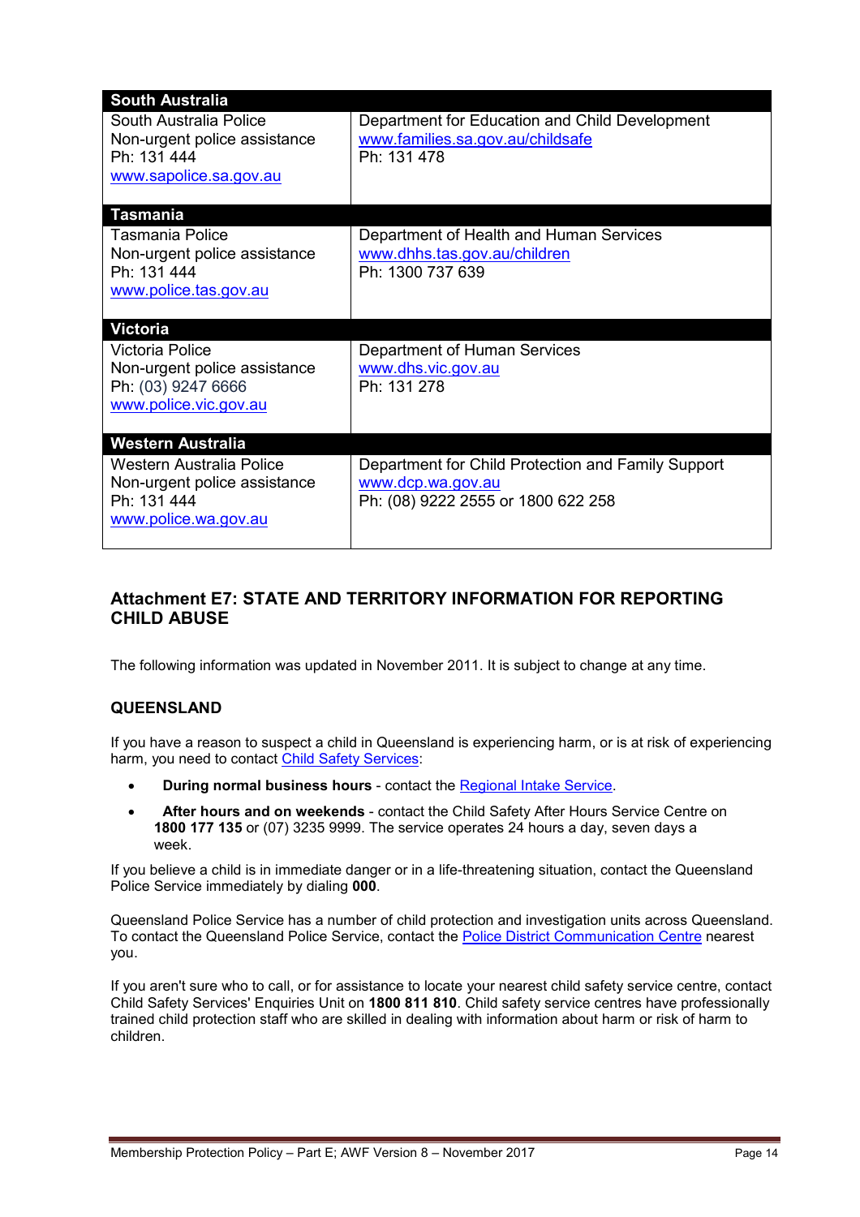| South Australia | |
|---|---|
| South Australia Police<br>Non-urgent police assistance<br>Ph: 131 444<br>www.sapolice.sa.gov.au | Department for Education and Child Development<br>www.families.sa.gov.au/childsafe<br>Ph: 131 478 |
| **Tasmania** | |
| Tasmania Police<br>Non-urgent police assistance<br>Ph: 131 444<br>www.police.tas.gov.au | Department of Health and Human Services<br>www.dhhs.tas.gov.au/children<br>Ph: 1300 737 639 |
| **Victoria** | |
| Victoria Police<br>Non-urgent police assistance<br>Ph: (03) 9247 6666<br>www.police.vic.gov.au | Department of Human Services<br>www.dhs.vic.gov.au<br>Ph: 131 278 |
| **Western Australia** | |
| Western Australia Police<br>Non-urgent police assistance<br>Ph: 131 444<br>www.police.wa.gov.au | Department for Child Protection and Family Support<br>www.dcp.wa.gov.au<br>Ph: (08) 9222 2555 or 1800 622 258 |

## Attachment E7: STATE AND TERRITORY INFORMATION FOR REPORTING CHILD ABUSE

The following information was updated in November 2011. It is subject to change at any time.

### QUEENSLAND

If you have a reason to suspect a child in Queensland is experiencing harm, or is at risk of experiencing harm, you need to contact Child Safety Services:

- **During normal business hours** - contact the Regional Intake Service.
- **After hours and on weekends** - contact the Child Safety After Hours Service Centre on **1800 177 135** or (07) 3235 9999. The service operates 24 hours a day, seven days a week.

If you believe a child is in immediate danger or in a life-threatening situation, contact the Queensland Police Service immediately by dialing **000**.

Queensland Police Service has a number of child protection and investigation units across Queensland. To contact the Queensland Police Service, contact the Police District Communication Centre nearest you.

If you aren't sure who to call, or for assistance to locate your nearest child safety service centre, contact Child Safety Services' Enquiries Unit on **1800 811 810**. Child safety service centres have professionally trained child protection staff who are skilled in dealing with information about harm or risk of harm to children.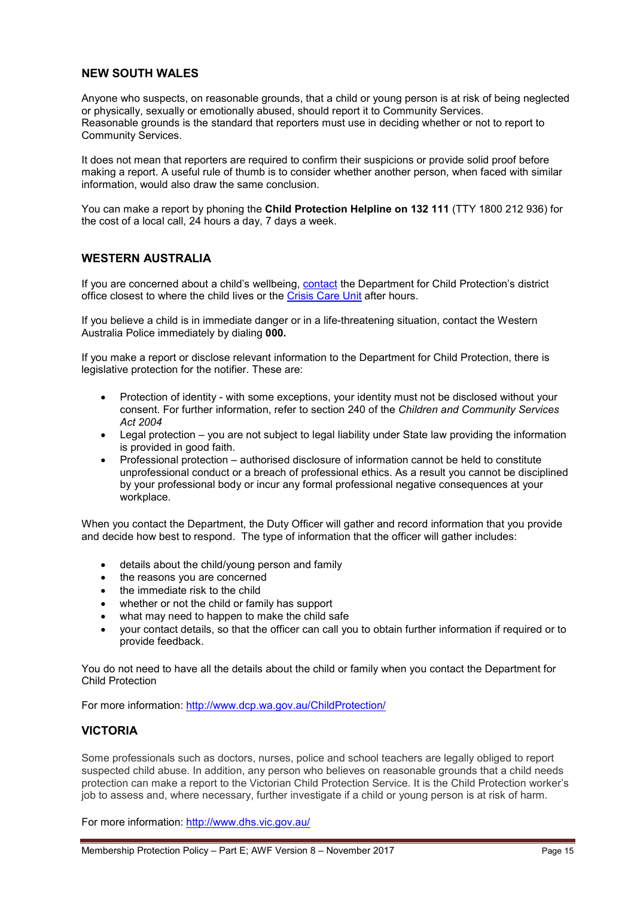## NEW SOUTH WALES

Anyone who suspects, on reasonable grounds, that a child or young person is at risk of being neglected or physically, sexually or emotionally abused, should report it to Community Services.
Reasonable grounds is the standard that reporters must use in deciding whether or not to report to Community Services.

It does not mean that reporters are required to confirm their suspicions or provide solid proof before making a report. A useful rule of thumb is to consider whether another person, when faced with similar information, would also draw the same conclusion.

You can make a report by phoning the **Child Protection Helpline on 132 111** (TTY 1800 212 936) for the cost of a local call, 24 hours a day, 7 days a week.

## WESTERN AUSTRALIA

If you are concerned about a child's wellbeing, contact the Department for Child Protection's district office closest to where the child lives or the Crisis Care Unit after hours.

If you believe a child is in immediate danger or in a life-threatening situation, contact the Western Australia Police immediately by dialing **000.**

If you make a report or disclose relevant information to the Department for Child Protection, there is legislative protection for the notifier. These are:

- Protection of identity - with some exceptions, your identity must not be disclosed without your consent. For further information, refer to section 240 of the *Children and Community Services Act 2004*
- Legal protection – you are not subject to legal liability under State law providing the information is provided in good faith.
- Professional protection – authorised disclosure of information cannot be held to constitute unprofessional conduct or a breach of professional ethics. As a result you cannot be disciplined by your professional body or incur any formal professional negative consequences at your workplace.

When you contact the Department, the Duty Officer will gather and record information that you provide and decide how best to respond. The type of information that the officer will gather includes:

- details about the child/young person and family
- the reasons you are concerned
- the immediate risk to the child
- whether or not the child or family has support
- what may need to happen to make the child safe
- your contact details, so that the officer can call you to obtain further information if required or to provide feedback.

You do not need to have all the details about the child or family when you contact the Department for Child Protection

For more information: http://www.dcp.wa.gov.au/ChildProtection/

## VICTORIA

Some professionals such as doctors, nurses, police and school teachers are legally obliged to report suspected child abuse. In addition, any person who believes on reasonable grounds that a child needs protection can make a report to the Victorian Child Protection Service. It is the Child Protection worker's job to assess and, where necessary, further investigate if a child or young person is at risk of harm.

For more information: http://www.dhs.vic.gov.au/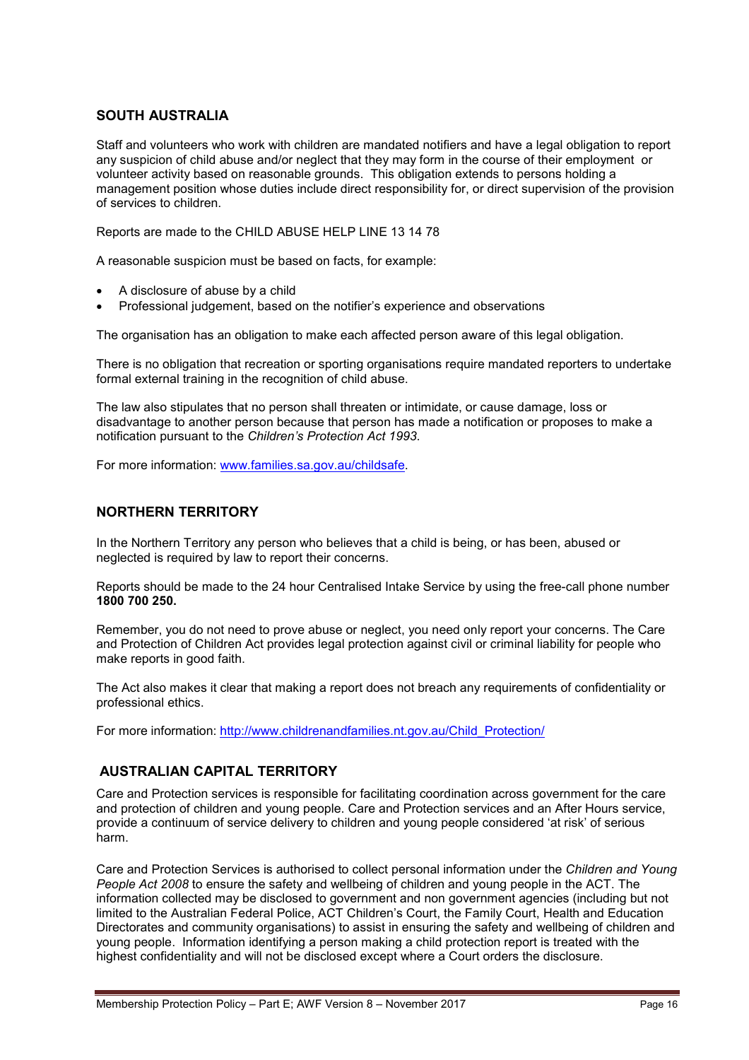## SOUTH AUSTRALIA

Staff and volunteers who work with children are mandated notifiers and have a legal obligation to report any suspicion of child abuse and/or neglect that they may form in the course of their employment or volunteer activity based on reasonable grounds. This obligation extends to persons holding a management position whose duties include direct responsibility for, or direct supervision of the provision of services to children.

Reports are made to the CHILD ABUSE HELP LINE 13 14 78

A reasonable suspicion must be based on facts, for example:

- A disclosure of abuse by a child
- Professional judgement, based on the notifier's experience and observations

The organisation has an obligation to make each affected person aware of this legal obligation.

There is no obligation that recreation or sporting organisations require mandated reporters to undertake formal external training in the recognition of child abuse.

The law also stipulates that no person shall threaten or intimidate, or cause damage, loss or disadvantage to another person because that person has made a notification or proposes to make a notification pursuant to the *Children's Protection Act 1993*.

For more information: [www.families.sa.gov.au/childsafe](www.families.sa.gov.au/childsafe).

## NORTHERN TERRITORY

In the Northern Territory any person who believes that a child is being, or has been, abused or neglected is required by law to report their concerns.

Reports should be made to the 24 hour Centralised Intake Service by using the free-call phone number **1800 700 250.**

Remember, you do not need to prove abuse or neglect, you need only report your concerns. The Care and Protection of Children Act provides legal protection against civil or criminal liability for people who make reports in good faith.

The Act also makes it clear that making a report does not breach any requirements of confidentiality or professional ethics.

For more information: [http://www.childrenandfamilies.nt.gov.au/Child_Protection/](http://www.childrenandfamilies.nt.gov.au/Child_Protection/)

## AUSTRALIAN CAPITAL TERRITORY

Care and Protection services is responsible for facilitating coordination across government for the care and protection of children and young people. Care and Protection services and an After Hours service, provide a continuum of service delivery to children and young people considered 'at risk' of serious harm.

Care and Protection Services is authorised to collect personal information under the *Children and Young People Act 2008* to ensure the safety and wellbeing of children and young people in the ACT. The information collected may be disclosed to government and non government agencies (including but not limited to the Australian Federal Police, ACT Children's Court, the Family Court, Health and Education Directorates and community organisations) to assist in ensuring the safety and wellbeing of children and young people. Information identifying a person making a child protection report is treated with the highest confidentiality and will not be disclosed except where a Court orders the disclosure.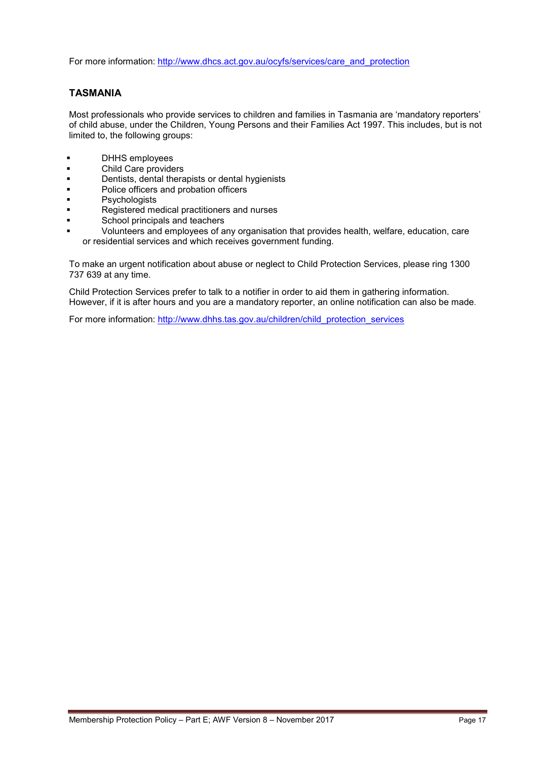For more information: http://www.dhcs.act.gov.au/ocyfs/services/care_and_protection

## TASMANIA

Most professionals who provide services to children and families in Tasmania are 'mandatory reporters' of child abuse, under the Children, Young Persons and their Families Act 1997. This includes, but is not limited to, the following groups:

- DHHS employees
- Child Care providers
- Dentists, dental therapists or dental hygienists
- Police officers and probation officers
- Psychologists
- Registered medical practitioners and nurses
- School principals and teachers
- Volunteers and employees of any organisation that provides health, welfare, education, care or residential services and which receives government funding.

To make an urgent notification about abuse or neglect to Child Protection Services, please ring 1300 737 639 at any time.

Child Protection Services prefer to talk to a notifier in order to aid them in gathering information. However, if it is after hours and you are a mandatory reporter, an online notification can also be made.

For more information: http://www.dhhs.tas.gov.au/children/child_protection_services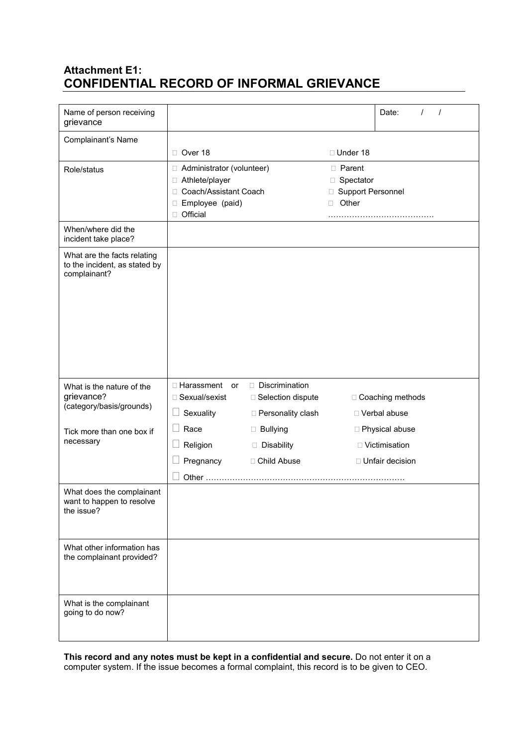## Attachment E1:
## CONFIDENTIAL RECORD OF INFORMAL GRIEVANCE

| | | |
|---|---|---|
| Name of person receiving grievance | | Date: / / |
| Complainant's Name | □ Over 18 □ Under 18 | |
| Role/status | □ Administrator (volunteer)<br>□ Athlete/player<br>□ Coach/Assistant Coach<br>□ Employee (paid)<br>□ Official<br>□ Parent<br>□ Spectator<br>□ Support Personnel<br>□ Other ………………………………… | |
| When/where did the incident take place? | | |
| What are the facts relating to the incident, as stated by complainant? | | |
| What is the nature of the grievance? (category/basis/grounds)<br><br>Tick more than one box if necessary | □ Harassment or □ Discrimination<br>□ Sexual/sexist □ Selection dispute □ Coaching methods<br>□ Sexuality □ Personality clash □ Verbal abuse<br>□ Race □ Bullying □ Physical abuse<br>□ Religion □ Disability □ Victimisation<br>□ Pregnancy □ Child Abuse □ Unfair decision<br>□ Other ………………………………………………………………… | |
| What does the complainant want to happen to resolve the issue? | | |
| What other information has the complainant provided? | | |
| What is the complainant going to do now? | | |

**This record and any notes must be kept in a confidential and secure.** Do not enter it on a computer system. If the issue becomes a formal complaint, this record is to be given to CEO.